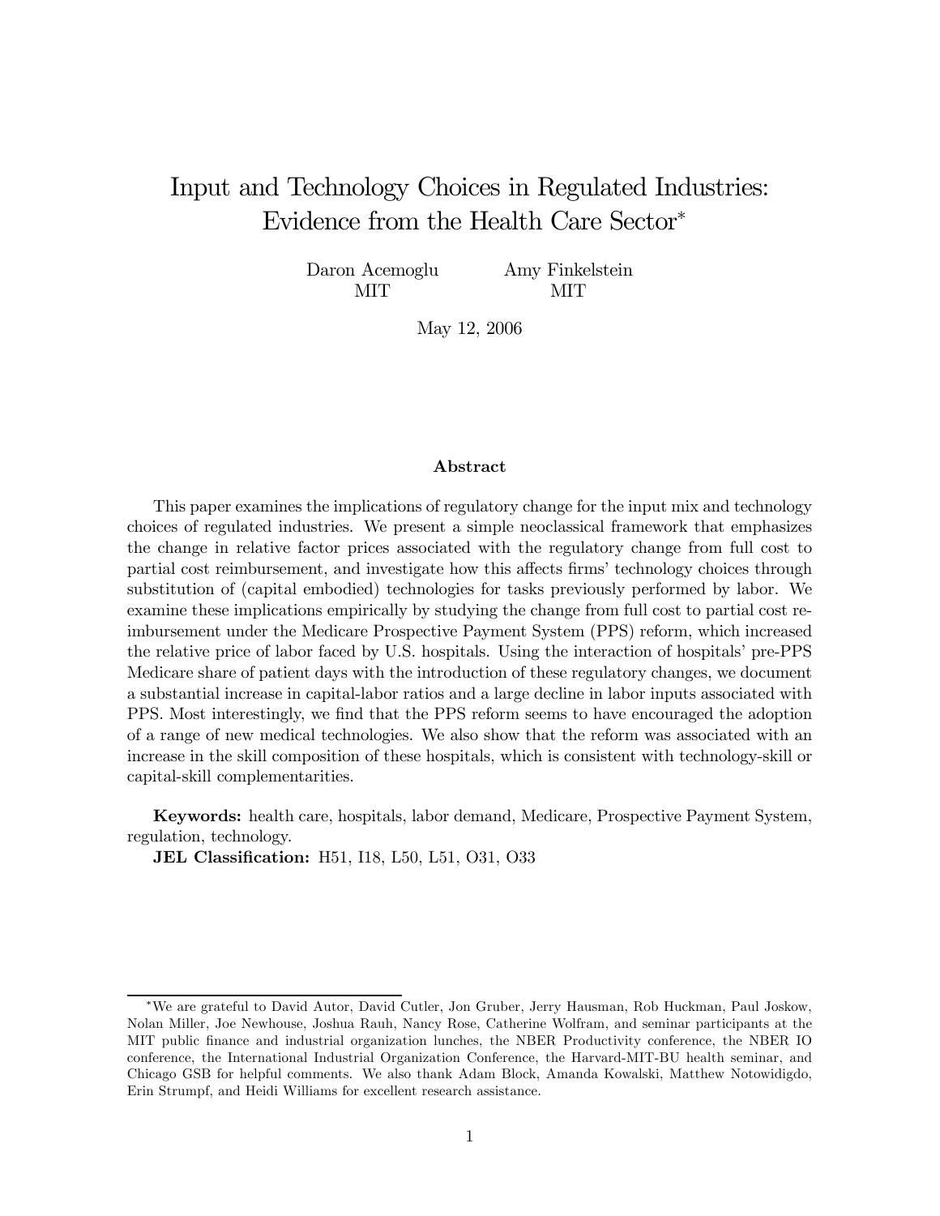# Input and Technology Choices in Regulated Industries: Evidence from the Health Care Sector*

Daron Acemoglu, MIT

Amy Finkelstein, MIT

May 12, 2006

## Abstract

This paper examines the implications of regulatory change for the input mix and technology choices of regulated industries. We present a simple neoclassical framework that emphasizes the change in relative factor prices associated with the regulatory change from full cost to partial cost reimbursement, and investigate how this affects firms' technology choices through substitution of (capital embodied) technologies for tasks previously performed by labor. We examine these implications empirically by studying the change from full cost to partial cost reimbursement under the Medicare Prospective Payment System (PPS) reform, which increased the relative price of labor faced by U.S. hospitals. Using the interaction of hospitals' pre-PPS Medicare share of patient days with the introduction of these regulatory changes, we document a substantial increase in capital-labor ratios and a large decline in labor inputs associated with PPS. Most interestingly, we find that the PPS reform seems to have encouraged the adoption of a range of new medical technologies. We also show that the reform was associated with an increase in the skill composition of these hospitals, which is consistent with technology-skill or capital-skill complementarities.

**Keywords:** health care, hospitals, labor demand, Medicare, Prospective Payment System, regulation, technology.

**JEL Classification:** H51, I18, L50, L51, O31, O33

---

*We are grateful to David Autor, David Cutler, Jon Gruber, Jerry Hausman, Rob Huckman, Paul Joskow, Nolan Miller, Joe Newhouse, Joshua Rauh, Nancy Rose, Catherine Wolfram, and seminar participants at the MIT public finance and industrial organization lunches, the NBER Productivity conference, the NBER IO conference, the International Industrial Organization Conference, the Harvard-MIT-BU health seminar, and Chicago GSB for helpful comments. We also thank Adam Block, Amanda Kowalski, Matthew Notowidigdo, Erin Strumpf, and Heidi Williams for excellent research assistance.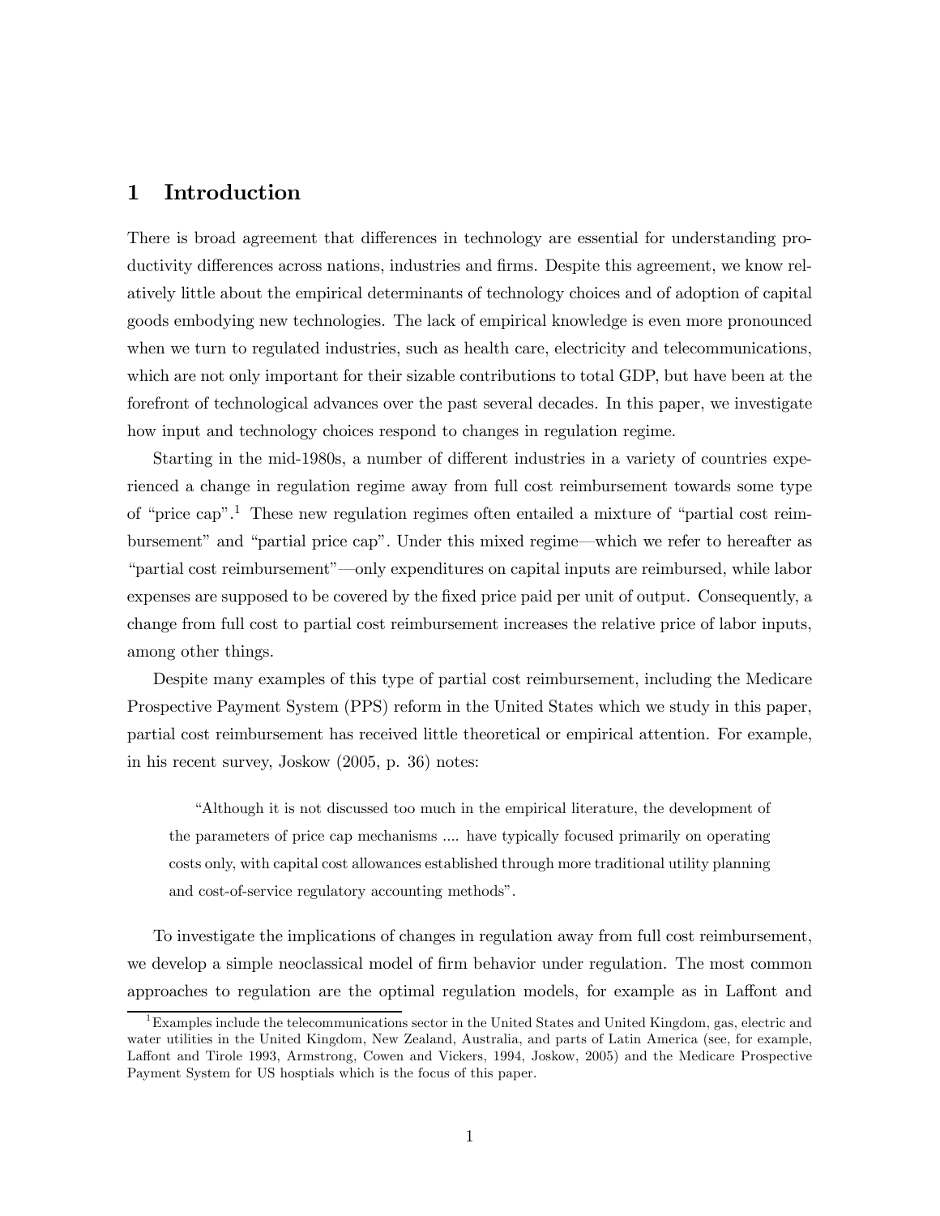# 1 Introduction

There is broad agreement that differences in technology are essential for understanding productivity differences across nations, industries and firms. Despite this agreement, we know relatively little about the empirical determinants of technology choices and of adoption of capital goods embodying new technologies. The lack of empirical knowledge is even more pronounced when we turn to regulated industries, such as health care, electricity and telecommunications, which are not only important for their sizable contributions to total GDP, but have been at the forefront of technological advances over the past several decades. In this paper, we investigate how input and technology choices respond to changes in regulation regime.

Starting in the mid-1980s, a number of different industries in a variety of countries experienced a change in regulation regime away from full cost reimbursement towards some type of "price cap".[1] These new regulation regimes often entailed a mixture of "partial cost reimbursement" and "partial price cap". Under this mixed regime—which we refer to hereafter as "partial cost reimbursement"—only expenditures on capital inputs are reimbursed, while labor expenses are supposed to be covered by the fixed price paid per unit of output. Consequently, a change from full cost to partial cost reimbursement increases the relative price of labor inputs, among other things.

Despite many examples of this type of partial cost reimbursement, including the Medicare Prospective Payment System (PPS) reform in the United States which we study in this paper, partial cost reimbursement has received little theoretical or empirical attention. For example, in his recent survey, Joskow (2005, p. 36) notes:

> "Although it is not discussed too much in the empirical literature, the development of the parameters of price cap mechanisms .... have typically focused primarily on operating costs only, with capital cost allowances established through more traditional utility planning and cost-of-service regulatory accounting methods".

To investigate the implications of changes in regulation away from full cost reimbursement, we develop a simple neoclassical model of firm behavior under regulation. The most common approaches to regulation are the optimal regulation models, for example as in Laffont and

[1] Examples include the telecommunications sector in the United States and United Kingdom, gas, electric and water utilities in the United Kingdom, New Zealand, Australia, and parts of Latin America (see, for example, Laffont and Tirole 1993, Armstrong, Cowen and Vickers, 1994, Joskow, 2005) and the Medicare Prospective Payment System for US hosptials which is the focus of this paper.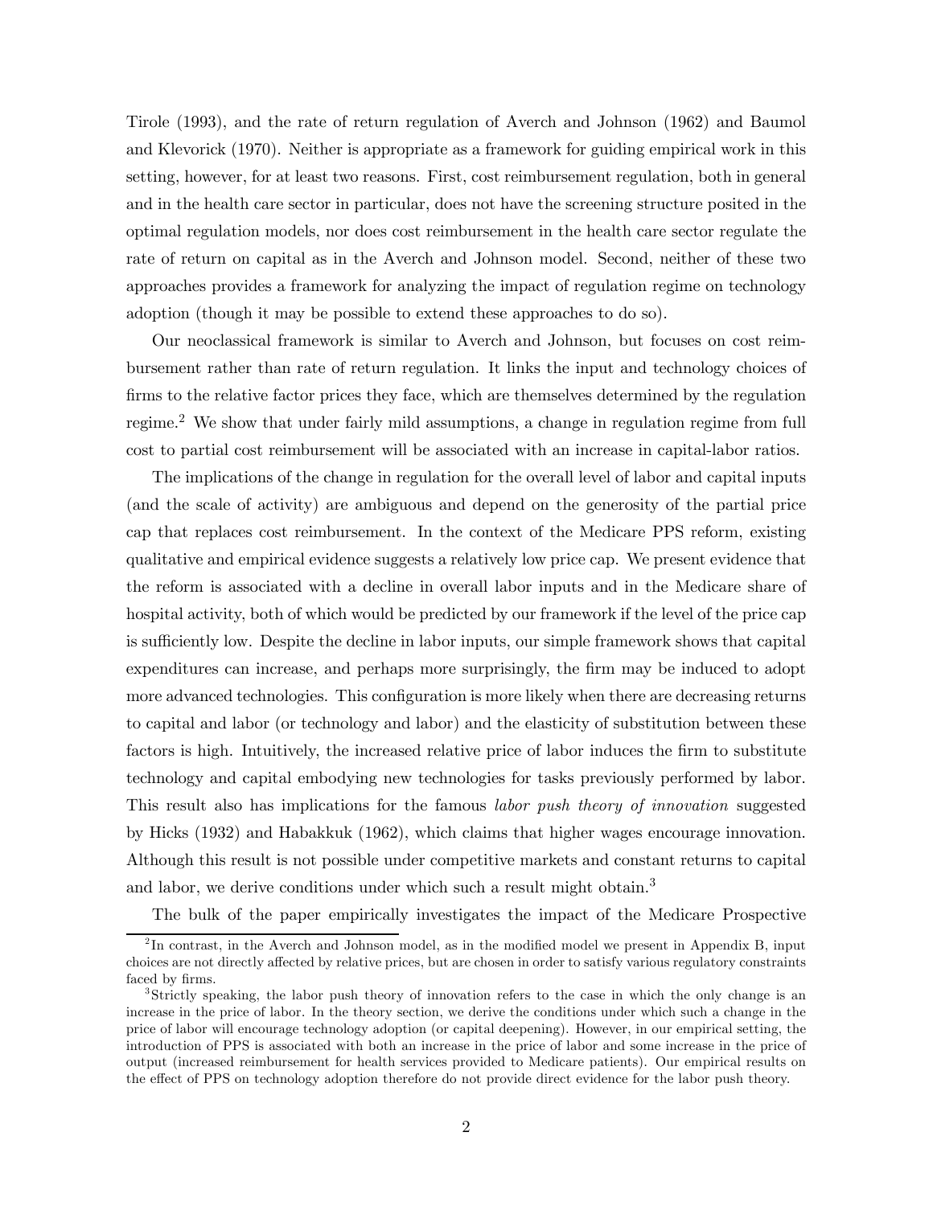Tirole (1993), and the rate of return regulation of Averch and Johnson (1962) and Baumol and Klevorick (1970). Neither is appropriate as a framework for guiding empirical work in this setting, however, for at least two reasons. First, cost reimbursement regulation, both in general and in the health care sector in particular, does not have the screening structure posited in the optimal regulation models, nor does cost reimbursement in the health care sector regulate the rate of return on capital as in the Averch and Johnson model. Second, neither of these two approaches provides a framework for analyzing the impact of regulation regime on technology adoption (though it may be possible to extend these approaches to do so).

Our neoclassical framework is similar to Averch and Johnson, but focuses on cost reimbursement rather than rate of return regulation. It links the input and technology choices of firms to the relative factor prices they face, which are themselves determined by the regulation regime.[2] We show that under fairly mild assumptions, a change in regulation regime from full cost to partial cost reimbursement will be associated with an increase in capital-labor ratios.

The implications of the change in regulation for the overall level of labor and capital inputs (and the scale of activity) are ambiguous and depend on the generosity of the partial price cap that replaces cost reimbursement. In the context of the Medicare PPS reform, existing qualitative and empirical evidence suggests a relatively low price cap. We present evidence that the reform is associated with a decline in overall labor inputs and in the Medicare share of hospital activity, both of which would be predicted by our framework if the level of the price cap is sufficiently low. Despite the decline in labor inputs, our simple framework shows that capital expenditures can increase, and perhaps more surprisingly, the firm may be induced to adopt more advanced technologies. This configuration is more likely when there are decreasing returns to capital and labor (or technology and labor) and the elasticity of substitution between these factors is high. Intuitively, the increased relative price of labor induces the firm to substitute technology and capital embodying new technologies for tasks previously performed by labor. This result also has implications for the famous *labor push theory of innovation* suggested by Hicks (1932) and Habakkuk (1962), which claims that higher wages encourage innovation. Although this result is not possible under competitive markets and constant returns to capital and labor, we derive conditions under which such a result might obtain.[3]

The bulk of the paper empirically investigates the impact of the Medicare Prospective

---

[2] In contrast, in the Averch and Johnson model, as in the modified model we present in Appendix B, input choices are not directly affected by relative prices, but are chosen in order to satisfy various regulatory constraints faced by firms.

[3] Strictly speaking, the labor push theory of innovation refers to the case in which the only change is an increase in the price of labor. In the theory section, we derive the conditions under which such a change in the price of labor will encourage technology adoption (or capital deepening). However, in our empirical setting, the introduction of PPS is associated with both an increase in the price of labor and some increase in the price of output (increased reimbursement for health services provided to Medicare patients). Our empirical results on the effect of PPS on technology adoption therefore do not provide direct evidence for the labor push theory.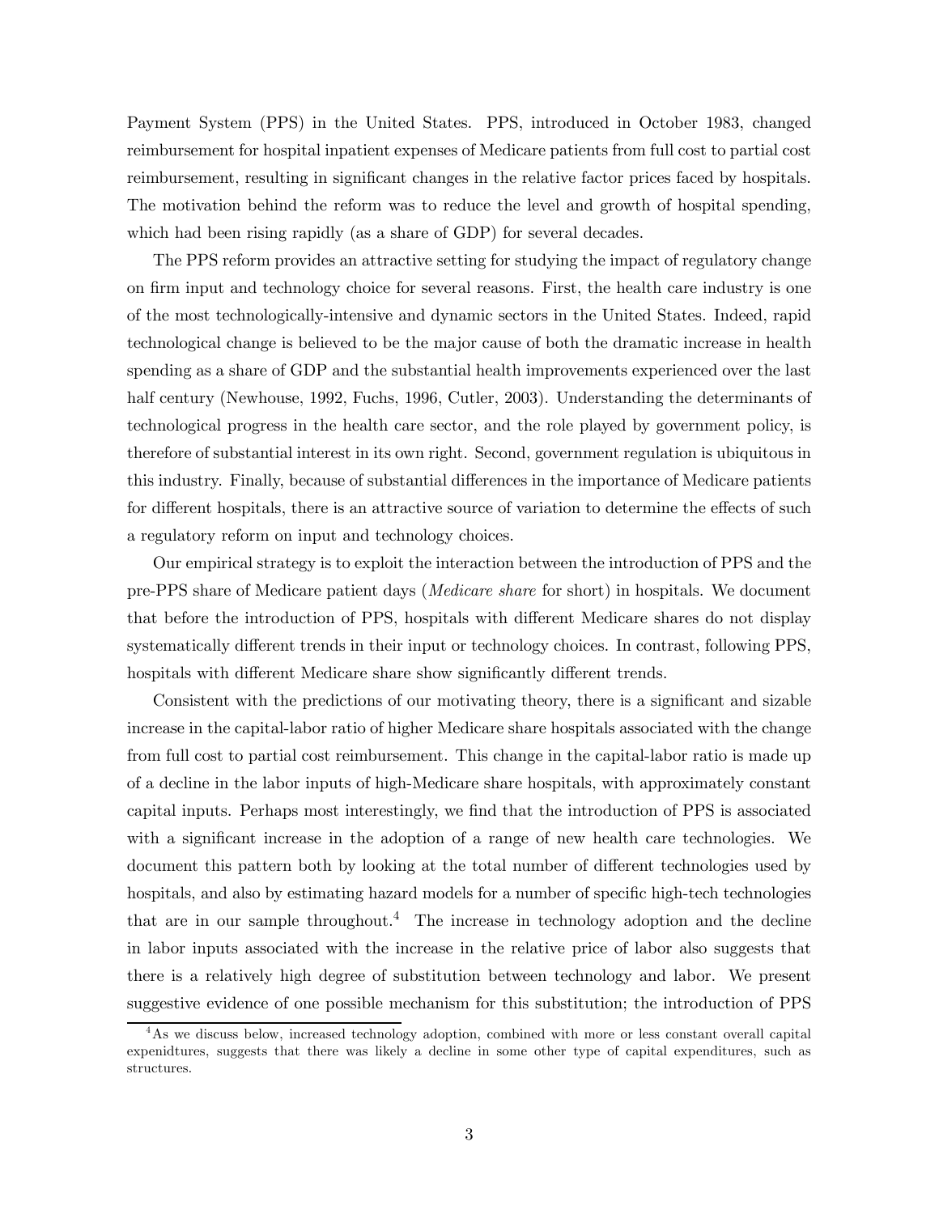Payment System (PPS) in the United States. PPS, introduced in October 1983, changed reimbursement for hospital inpatient expenses of Medicare patients from full cost to partial cost reimbursement, resulting in significant changes in the relative factor prices faced by hospitals. The motivation behind the reform was to reduce the level and growth of hospital spending, which had been rising rapidly (as a share of GDP) for several decades.

The PPS reform provides an attractive setting for studying the impact of regulatory change on firm input and technology choice for several reasons. First, the health care industry is one of the most technologically-intensive and dynamic sectors in the United States. Indeed, rapid technological change is believed to be the major cause of both the dramatic increase in health spending as a share of GDP and the substantial health improvements experienced over the last half century (Newhouse, 1992, Fuchs, 1996, Cutler, 2003). Understanding the determinants of technological progress in the health care sector, and the role played by government policy, is therefore of substantial interest in its own right. Second, government regulation is ubiquitous in this industry. Finally, because of substantial differences in the importance of Medicare patients for different hospitals, there is an attractive source of variation to determine the effects of such a regulatory reform on input and technology choices.

Our empirical strategy is to exploit the interaction between the introduction of PPS and the pre-PPS share of Medicare patient days (*Medicare share* for short) in hospitals. We document that before the introduction of PPS, hospitals with different Medicare shares do not display systematically different trends in their input or technology choices. In contrast, following PPS, hospitals with different Medicare share show significantly different trends.

Consistent with the predictions of our motivating theory, there is a significant and sizable increase in the capital-labor ratio of higher Medicare share hospitals associated with the change from full cost to partial cost reimbursement. This change in the capital-labor ratio is made up of a decline in the labor inputs of high-Medicare share hospitals, with approximately constant capital inputs. Perhaps most interestingly, we find that the introduction of PPS is associated with a significant increase in the adoption of a range of new health care technologies. We document this pattern both by looking at the total number of different technologies used by hospitals, and also by estimating hazard models for a number of specific high-tech technologies that are in our sample throughout.[4] The increase in technology adoption and the decline in labor inputs associated with the increase in the relative price of labor also suggests that there is a relatively high degree of substitution between technology and labor. We present suggestive evidence of one possible mechanism for this substitution; the introduction of PPS

[4] As we discuss below, increased technology adoption, combined with more or less constant overall capital expenidtures, suggests that there was likely a decline in some other type of capital expenditures, such as structures.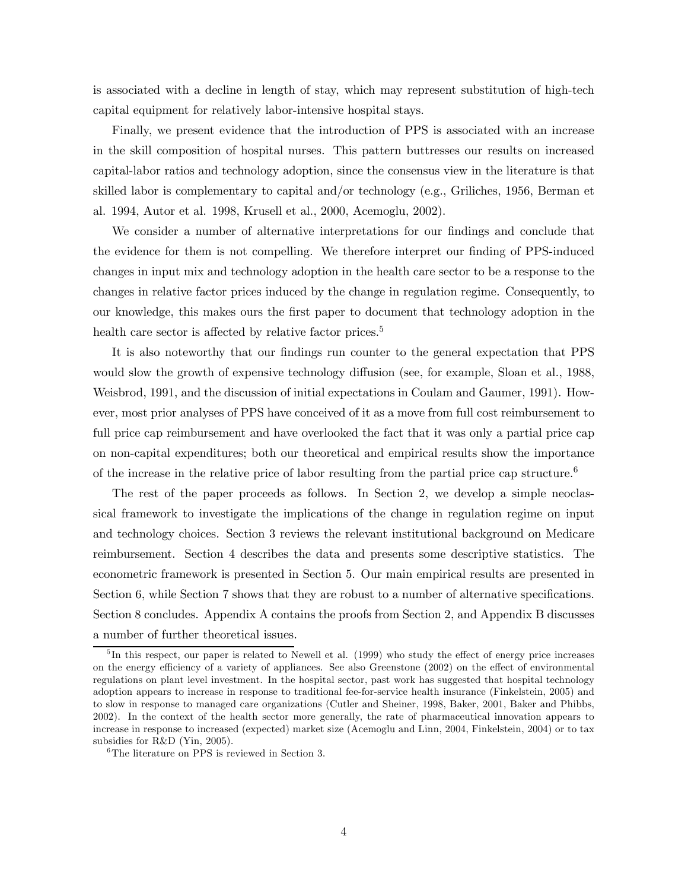is associated with a decline in length of stay, which may represent substitution of high-tech capital equipment for relatively labor-intensive hospital stays.

Finally, we present evidence that the introduction of PPS is associated with an increase in the skill composition of hospital nurses. This pattern buttresses our results on increased capital-labor ratios and technology adoption, since the consensus view in the literature is that skilled labor is complementary to capital and/or technology (e.g., Griliches, 1956, Berman et al. 1994, Autor et al. 1998, Krusell et al., 2000, Acemoglu, 2002).

We consider a number of alternative interpretations for our findings and conclude that the evidence for them is not compelling. We therefore interpret our finding of PPS-induced changes in input mix and technology adoption in the health care sector to be a response to the changes in relative factor prices induced by the change in regulation regime. Consequently, to our knowledge, this makes ours the first paper to document that technology adoption in the health care sector is affected by relative factor prices.[5]

It is also noteworthy that our findings run counter to the general expectation that PPS would slow the growth of expensive technology diffusion (see, for example, Sloan et al., 1988, Weisbrod, 1991, and the discussion of initial expectations in Coulam and Gaumer, 1991). However, most prior analyses of PPS have conceived of it as a move from full cost reimbursement to full price cap reimbursement and have overlooked the fact that it was only a partial price cap on non-capital expenditures; both our theoretical and empirical results show the importance of the increase in the relative price of labor resulting from the partial price cap structure.[6]

The rest of the paper proceeds as follows. In Section 2, we develop a simple neoclassical framework to investigate the implications of the change in regulation regime on input and technology choices. Section 3 reviews the relevant institutional background on Medicare reimbursement. Section 4 describes the data and presents some descriptive statistics. The econometric framework is presented in Section 5. Our main empirical results are presented in Section 6, while Section 7 shows that they are robust to a number of alternative specifications. Section 8 concludes. Appendix A contains the proofs from Section 2, and Appendix B discusses a number of further theoretical issues.

---

[5] In this respect, our paper is related to Newell et al. (1999) who study the effect of energy price increases on the energy efficiency of a variety of appliances. See also Greenstone (2002) on the effect of environmental regulations on plant level investment. In the hospital sector, past work has suggested that hospital technology adoption appears to increase in response to traditional fee-for-service health insurance (Finkelstein, 2005) and to slow in response to managed care organizations (Cutler and Sheiner, 1998, Baker, 2001, Baker and Phibbs, 2002). In the context of the health sector more generally, the rate of pharmaceutical innovation appears to increase in response to increased (expected) market size (Acemoglu and Linn, 2004, Finkelstein, 2004) or to tax subsidies for R&D (Yin, 2005).

[6] The literature on PPS is reviewed in Section 3.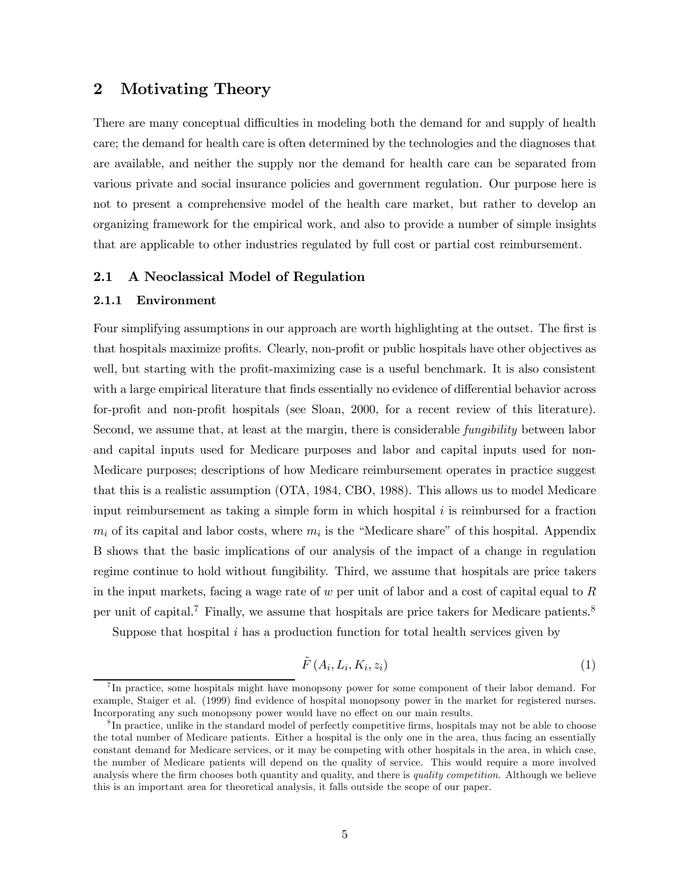## 2 Motivating Theory

There are many conceptual difficulties in modeling both the demand for and supply of health care; the demand for health care is often determined by the technologies and the diagnoses that are available, and neither the supply nor the demand for health care can be separated from various private and social insurance policies and government regulation. Our purpose here is not to present a comprehensive model of the health care market, but rather to develop an organizing framework for the empirical work, and also to provide a number of simple insights that are applicable to other industries regulated by full cost or partial cost reimbursement.

### 2.1 A Neoclassical Model of Regulation

#### 2.1.1 Environment

Four simplifying assumptions in our approach are worth highlighting at the outset. The first is that hospitals maximize profits. Clearly, non-profit or public hospitals have other objectives as well, but starting with the profit-maximizing case is a useful benchmark. It is also consistent with a large empirical literature that finds essentially no evidence of differential behavior across for-profit and non-profit hospitals (see Sloan, 2000, for a recent review of this literature). Second, we assume that, at least at the margin, there is considerable *fungibility* between labor and capital inputs used for Medicare purposes and labor and capital inputs used for non-Medicare purposes; descriptions of how Medicare reimbursement operates in practice suggest that this is a realistic assumption (OTA, 1984, CBO, 1988). This allows us to model Medicare input reimbursement as taking a simple form in which hospital $i$ is reimbursed for a fraction $m_i$ of its capital and labor costs, where $m_i$ is the "Medicare share" of this hospital. Appendix B shows that the basic implications of our analysis of the impact of a change in regulation regime continue to hold without fungibility. Third, we assume that hospitals are price takers in the input markets, facing a wage rate of $w$ per unit of labor and a cost of capital equal to $R$ per unit of capital.[7] Finally, we assume that hospitals are price takers for Medicare patients.[8]

Suppose that hospital $i$ has a production function for total health services given by

$$\tilde{F}\left(A_i, L_i, K_i, z_i\right) \tag{1}$$

[7] In practice, some hospitals might have monopsony power for some component of their labor demand. For example, Staiger et al. (1999) find evidence of hospital monopsony power in the market for registered nurses. Incorporating any such monopsony power would have no effect on our main results.

[8] In practice, unlike in the standard model of perfectly competitive firms, hospitals may not be able to choose the total number of Medicare patients. Either a hospital is the only one in the area, thus facing an essentially constant demand for Medicare services, or it may be competing with other hospitals in the area, in which case, the number of Medicare patients will depend on the quality of service. This would require a more involved analysis where the firm chooses both quantity and quality, and there is *quality competition*. Although we believe this is an important area for theoretical analysis, it falls outside the scope of our paper.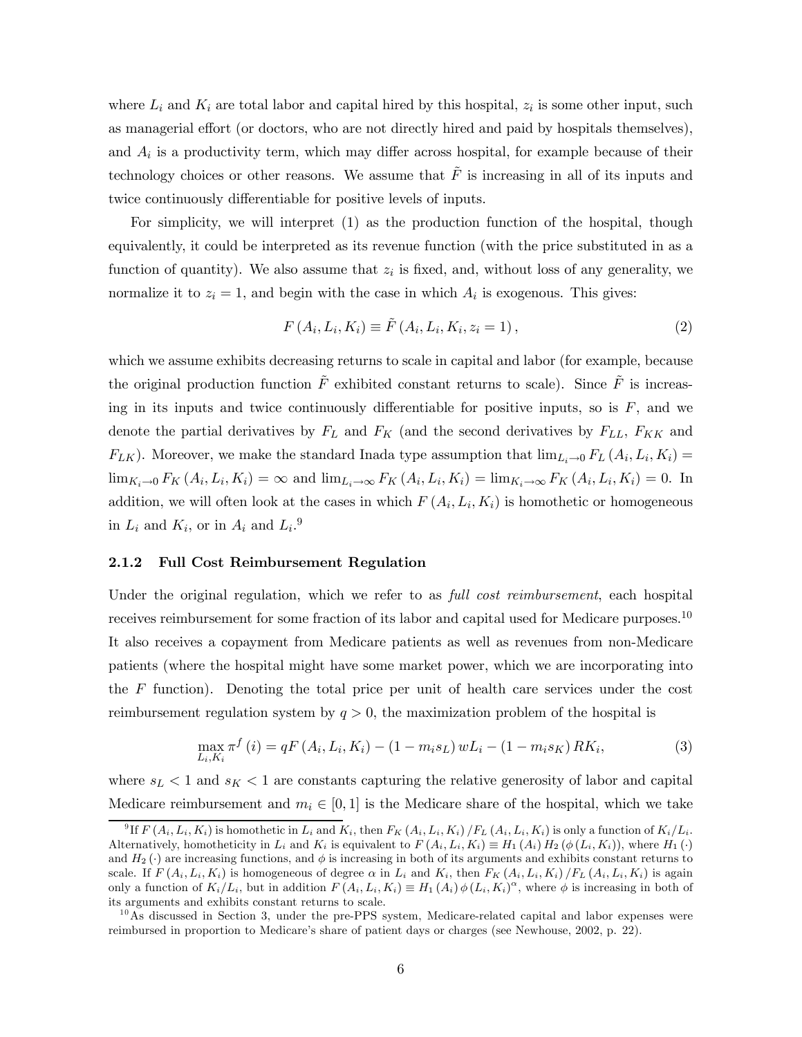where $L_i$ and $K_i$ are total labor and capital hired by this hospital, $z_i$ is some other input, such as managerial effort (or doctors, who are not directly hired and paid by hospitals themselves), and $A_i$ is a productivity term, which may differ across hospital, for example because of their technology choices or other reasons. We assume that $\tilde{F}$ is increasing in all of its inputs and twice continuously differentiable for positive levels of inputs.

For simplicity, we will interpret (1) as the production function of the hospital, though equivalently, it could be interpreted as its revenue function (with the price substituted in as a function of quantity). We also assume that $z_i$ is fixed, and, without loss of any generality, we normalize it to $z_i = 1$, and begin with the case in which $A_i$ is exogenous. This gives:

$$F(A_i, L_i, K_i) \equiv \tilde{F}(A_i, L_i, K_i, z_i = 1), \tag{2}$$

which we assume exhibits decreasing returns to scale in capital and labor (for example, because the original production function $\tilde{F}$ exhibited constant returns to scale). Since $\tilde{F}$ is increasing in its inputs and twice continuously differentiable for positive inputs, so is $F$, and we denote the partial derivatives by $F_L$ and $F_K$ (and the second derivatives by $F_{LL}$, $F_{KK}$ and $F_{LK}$). Moreover, we make the standard Inada type assumption that $\lim_{L_i \to 0} F_L(A_i, L_i, K_i) = \lim_{K_i \to 0} F_K(A_i, L_i, K_i) = \infty$ and $\lim_{L_i \to \infty} F_K(A_i, L_i, K_i) = \lim_{K_i \to \infty} F_K(A_i, L_i, K_i) = 0$. In addition, we will often look at the cases in which $F(A_i, L_i, K_i)$ is homothetic or homogeneous in $L_i$ and $K_i$, or in $A_i$ and $L_i$.[9]

### 2.1.2 Full Cost Reimbursement Regulation

Under the original regulation, which we refer to as *full cost reimbursement*, each hospital receives reimbursement for some fraction of its labor and capital used for Medicare purposes.[10] It also receives a copayment from Medicare patients as well as revenues from non-Medicare patients (where the hospital might have some market power, which we are incorporating into the $F$ function). Denoting the total price per unit of health care services under the cost reimbursement regulation system by $q > 0$, the maximization problem of the hospital is

$$\max_{L_i, K_i} \pi^f(i) = qF(A_i, L_i, K_i) - (1 - m_i s_L) wL_i - (1 - m_i s_K) RK_i, \tag{3}$$

where $s_L < 1$ and $s_K < 1$ are constants capturing the relative generosity of labor and capital Medicare reimbursement and $m_i \in [0, 1]$ is the Medicare share of the hospital, which we take

[9] If $F(A_i, L_i, K_i)$ is homothetic in $L_i$ and $K_i$, then $F_K(A_i, L_i, K_i)/F_L(A_i, L_i, K_i)$ is only a function of $K_i/L_i$. Alternatively, homotheticity in $L_i$ and $K_i$ is equivalent to $F(A_i, L_i, K_i) \equiv H_1(A_i) H_2(\phi(L_i, K_i))$, where $H_1(\cdot)$ and $H_2(\cdot)$ are increasing functions, and $\phi$ is increasing in both of its arguments and exhibits constant returns to scale. If $F(A_i, L_i, K_i)$ is homogeneous of degree $\alpha$ in $L_i$ and $K_i$, then $F_K(A_i, L_i, K_i)/F_L(A_i, L_i, K_i)$ is again only a function of $K_i/L_i$, but in addition $F(A_i, L_i, K_i) \equiv H_1(A_i) \phi(L_i, K_i)^{\alpha}$, where $\phi$ is increasing in both of its arguments and exhibits constant returns to scale.

[10] As discussed in Section 3, under the pre-PPS system, Medicare-related capital and labor expenses were reimbursed in proportion to Medicare's share of patient days or charges (see Newhouse, 2002, p. 22).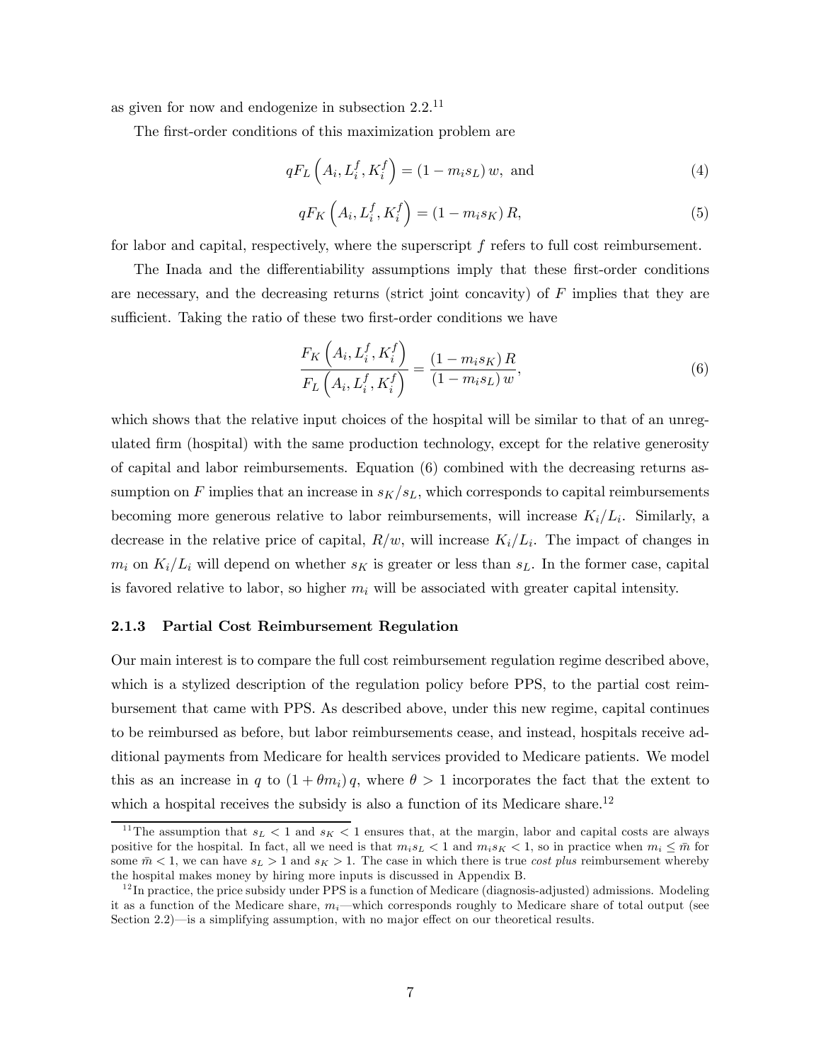as given for now and endogenize in subsection 2.2.[11]

The first-order conditions of this maximization problem are

$$qF_L\left(A_i, L_i^f, K_i^f\right) = \left(1 - m_i s_L\right) w, \text{ and} \tag{4}$$

$$qF_K\left(A_i, L_i^f, K_i^f\right) = \left(1 - m_i s_K\right) R, \tag{5}$$

for labor and capital, respectively, where the superscript $f$ refers to full cost reimbursement.

The Inada and the differentiability assumptions imply that these first-order conditions are necessary, and the decreasing returns (strict joint concavity) of $F$ implies that they are sufficient. Taking the ratio of these two first-order conditions we have

$$\frac{F_K\left(A_i, L_i^f, K_i^f\right)}{F_L\left(A_i, L_i^f, K_i^f\right)} = \frac{\left(1 - m_i s_K\right) R}{\left(1 - m_i s_L\right) w}, \tag{6}$$

which shows that the relative input choices of the hospital will be similar to that of an unregulated firm (hospital) with the same production technology, except for the relative generosity of capital and labor reimbursements. Equation (6) combined with the decreasing returns assumption on $F$ implies that an increase in $s_K/s_L$, which corresponds to capital reimbursements becoming more generous relative to labor reimbursements, will increase $K_i/L_i$. Similarly, a decrease in the relative price of capital, $R/w$, will increase $K_i/L_i$. The impact of changes in $m_i$ on $K_i/L_i$ will depend on whether $s_K$ is greater or less than $s_L$. In the former case, capital is favored relative to labor, so higher $m_i$ will be associated with greater capital intensity.

### 2.1.3 Partial Cost Reimbursement Regulation

Our main interest is to compare the full cost reimbursement regulation regime described above, which is a stylized description of the regulation policy before PPS, to the partial cost reimbursement that came with PPS. As described above, under this new regime, capital continues to be reimbursed as before, but labor reimbursements cease, and instead, hospitals receive additional payments from Medicare for health services provided to Medicare patients. We model this as an increase in $q$ to $(1 + \theta m_i) q$, where $\theta > 1$ incorporates the fact that the extent to which a hospital receives the subsidy is also a function of its Medicare share.[12]

[11] The assumption that $s_L < 1$ and $s_K < 1$ ensures that, at the margin, labor and capital costs are always positive for the hospital. In fact, all we need is that $m_i s_L < 1$ and $m_i s_K < 1$, so in practice when $m_i \leq \bar{m}$ for some $\bar{m} < 1$, we can have $s_L > 1$ and $s_K > 1$. The case in which there is true *cost plus* reimbursement whereby the hospital makes money by hiring more inputs is discussed in Appendix B.

[12] In practice, the price subsidy under PPS is a function of Medicare (diagnosis-adjusted) admissions. Modeling it as a function of the Medicare share, $m_i$—which corresponds roughly to Medicare share of total output (see Section 2.2)—is a simplifying assumption, with no major effect on our theoretical results.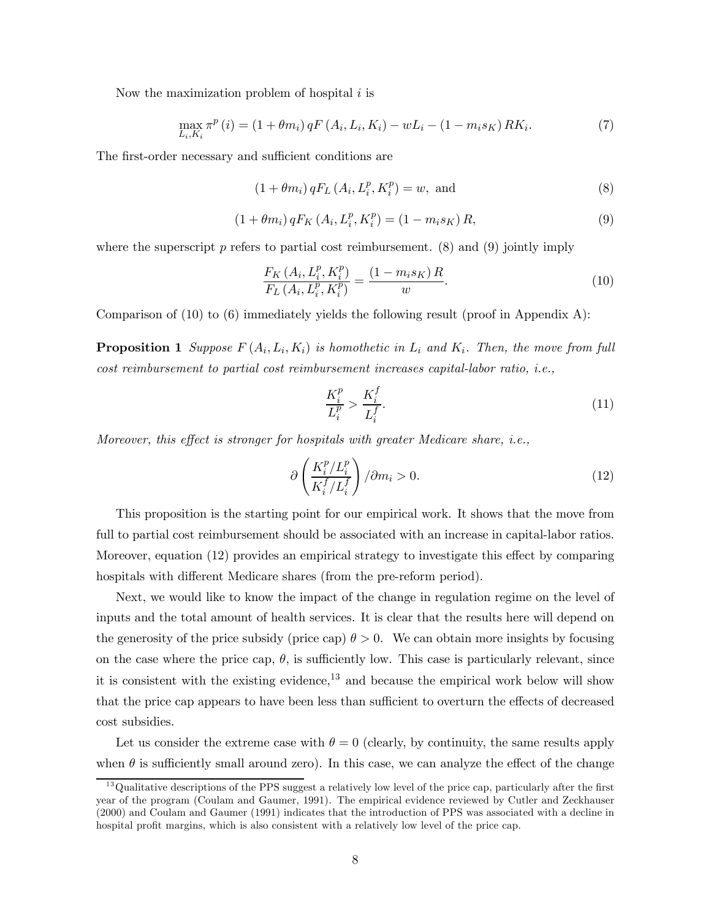Now the maximization problem of hospital $i$ is

$$\max_{L_i, K_i} \pi^p(i) = (1 + \theta m_i) q F(A_i, L_i, K_i) - w L_i - (1 - m_i s_K) R K_i. \tag{7}$$

The first-order necessary and sufficient conditions are

$$(1 + \theta m_i) q F_L(A_i, L_i^p, K_i^p) = w, \text{ and} \tag{8}$$

$$(1 + \theta m_i) q F_K(A_i, L_i^p, K_i^p) = (1 - m_i s_K) R, \tag{9}$$

where the superscript $p$ refers to partial cost reimbursement. (8) and (9) jointly imply

$$\frac{F_K(A_i, L_i^p, K_i^p)}{F_L(A_i, L_i^p, K_i^p)} = \frac{(1 - m_i s_K) R}{w}. \tag{10}$$

Comparison of (10) to (6) immediately yields the following result (proof in Appendix A):

**Proposition 1** *Suppose $F(A_i, L_i, K_i)$ is homothetic in $L_i$ and $K_i$. Then, the move from full cost reimbursement to partial cost reimbursement increases capital-labor ratio, i.e.,*

$$\frac{K_i^p}{L_i^p} > \frac{K_i^f}{L_i^f}. \tag{11}$$

*Moreover, this effect is stronger for hospitals with greater Medicare share, i.e.,*

$$\partial \left( \frac{K_i^p / L_i^p}{K_i^f / L_i^f} \right) / \partial m_i > 0. \tag{12}$$

This proposition is the starting point for our empirical work. It shows that the move from full to partial cost reimbursement should be associated with an increase in capital-labor ratios. Moreover, equation (12) provides an empirical strategy to investigate this effect by comparing hospitals with different Medicare shares (from the pre-reform period).

Next, we would like to know the impact of the change in regulation regime on the level of inputs and the total amount of health services. It is clear that the results here will depend on the generosity of the price subsidy (price cap) $\theta > 0$. We can obtain more insights by focusing on the case where the price cap, $\theta$, is sufficiently low. This case is particularly relevant, since it is consistent with the existing evidence,[13] and because the empirical work below will show that the price cap appears to have been less than sufficient to overturn the effects of decreased cost subsidies.

Let us consider the extreme case with $\theta = 0$ (clearly, by continuity, the same results apply when $\theta$ is sufficiently small around zero). In this case, we can analyze the effect of the change

[13] Qualitative descriptions of the PPS suggest a relatively low level of the price cap, particularly after the first year of the program (Coulam and Gaumer, 1991). The empirical evidence reviewed by Cutler and Zeckhauser (2000) and Coulam and Gaumer (1991) indicates that the introduction of PPS was associated with a decline in hospital profit margins, which is also consistent with a relatively low level of the price cap.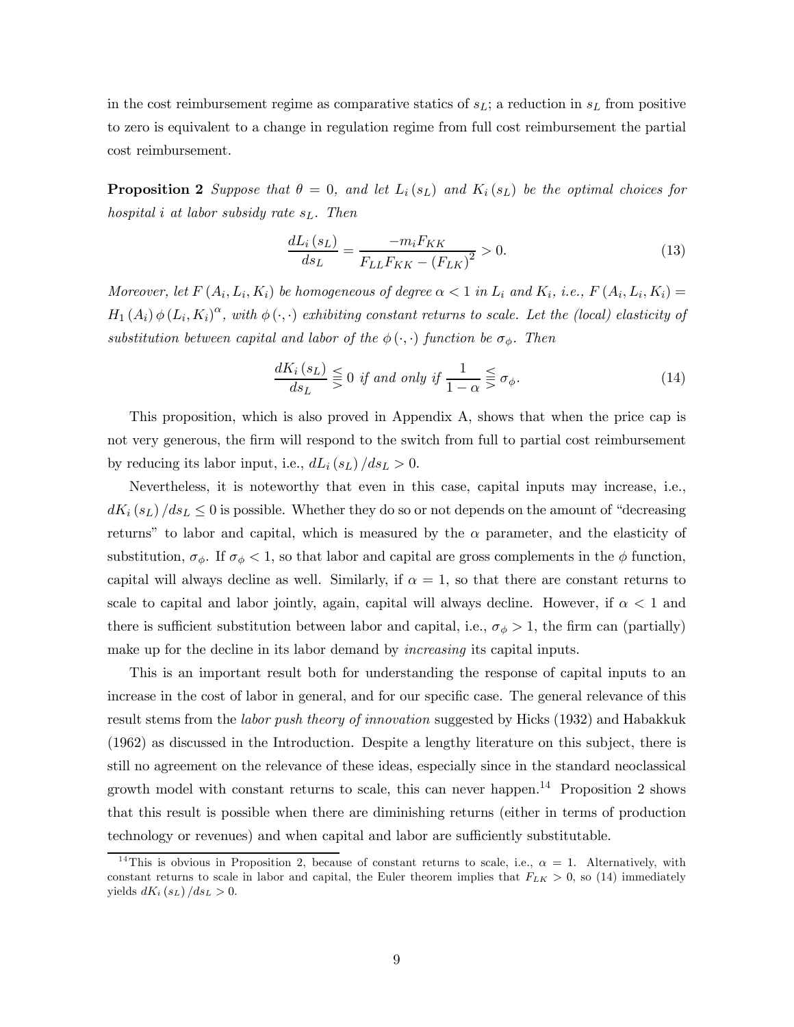in the cost reimbursement regime as comparative statics of $s_L$; a reduction in $s_L$ from positive to zero is equivalent to a change in regulation regime from full cost reimbursement the partial cost reimbursement.

**Proposition 2** *Suppose that $\theta = 0$, and let $L_i(s_L)$ and $K_i(s_L)$ be the optimal choices for hospital $i$ at labor subsidy rate $s_L$. Then*

$$\frac{dL_i(s_L)}{ds_L} = \frac{-m_i F_{KK}}{F_{LL}F_{KK} - (F_{LK})^2} > 0. \tag{13}$$

*Moreover, let $F(A_i, L_i, K_i)$ be homogeneous of degree $\alpha < 1$ in $L_i$ and $K_i$, i.e., $F(A_i, L_i, K_i) = H_1(A_i)\,\phi(L_i, K_i)^{\alpha}$, with $\phi(\cdot,\cdot)$ exhibiting constant returns to scale. Let the (local) elasticity of substitution between capital and labor of the $\phi(\cdot,\cdot)$ function be $\sigma_\phi$. Then*

$$\frac{dK_i(s_L)}{ds_L} \lesseqgtr 0 \text{ if and only if } \frac{1}{1-\alpha} \lesseqgtr \sigma_\phi. \tag{14}$$

This proposition, which is also proved in Appendix A, shows that when the price cap is not very generous, the firm will respond to the switch from full to partial cost reimbursement by reducing its labor input, i.e., $dL_i(s_L)/ds_L > 0$.

Nevertheless, it is noteworthy that even in this case, capital inputs may increase, i.e., $dK_i(s_L)/ds_L \leq 0$ is possible. Whether they do so or not depends on the amount of "decreasing returns" to labor and capital, which is measured by the $\alpha$ parameter, and the elasticity of substitution, $\sigma_\phi$. If $\sigma_\phi < 1$, so that labor and capital are gross complements in the $\phi$ function, capital will always decline as well. Similarly, if $\alpha = 1$, so that there are constant returns to scale to capital and labor jointly, again, capital will always decline. However, if $\alpha < 1$ and there is sufficient substitution between labor and capital, i.e., $\sigma_\phi > 1$, the firm can (partially) make up for the decline in its labor demand by *increasing* its capital inputs.

This is an important result both for understanding the response of capital inputs to an increase in the cost of labor in general, and for our specific case. The general relevance of this result stems from the *labor push theory of innovation* suggested by Hicks (1932) and Habakkuk (1962) as discussed in the Introduction. Despite a lengthy literature on this subject, there is still no agreement on the relevance of these ideas, especially since in the standard neoclassical growth model with constant returns to scale, this can never happen.[14] Proposition 2 shows that this result is possible when there are diminishing returns (either in terms of production technology or revenues) and when capital and labor are sufficiently substitutable.

[14] This is obvious in Proposition 2, because of constant returns to scale, i.e., $\alpha = 1$. Alternatively, with constant returns to scale in labor and capital, the Euler theorem implies that $F_{LK} > 0$, so (14) immediately yields $dK_i(s_L)/ds_L > 0$.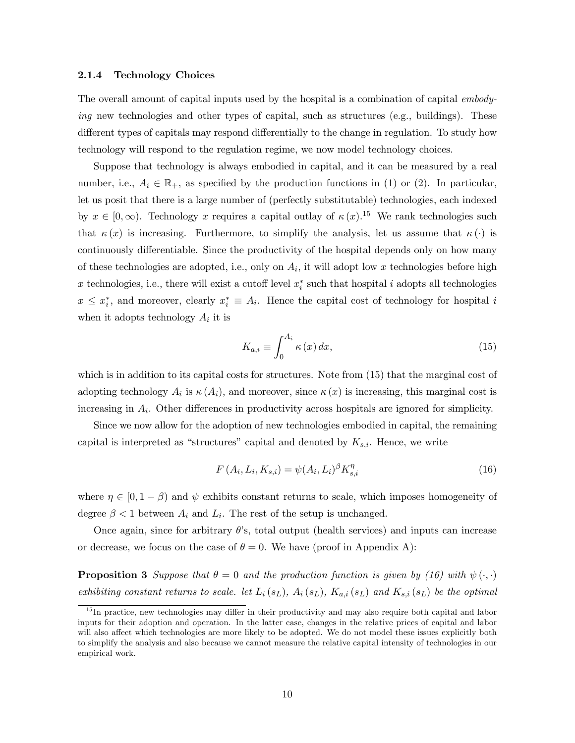### 2.1.4 Technology Choices

The overall amount of capital inputs used by the hospital is a combination of capital *embodying* new technologies and other types of capital, such as structures (e.g., buildings). These different types of capitals may respond differentially to the change in regulation. To study how technology will respond to the regulation regime, we now model technology choices.

Suppose that technology is always embodied in capital, and it can be measured by a real number, i.e., $A_i \in \mathbb{R}_+$, as specified by the production functions in (1) or (2). In particular, let us posit that there is a large number of (perfectly substitutable) technologies, each indexed by $x \in [0, \infty)$. Technology $x$ requires a capital outlay of $\kappa(x)$.[15] We rank technologies such that $\kappa(x)$ is increasing. Furthermore, to simplify the analysis, let us assume that $\kappa(\cdot)$ is continuously differentiable. Since the productivity of the hospital depends only on how many of these technologies are adopted, i.e., only on $A_i$, it will adopt low $x$ technologies before high $x$ technologies, i.e., there will exist a cutoff level $x_i^*$ such that hospital $i$ adopts all technologies $x \leq x_i^*$, and moreover, clearly $x_i^* \equiv A_i$. Hence the capital cost of technology for hospital $i$ when it adopts technology $A_i$ it is

$$K_{a,i} \equiv \int_0^{A_i} \kappa(x) \, dx, \tag{15}$$

which is in addition to its capital costs for structures. Note from (15) that the marginal cost of adopting technology $A_i$ is $\kappa(A_i)$, and moreover, since $\kappa(x)$ is increasing, this marginal cost is increasing in $A_i$. Other differences in productivity across hospitals are ignored for simplicity.

Since we now allow for the adoption of new technologies embodied in capital, the remaining capital is interpreted as "structures" capital and denoted by $K_{s,i}$. Hence, we write

$$F(A_i, L_i, K_{s,i}) = \psi(A_i, L_i)^\beta K_{s,i}^\eta \tag{16}$$

where $\eta \in [0, 1-\beta)$ and $\psi$ exhibits constant returns to scale, which imposes homogeneity of degree $\beta < 1$ between $A_i$ and $L_i$. The rest of the setup is unchanged.

Once again, since for arbitrary $\theta$'s, total output (health services) and inputs can increase or decrease, we focus on the case of $\theta = 0$. We have (proof in Appendix A):

**Proposition 3** *Suppose that $\theta = 0$ and the production function is given by (16) with $\psi(\cdot, \cdot)$ exhibiting constant returns to scale. let $L_i(s_L)$, $A_i(s_L)$, $K_{a,i}(s_L)$ and $K_{s,i}(s_L)$ be the optimal*

[15] In practice, new technologies may differ in their productivity and may also require both capital and labor inputs for their adoption and operation. In the latter case, changes in the relative prices of capital and labor will also affect which technologies are more likely to be adopted. We do not model these issues explicitly both to simplify the analysis and also because we cannot measure the relative capital intensity of technologies in our empirical work.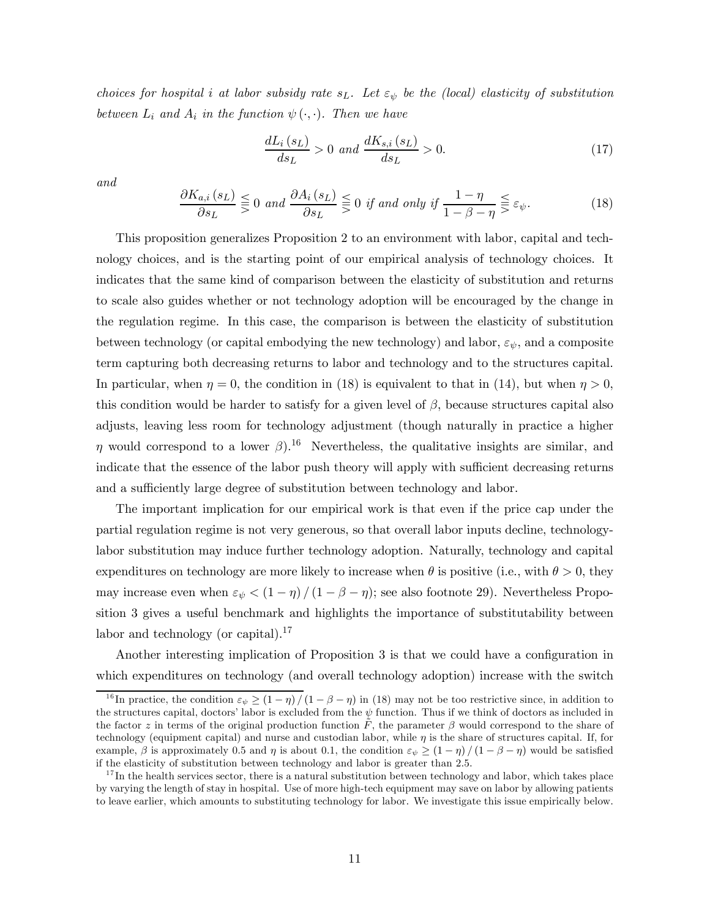*choices for hospital $i$ at labor subsidy rate $s_L$. Let $\varepsilon_\psi$ be the (local) elasticity of substitution between $L_i$ and $A_i$ in the function $\psi(\cdot,\cdot)$. Then we have*

$$\frac{dL_i(s_L)}{ds_L} > 0 \text{ and } \frac{dK_{s,i}(s_L)}{ds_L} > 0. \tag{17}$$

*and*

$$\frac{\partial K_{a,i}(s_L)}{\partial s_L} \lesseqgtr 0 \text{ and } \frac{\partial A_i(s_L)}{\partial s_L} \lesseqgtr 0 \text{ if and only if } \frac{1-\eta}{1-\beta-\eta} \lesseqgtr \varepsilon_\psi. \tag{18}$$

This proposition generalizes Proposition 2 to an environment with labor, capital and technology choices, and is the starting point of our empirical analysis of technology choices. It indicates that the same kind of comparison between the elasticity of substitution and returns to scale also guides whether or not technology adoption will be encouraged by the change in the regulation regime. In this case, the comparison is between the elasticity of substitution between technology (or capital embodying the new technology) and labor, $\varepsilon_\psi$, and a composite term capturing both decreasing returns to labor and technology and to the structures capital. In particular, when $\eta = 0$, the condition in (18) is equivalent to that in (14), but when $\eta > 0$, this condition would be harder to satisfy for a given level of $\beta$, because structures capital also adjusts, leaving less room for technology adjustment (though naturally in practice a higher $\eta$ would correspond to a lower $\beta$).[16] Nevertheless, the qualitative insights are similar, and indicate that the essence of the labor push theory will apply with sufficient decreasing returns and a sufficiently large degree of substitution between technology and labor.

The important implication for our empirical work is that even if the price cap under the partial regulation regime is not very generous, so that overall labor inputs decline, technology-labor substitution may induce further technology adoption. Naturally, technology and capital expenditures on technology are more likely to increase when $\theta$ is positive (i.e., with $\theta > 0$, they may increase even when $\varepsilon_\psi < (1-\eta)/(1-\beta-\eta)$; see also footnote 29). Nevertheless Proposition 3 gives a useful benchmark and highlights the importance of substitutability between labor and technology (or capital).[17]

Another interesting implication of Proposition 3 is that we could have a configuration in which expenditures on technology (and overall technology adoption) increase with the switch

[16] In practice, the condition $\varepsilon_\psi \geq (1-\eta)/(1-\beta-\eta)$ in (18) may not be too restrictive since, in addition to the structures capital, doctors' labor is excluded from the $\psi$ function. Thus if we think of doctors as included in the factor $z$ in terms of the original production function $\tilde{F}$, the parameter $\beta$ would correspond to the share of technology (equipment capital) and nurse and custodian labor, while $\eta$ is the share of structures capital. If, for example, $\beta$ is approximately 0.5 and $\eta$ is about 0.1, the condition $\varepsilon_\psi \geq (1-\eta)/(1-\beta-\eta)$ would be satisfied if the elasticity of substitution between technology and labor is greater than 2.5.

[17] In the health services sector, there is a natural substitution between technology and labor, which takes place by varying the length of stay in hospital. Use of more high-tech equipment may save on labor by allowing patients to leave earlier, which amounts to substituting technology for labor. We investigate this issue empirically below.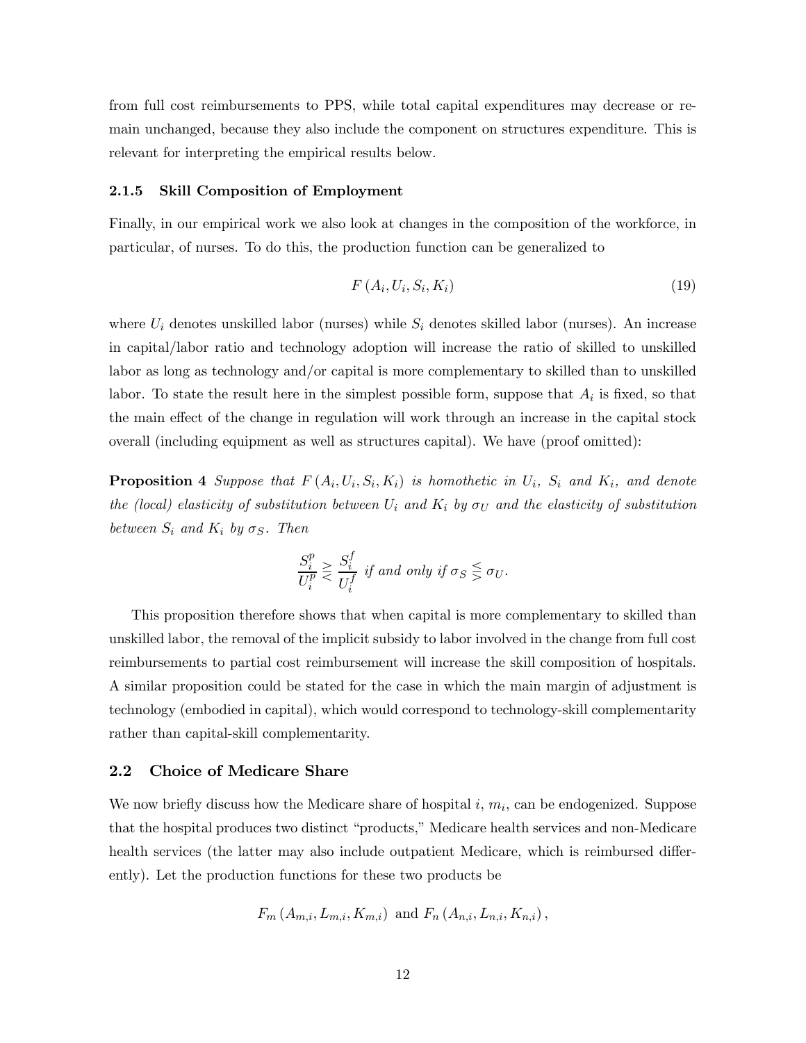from full cost reimbursements to PPS, while total capital expenditures may decrease or remain unchanged, because they also include the component on structures expenditure. This is relevant for interpreting the empirical results below.

#### 2.1.5 Skill Composition of Employment

Finally, in our empirical work we also look at changes in the composition of the workforce, in particular, of nurses. To do this, the production function can be generalized to

$$F(A_i, U_i, S_i, K_i) \tag{19}$$

where $U_i$ denotes unskilled labor (nurses) while $S_i$ denotes skilled labor (nurses). An increase in capital/labor ratio and technology adoption will increase the ratio of skilled to unskilled labor as long as technology and/or capital is more complementary to skilled than to unskilled labor. To state the result here in the simplest possible form, suppose that $A_i$ is fixed, so that the main effect of the change in regulation will work through an increase in the capital stock overall (including equipment as well as structures capital). We have (proof omitted):

**Proposition 4** *Suppose that $F(A_i, U_i, S_i, K_i)$ is homothetic in $U_i$, $S_i$ and $K_i$, and denote the (local) elasticity of substitution between $U_i$ and $K_i$ by $\sigma_U$ and the elasticity of substitution between $S_i$ and $K_i$ by $\sigma_S$. Then*

$$\frac{S_i^p}{U_i^p} \gtrless \frac{S_i^f}{U_i^f} \text{ if and only if } \sigma_S \lesseqgtr \sigma_U.$$

This proposition therefore shows that when capital is more complementary to skilled than unskilled labor, the removal of the implicit subsidy to labor involved in the change from full cost reimbursements to partial cost reimbursement will increase the skill composition of hospitals. A similar proposition could be stated for the case in which the main margin of adjustment is technology (embodied in capital), which would correspond to technology-skill complementarity rather than capital-skill complementarity.

### 2.2 Choice of Medicare Share

We now briefly discuss how the Medicare share of hospital $i$, $m_i$, can be endogenized. Suppose that the hospital produces two distinct "products," Medicare health services and non-Medicare health services (the latter may also include outpatient Medicare, which is reimbursed differently). Let the production functions for these two products be

$$F_m(A_{m,i}, L_{m,i}, K_{m,i}) \text{ and } F_n(A_{n,i}, L_{n,i}, K_{n,i}),$$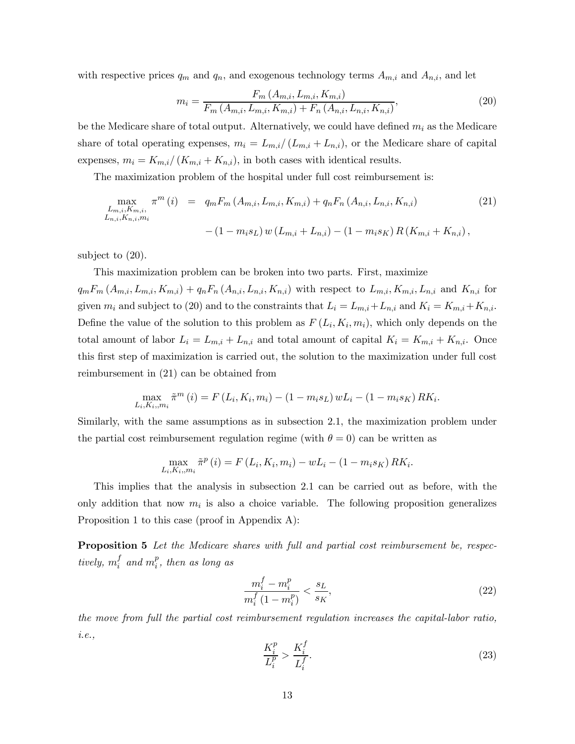with respective prices $q_m$ and $q_n$, and exogenous technology terms $A_{m,i}$ and $A_{n,i}$, and let

$$m_i = \frac{F_m (A_{m,i}, L_{m,i}, K_{m,i})}{F_m (A_{m,i}, L_{m,i}, K_{m,i}) + F_n (A_{n,i}, L_{n,i}, K_{n,i})}, \tag{20}$$

be the Medicare share of total output. Alternatively, we could have defined $m_i$ as the Medicare share of total operating expenses, $m_i = L_{m,i}/ (L_{m,i} + L_{n,i})$, or the Medicare share of capital expenses, $m_i = K_{m,i}/ (K_{m,i} + K_{n,i})$, in both cases with identical results.

The maximization problem of the hospital under full cost reimbursement is:

$$\begin{aligned} \max_{\substack{L_{m,i}, K_{m,i}, \\ L_{n,i}, K_{n,i}, m_i}} \pi^m (i) &= q_m F_m (A_{m,i}, L_{m,i}, K_{m,i}) + q_n F_n (A_{n,i}, L_{n,i}, K_{n,i}) \\ &\quad - (1 - m_i s_L) w (L_{m,i} + L_{n,i}) - (1 - m_i s_K) R (K_{m,i} + K_{n,i}), \end{aligned} \tag{21}$$

subject to (20).

This maximization problem can be broken into two parts. First, maximize $q_m F_m (A_{m,i}, L_{m,i}, K_{m,i}) + q_n F_n (A_{n,i}, L_{n,i}, K_{n,i})$ with respect to $L_{m,i}, K_{m,i}, L_{n,i}$ and $K_{n,i}$ for given $m_i$ and subject to (20) and to the constraints that $L_i = L_{m,i} + L_{n,i}$ and $K_i = K_{m,i} + K_{n,i}$. Define the value of the solution to this problem as $F (L_i, K_i, m_i)$, which only depends on the total amount of labor $L_i = L_{m,i} + L_{n,i}$ and total amount of capital $K_i = K_{m,i} + K_{n,i}$. Once this first step of maximization is carried out, the solution to the maximization under full cost reimbursement in (21) can be obtained from

$$\max_{L_i, K_i, m_i} \tilde{\pi}^m (i) = F (L_i, K_i, m_i) - (1 - m_i s_L) w L_i - (1 - m_i s_K) R K_i.$$

Similarly, with the same assumptions as in subsection 2.1, the maximization problem under the partial cost reimbursement regulation regime (with $\theta = 0$) can be written as

$$\max_{L_i, K_i, m_i} \tilde{\pi}^p (i) = F (L_i, K_i, m_i) - w L_i - (1 - m_i s_K) R K_i.$$

This implies that the analysis in subsection 2.1 can be carried out as before, with the only addition that now $m_i$ is also a choice variable. The following proposition generalizes Proposition 1 to this case (proof in Appendix A):

**Proposition 5** *Let the Medicare shares with full and partial cost reimbursement be, respectively, $m_i^f$ and $m_i^p$, then as long as*

$$\frac{m_i^f - m_i^p}{m_i^f (1 - m_i^p)} < \frac{s_L}{s_K}, \tag{22}$$

*the move from full the partial cost reimbursement regulation increases the capital-labor ratio, i.e.,*

$$\frac{K_i^p}{L_i^p} > \frac{K_i^f}{L_i^f}. \tag{23}$$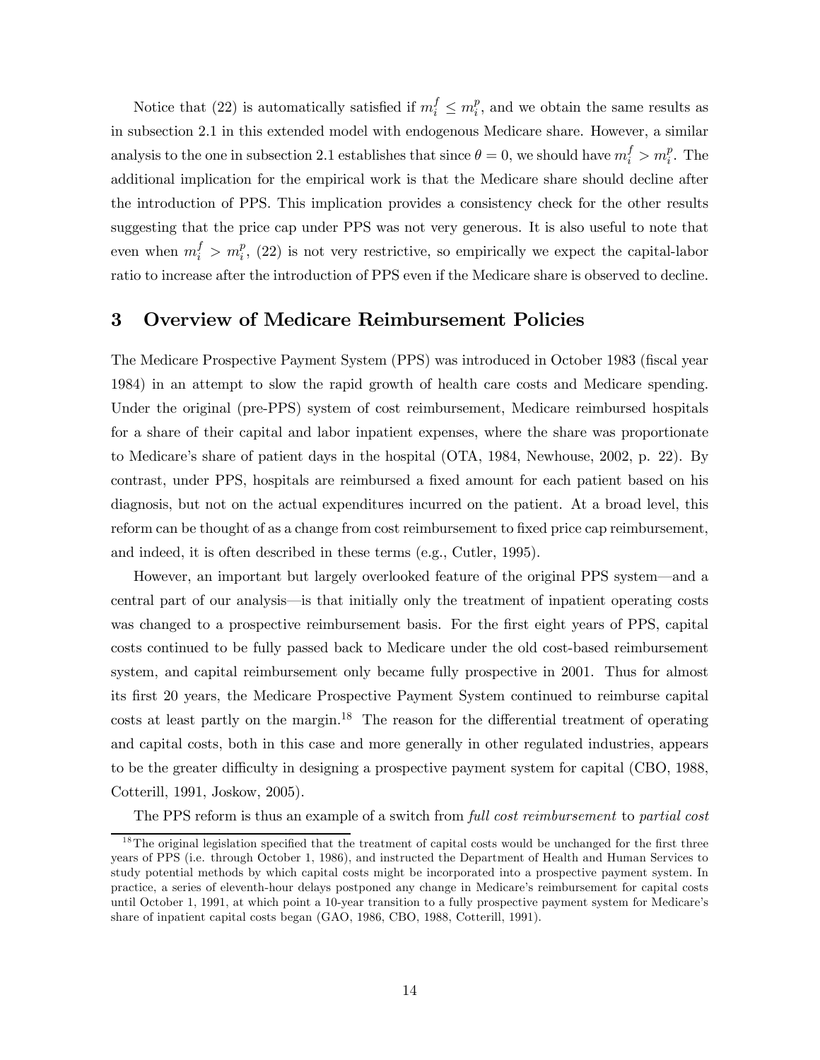Notice that (22) is automatically satisfied if $m_i^f \leq m_i^p$, and we obtain the same results as in subsection 2.1 in this extended model with endogenous Medicare share. However, a similar analysis to the one in subsection 2.1 establishes that since $\theta = 0$, we should have $m_i^f > m_i^p$. The additional implication for the empirical work is that the Medicare share should decline after the introduction of PPS. This implication provides a consistency check for the other results suggesting that the price cap under PPS was not very generous. It is also useful to note that even when $m_i^f > m_i^p$, (22) is not very restrictive, so empirically we expect the capital-labor ratio to increase after the introduction of PPS even if the Medicare share is observed to decline.

# 3 Overview of Medicare Reimbursement Policies

The Medicare Prospective Payment System (PPS) was introduced in October 1983 (fiscal year 1984) in an attempt to slow the rapid growth of health care costs and Medicare spending. Under the original (pre-PPS) system of cost reimbursement, Medicare reimbursed hospitals for a share of their capital and labor inpatient expenses, where the share was proportionate to Medicare's share of patient days in the hospital (OTA, 1984, Newhouse, 2002, p. 22). By contrast, under PPS, hospitals are reimbursed a fixed amount for each patient based on his diagnosis, but not on the actual expenditures incurred on the patient. At a broad level, this reform can be thought of as a change from cost reimbursement to fixed price cap reimbursement, and indeed, it is often described in these terms (e.g., Cutler, 1995).

However, an important but largely overlooked feature of the original PPS system—and a central part of our analysis—is that initially only the treatment of inpatient operating costs was changed to a prospective reimbursement basis. For the first eight years of PPS, capital costs continued to be fully passed back to Medicare under the old cost-based reimbursement system, and capital reimbursement only became fully prospective in 2001. Thus for almost its first 20 years, the Medicare Prospective Payment System continued to reimburse capital costs at least partly on the margin.[18] The reason for the differential treatment of operating and capital costs, both in this case and more generally in other regulated industries, appears to be the greater difficulty in designing a prospective payment system for capital (CBO, 1988, Cotterill, 1991, Joskow, 2005).

The PPS reform is thus an example of a switch from *full cost reimbursement* to *partial cost*

[18] The original legislation specified that the treatment of capital costs would be unchanged for the first three years of PPS (i.e. through October 1, 1986), and instructed the Department of Health and Human Services to study potential methods by which capital costs might be incorporated into a prospective payment system. In practice, a series of eleventh-hour delays postponed any change in Medicare's reimbursement for capital costs until October 1, 1991, at which point a 10-year transition to a fully prospective payment system for Medicare's share of inpatient capital costs began (GAO, 1986, CBO, 1988, Cotterill, 1991).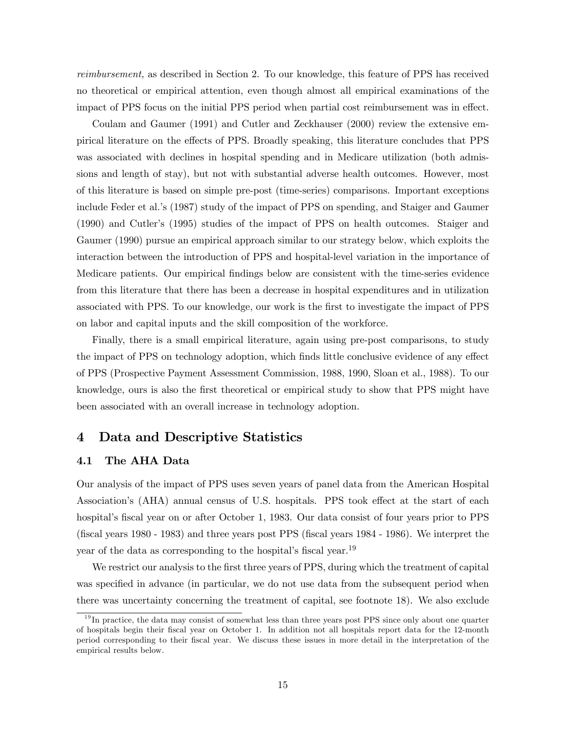*reimbursement,* as described in Section 2. To our knowledge, this feature of PPS has received no theoretical or empirical attention, even though almost all empirical examinations of the impact of PPS focus on the initial PPS period when partial cost reimbursement was in effect.

Coulam and Gaumer (1991) and Cutler and Zeckhauser (2000) review the extensive empirical literature on the effects of PPS. Broadly speaking, this literature concludes that PPS was associated with declines in hospital spending and in Medicare utilization (both admissions and length of stay), but not with substantial adverse health outcomes. However, most of this literature is based on simple pre-post (time-series) comparisons. Important exceptions include Feder et al.'s (1987) study of the impact of PPS on spending, and Staiger and Gaumer (1990) and Cutler's (1995) studies of the impact of PPS on health outcomes. Staiger and Gaumer (1990) pursue an empirical approach similar to our strategy below, which exploits the interaction between the introduction of PPS and hospital-level variation in the importance of Medicare patients. Our empirical findings below are consistent with the time-series evidence from this literature that there has been a decrease in hospital expenditures and in utilization associated with PPS. To our knowledge, our work is the first to investigate the impact of PPS on labor and capital inputs and the skill composition of the workforce.

Finally, there is a small empirical literature, again using pre-post comparisons, to study the impact of PPS on technology adoption, which finds little conclusive evidence of any effect of PPS (Prospective Payment Assessment Commission, 1988, 1990, Sloan et al., 1988). To our knowledge, ours is also the first theoretical or empirical study to show that PPS might have been associated with an overall increase in technology adoption.

# 4 Data and Descriptive Statistics

## 4.1 The AHA Data

Our analysis of the impact of PPS uses seven years of panel data from the American Hospital Association's (AHA) annual census of U.S. hospitals. PPS took effect at the start of each hospital's fiscal year on or after October 1, 1983. Our data consist of four years prior to PPS (fiscal years 1980 - 1983) and three years post PPS (fiscal years 1984 - 1986). We interpret the year of the data as corresponding to the hospital's fiscal year.[19]

We restrict our analysis to the first three years of PPS, during which the treatment of capital was specified in advance (in particular, we do not use data from the subsequent period when there was uncertainty concerning the treatment of capital, see footnote 18). We also exclude

[19] In practice, the data may consist of somewhat less than three years post PPS since only about one quarter of hospitals begin their fiscal year on October 1. In addition not all hospitals report data for the 12-month period corresponding to their fiscal year. We discuss these issues in more detail in the interpretation of the empirical results below.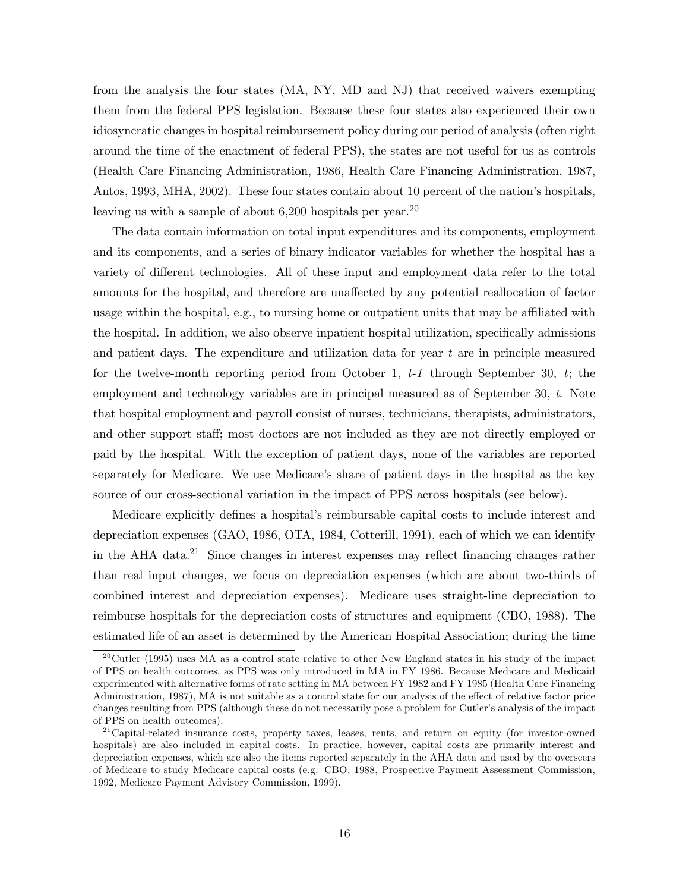from the analysis the four states (MA, NY, MD and NJ) that received waivers exempting them from the federal PPS legislation. Because these four states also experienced their own idiosyncratic changes in hospital reimbursement policy during our period of analysis (often right around the time of the enactment of federal PPS), the states are not useful for us as controls (Health Care Financing Administration, 1986, Health Care Financing Administration, 1987, Antos, 1993, MHA, 2002). These four states contain about 10 percent of the nation's hospitals, leaving us with a sample of about 6,200 hospitals per year.[20]

The data contain information on total input expenditures and its components, employment and its components, and a series of binary indicator variables for whether the hospital has a variety of different technologies. All of these input and employment data refer to the total amounts for the hospital, and therefore are unaffected by any potential reallocation of factor usage within the hospital, e.g., to nursing home or outpatient units that may be affiliated with the hospital. In addition, we also observe inpatient hospital utilization, specifically admissions and patient days. The expenditure and utilization data for year $t$ are in principle measured for the twelve-month reporting period from October 1, $t$-$1$ through September 30, $t$; the employment and technology variables are in principal measured as of September 30, $t$. Note that hospital employment and payroll consist of nurses, technicians, therapists, administrators, and other support staff; most doctors are not included as they are not directly employed or paid by the hospital. With the exception of patient days, none of the variables are reported separately for Medicare. We use Medicare's share of patient days in the hospital as the key source of our cross-sectional variation in the impact of PPS across hospitals (see below).

Medicare explicitly defines a hospital's reimbursable capital costs to include interest and depreciation expenses (GAO, 1986, OTA, 1984, Cotterill, 1991), each of which we can identify in the AHA data.[21] Since changes in interest expenses may reflect financing changes rather than real input changes, we focus on depreciation expenses (which are about two-thirds of combined interest and depreciation expenses). Medicare uses straight-line depreciation to reimburse hospitals for the depreciation costs of structures and equipment (CBO, 1988). The estimated life of an asset is determined by the American Hospital Association; during the time

[20] Cutler (1995) uses MA as a control state relative to other New England states in his study of the impact of PPS on health outcomes, as PPS was only introduced in MA in FY 1986. Because Medicare and Medicaid experimented with alternative forms of rate setting in MA between FY 1982 and FY 1985 (Health Care Financing Administration, 1987), MA is not suitable as a control state for our analysis of the effect of relative factor price changes resulting from PPS (although these do not necessarily pose a problem for Cutler's analysis of the impact of PPS on health outcomes).

[21] Capital-related insurance costs, property taxes, leases, rents, and return on equity (for investor-owned hospitals) are also included in capital costs. In practice, however, capital costs are primarily interest and depreciation expenses, which are also the items reported separately in the AHA data and used by the overseers of Medicare to study Medicare capital costs (e.g. CBO, 1988, Prospective Payment Assessment Commission, 1992, Medicare Payment Advisory Commission, 1999).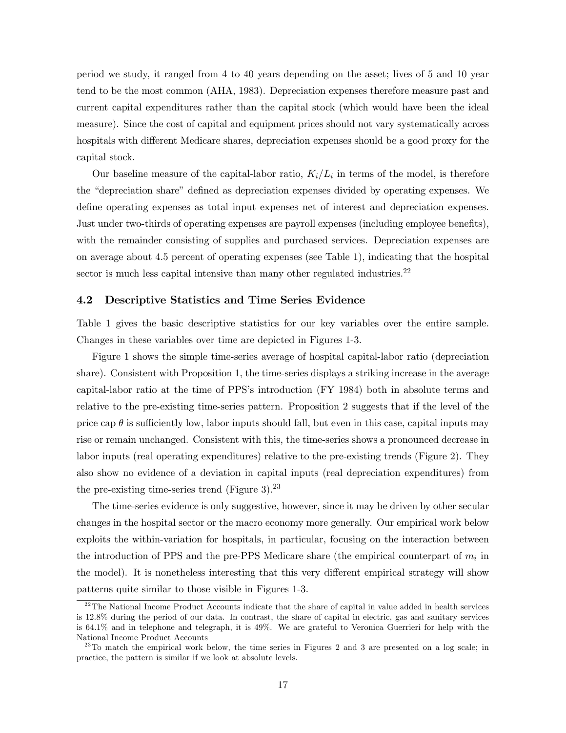period we study, it ranged from 4 to 40 years depending on the asset; lives of 5 and 10 year tend to be the most common (AHA, 1983). Depreciation expenses therefore measure past and current capital expenditures rather than the capital stock (which would have been the ideal measure). Since the cost of capital and equipment prices should not vary systematically across hospitals with different Medicare shares, depreciation expenses should be a good proxy for the capital stock.

Our baseline measure of the capital-labor ratio, $K_i/L_i$ in terms of the model, is therefore the "depreciation share" defined as depreciation expenses divided by operating expenses. We define operating expenses as total input expenses net of interest and depreciation expenses. Just under two-thirds of operating expenses are payroll expenses (including employee benefits), with the remainder consisting of supplies and purchased services. Depreciation expenses are on average about 4.5 percent of operating expenses (see Table 1), indicating that the hospital sector is much less capital intensive than many other regulated industries.[22]

## 4.2 Descriptive Statistics and Time Series Evidence

Table 1 gives the basic descriptive statistics for our key variables over the entire sample. Changes in these variables over time are depicted in Figures 1-3.

Figure 1 shows the simple time-series average of hospital capital-labor ratio (depreciation share). Consistent with Proposition 1, the time-series displays a striking increase in the average capital-labor ratio at the time of PPS's introduction (FY 1984) both in absolute terms and relative to the pre-existing time-series pattern. Proposition 2 suggests that if the level of the price cap $\theta$ is sufficiently low, labor inputs should fall, but even in this case, capital inputs may rise or remain unchanged. Consistent with this, the time-series shows a pronounced decrease in labor inputs (real operating expenditures) relative to the pre-existing trends (Figure 2). They also show no evidence of a deviation in capital inputs (real depreciation expenditures) from the pre-existing time-series trend (Figure 3).[23]

The time-series evidence is only suggestive, however, since it may be driven by other secular changes in the hospital sector or the macro economy more generally. Our empirical work below exploits the within-variation for hospitals, in particular, focusing on the interaction between the introduction of PPS and the pre-PPS Medicare share (the empirical counterpart of $m_i$ in the model). It is nonetheless interesting that this very different empirical strategy will show patterns quite similar to those visible in Figures 1-3.

[22] The National Income Product Accounts indicate that the share of capital in value added in health services is 12.8% during the period of our data. In contrast, the share of capital in electric, gas and sanitary services is 64.1% and in telephone and telegraph, it is 49%. We are grateful to Veronica Guerrieri for help with the National Income Product Accounts

[23] To match the empirical work below, the time series in Figures 2 and 3 are presented on a log scale; in practice, the pattern is similar if we look at absolute levels.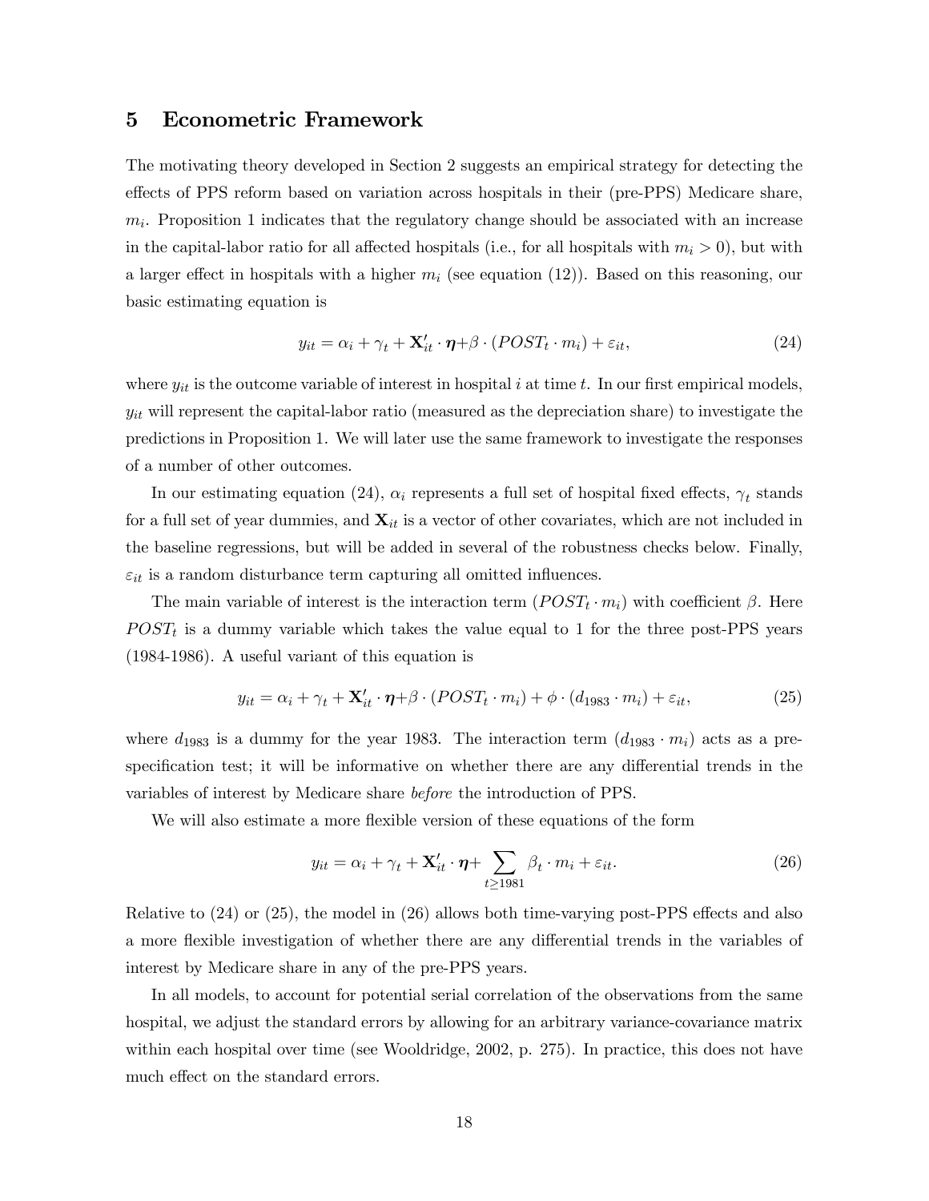## 5 Econometric Framework

The motivating theory developed in Section 2 suggests an empirical strategy for detecting the effects of PPS reform based on variation across hospitals in their (pre-PPS) Medicare share, $m_i$. Proposition 1 indicates that the regulatory change should be associated with an increase in the capital-labor ratio for all affected hospitals (i.e., for all hospitals with $m_i > 0$), but with a larger effect in hospitals with a higher $m_i$ (see equation (12)). Based on this reasoning, our basic estimating equation is

$$y_{it} = \alpha_i + \gamma_t + \mathbf{X}'_{it} \cdot \boldsymbol{\eta} + \beta \cdot (POST_t \cdot m_i) + \varepsilon_{it}, \tag{24}$$

where $y_{it}$ is the outcome variable of interest in hospital $i$ at time $t$. In our first empirical models, $y_{it}$ will represent the capital-labor ratio (measured as the depreciation share) to investigate the predictions in Proposition 1. We will later use the same framework to investigate the responses of a number of other outcomes.

In our estimating equation (24), $\alpha_i$ represents a full set of hospital fixed effects, $\gamma_t$ stands for a full set of year dummies, and $\mathbf{X}_{it}$ is a vector of other covariates, which are not included in the baseline regressions, but will be added in several of the robustness checks below. Finally, $\varepsilon_{it}$ is a random disturbance term capturing all omitted influences.

The main variable of interest is the interaction term $(POST_t \cdot m_i)$ with coefficient $\beta$. Here $POST_t$ is a dummy variable which takes the value equal to 1 for the three post-PPS years (1984-1986). A useful variant of this equation is

$$y_{it} = \alpha_i + \gamma_t + \mathbf{X}'_{it} \cdot \boldsymbol{\eta} + \beta \cdot (POST_t \cdot m_i) + \phi \cdot (d_{1983} \cdot m_i) + \varepsilon_{it}, \tag{25}$$

where $d_{1983}$ is a dummy for the year 1983. The interaction term $(d_{1983} \cdot m_i)$ acts as a pre-specification test; it will be informative on whether there are any differential trends in the variables of interest by Medicare share *before* the introduction of PPS.

We will also estimate a more flexible version of these equations of the form

$$y_{it} = \alpha_i + \gamma_t + \mathbf{X}'_{it} \cdot \boldsymbol{\eta} + \sum_{t \geq 1981} \beta_t \cdot m_i + \varepsilon_{it}. \tag{26}$$

Relative to (24) or (25), the model in (26) allows both time-varying post-PPS effects and also a more flexible investigation of whether there are any differential trends in the variables of interest by Medicare share in any of the pre-PPS years.

In all models, to account for potential serial correlation of the observations from the same hospital, we adjust the standard errors by allowing for an arbitrary variance-covariance matrix within each hospital over time (see Wooldridge, 2002, p. 275). In practice, this does not have much effect on the standard errors.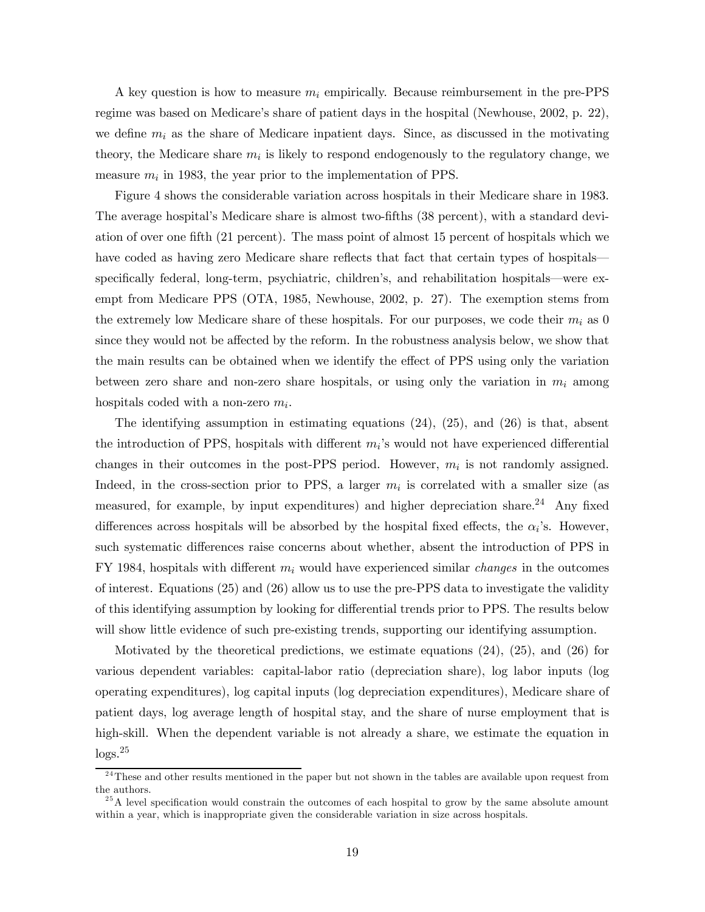A key question is how to measure $m_i$ empirically. Because reimbursement in the pre-PPS regime was based on Medicare's share of patient days in the hospital (Newhouse, 2002, p. 22), we define $m_i$ as the share of Medicare inpatient days. Since, as discussed in the motivating theory, the Medicare share $m_i$ is likely to respond endogenously to the regulatory change, we measure $m_i$ in 1983, the year prior to the implementation of PPS.

Figure 4 shows the considerable variation across hospitals in their Medicare share in 1983. The average hospital's Medicare share is almost two-fifths (38 percent), with a standard deviation of over one fifth (21 percent). The mass point of almost 15 percent of hospitals which we have coded as having zero Medicare share reflects that fact that certain types of hospitals—specifically federal, long-term, psychiatric, children's, and rehabilitation hospitals—were exempt from Medicare PPS (OTA, 1985, Newhouse, 2002, p. 27). The exemption stems from the extremely low Medicare share of these hospitals. For our purposes, we code their $m_i$ as 0 since they would not be affected by the reform. In the robustness analysis below, we show that the main results can be obtained when we identify the effect of PPS using only the variation between zero share and non-zero share hospitals, or using only the variation in $m_i$ among hospitals coded with a non-zero $m_i$.

The identifying assumption in estimating equations (24), (25), and (26) is that, absent the introduction of PPS, hospitals with different $m_i$'s would not have experienced differential changes in their outcomes in the post-PPS period. However, $m_i$ is not randomly assigned. Indeed, in the cross-section prior to PPS, a larger $m_i$ is correlated with a smaller size (as measured, for example, by input expenditures) and higher depreciation share.[24] Any fixed differences across hospitals will be absorbed by the hospital fixed effects, the $\alpha_i$'s. However, such systematic differences raise concerns about whether, absent the introduction of PPS in FY 1984, hospitals with different $m_i$ would have experienced similar *changes* in the outcomes of interest. Equations (25) and (26) allow us to use the pre-PPS data to investigate the validity of this identifying assumption by looking for differential trends prior to PPS. The results below will show little evidence of such pre-existing trends, supporting our identifying assumption.

Motivated by the theoretical predictions, we estimate equations (24), (25), and (26) for various dependent variables: capital-labor ratio (depreciation share), log labor inputs (log operating expenditures), log capital inputs (log depreciation expenditures), Medicare share of patient days, log average length of hospital stay, and the share of nurse employment that is high-skill. When the dependent variable is not already a share, we estimate the equation in logs.[25]

---

[24] These and other results mentioned in the paper but not shown in the tables are available upon request from the authors.

[25] A level specification would constrain the outcomes of each hospital to grow by the same absolute amount within a year, which is inappropriate given the considerable variation in size across hospitals.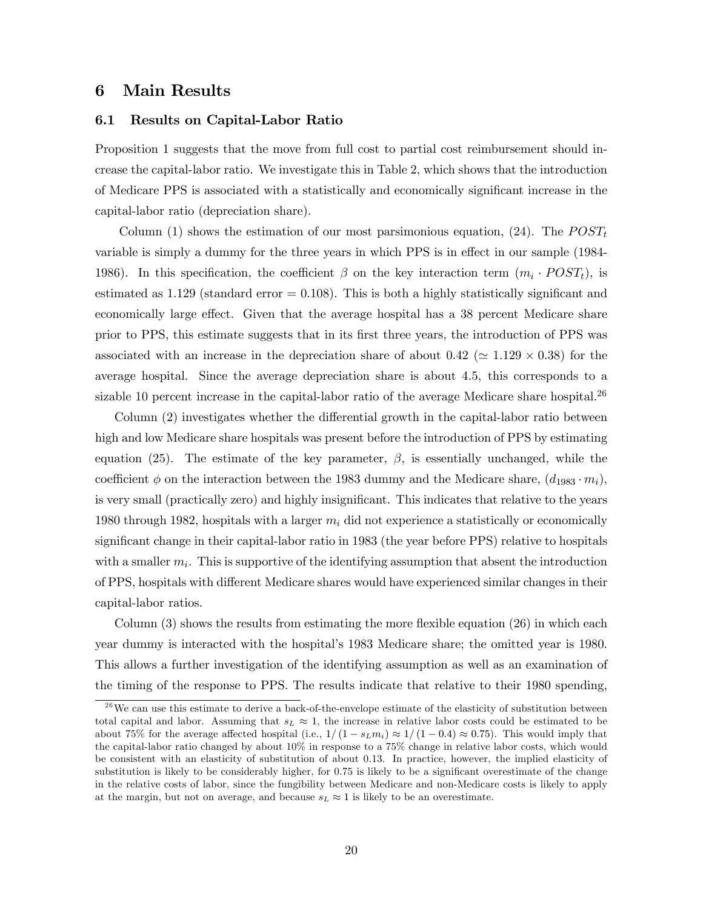# 6 Main Results

## 6.1 Results on Capital-Labor Ratio

Proposition 1 suggests that the move from full cost to partial cost reimbursement should increase the capital-labor ratio. We investigate this in Table 2, which shows that the introduction of Medicare PPS is associated with a statistically and economically significant increase in the capital-labor ratio (depreciation share).

Column (1) shows the estimation of our most parsimonious equation, (24). The $POST_t$ variable is simply a dummy for the three years in which PPS is in effect in our sample (1984-1986). In this specification, the coefficient $\beta$ on the key interaction term $(m_i \cdot POST_t)$, is estimated as 1.129 (standard error = 0.108). This is both a highly statistically significant and economically large effect. Given that the average hospital has a 38 percent Medicare share prior to PPS, this estimate suggests that in its first three years, the introduction of PPS was associated with an increase in the depreciation share of about 0.42 ($\simeq 1.129 \times 0.38$) for the average hospital. Since the average depreciation share is about 4.5, this corresponds to a sizable 10 percent increase in the capital-labor ratio of the average Medicare share hospital.[26]

Column (2) investigates whether the differential growth in the capital-labor ratio between high and low Medicare share hospitals was present before the introduction of PPS by estimating equation (25). The estimate of the key parameter, $\beta$, is essentially unchanged, while the coefficient $\phi$ on the interaction between the 1983 dummy and the Medicare share, $(d_{1983} \cdot m_i)$, is very small (practically zero) and highly insignificant. This indicates that relative to the years 1980 through 1982, hospitals with a larger $m_i$ did not experience a statistically or economically significant change in their capital-labor ratio in 1983 (the year before PPS) relative to hospitals with a smaller $m_i$. This is supportive of the identifying assumption that absent the introduction of PPS, hospitals with different Medicare shares would have experienced similar changes in their capital-labor ratios.

Column (3) shows the results from estimating the more flexible equation (26) in which each year dummy is interacted with the hospital's 1983 Medicare share; the omitted year is 1980. This allows a further investigation of the identifying assumption as well as an examination of the timing of the response to PPS. The results indicate that relative to their 1980 spending,

[26] We can use this estimate to derive a back-of-the-envelope estimate of the elasticity of substitution between total capital and labor. Assuming that $s_L \approx 1$, the increase in relative labor costs could be estimated to be about 75% for the average affected hospital (i.e., $1/(1 - s_L m_i) \approx 1/(1 - 0.4) \approx 0.75$). This would imply that the capital-labor ratio changed by about 10% in response to a 75% change in relative labor costs, which would be consistent with an elasticity of substitution of about 0.13. In practice, however, the implied elasticity of substitution is likely to be considerably higher, for 0.75 is likely to be a significant overestimate of the change in the relative costs of labor, since the fungibility between Medicare and non-Medicare costs is likely to apply at the margin, but not on average, and because $s_L \approx 1$ is likely to be an overestimate.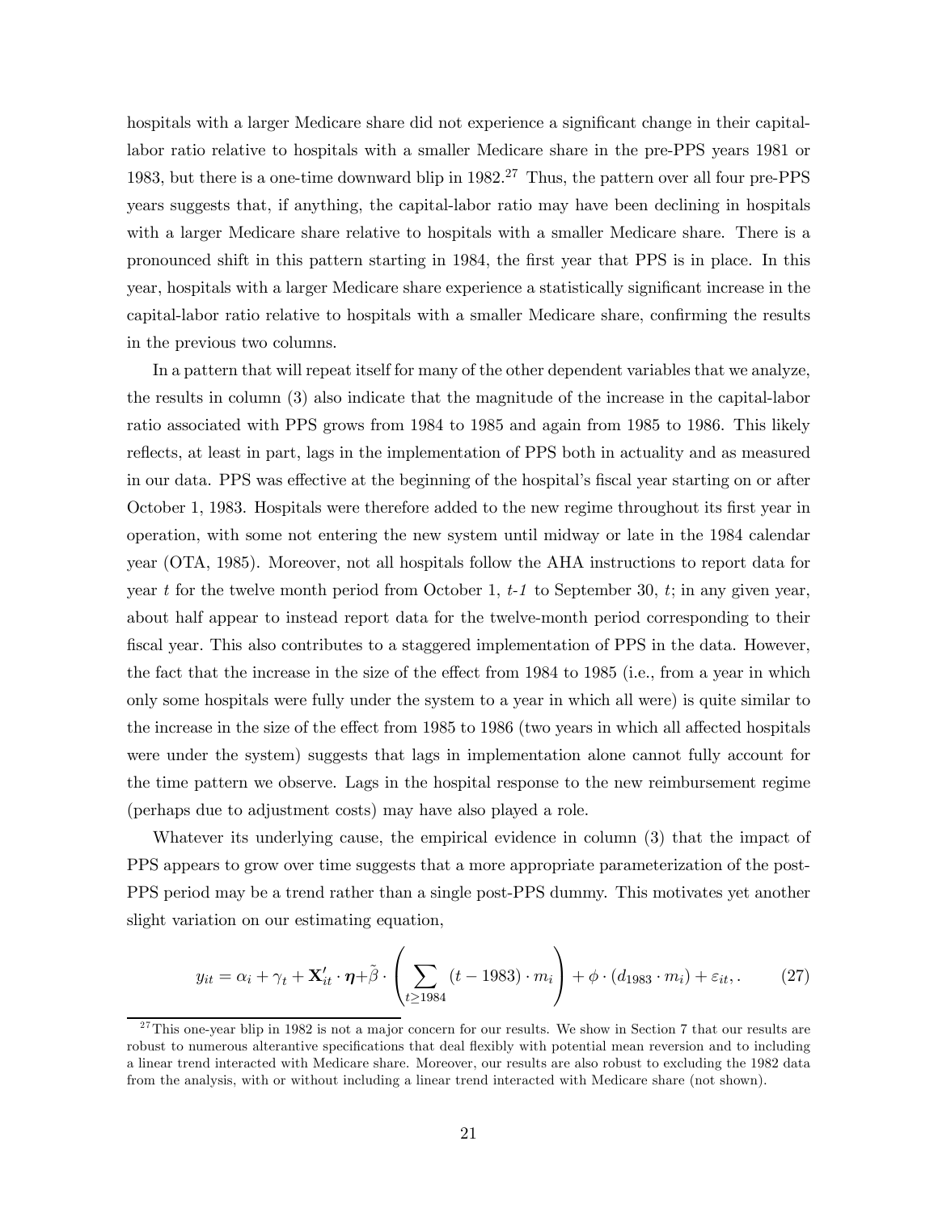hospitals with a larger Medicare share did not experience a significant change in their capital-labor ratio relative to hospitals with a smaller Medicare share in the pre-PPS years 1981 or 1983, but there is a one-time downward blip in 1982.[27] Thus, the pattern over all four pre-PPS years suggests that, if anything, the capital-labor ratio may have been declining in hospitals with a larger Medicare share relative to hospitals with a smaller Medicare share. There is a pronounced shift in this pattern starting in 1984, the first year that PPS is in place. In this year, hospitals with a larger Medicare share experience a statistically significant increase in the capital-labor ratio relative to hospitals with a smaller Medicare share, confirming the results in the previous two columns.

In a pattern that will repeat itself for many of the other dependent variables that we analyze, the results in column (3) also indicate that the magnitude of the increase in the capital-labor ratio associated with PPS grows from 1984 to 1985 and again from 1985 to 1986. This likely reflects, at least in part, lags in the implementation of PPS both in actuality and as measured in our data. PPS was effective at the beginning of the hospital's fiscal year starting on or after October 1, 1983. Hospitals were therefore added to the new regime throughout its first year in operation, with some not entering the new system until midway or late in the 1984 calendar year (OTA, 1985). Moreover, not all hospitals follow the AHA instructions to report data for year $t$ for the twelve month period from October 1, $t$-1 to September 30, $t$; in any given year, about half appear to instead report data for the twelve-month period corresponding to their fiscal year. This also contributes to a staggered implementation of PPS in the data. However, the fact that the increase in the size of the effect from 1984 to 1985 (i.e., from a year in which only some hospitals were fully under the system to a year in which all were) is quite similar to the increase in the size of the effect from 1985 to 1986 (two years in which all affected hospitals were under the system) suggests that lags in implementation alone cannot fully account for the time pattern we observe. Lags in the hospital response to the new reimbursement regime (perhaps due to adjustment costs) may have also played a role.

Whatever its underlying cause, the empirical evidence in column (3) that the impact of PPS appears to grow over time suggests that a more appropriate parameterization of the post-PPS period may be a trend rather than a single post-PPS dummy. This motivates yet another slight variation on our estimating equation,

$$y_{it} = \alpha_i + \gamma_t + \mathbf{X}_{it}' \cdot \boldsymbol{\eta} + \tilde{\beta} \cdot \left( \sum_{t \geq 1984} (t - 1983) \cdot m_i \right) + \phi \cdot (d_{1983} \cdot m_i) + \varepsilon_{it}, . \qquad (27)$$

[27] This one-year blip in 1982 is not a major concern for our results. We show in Section 7 that our results are robust to numerous alterantive specifications that deal flexibly with potential mean reversion and to including a linear trend interacted with Medicare share. Moreover, our results are also robust to excluding the 1982 data from the analysis, with or without including a linear trend interacted with Medicare share (not shown).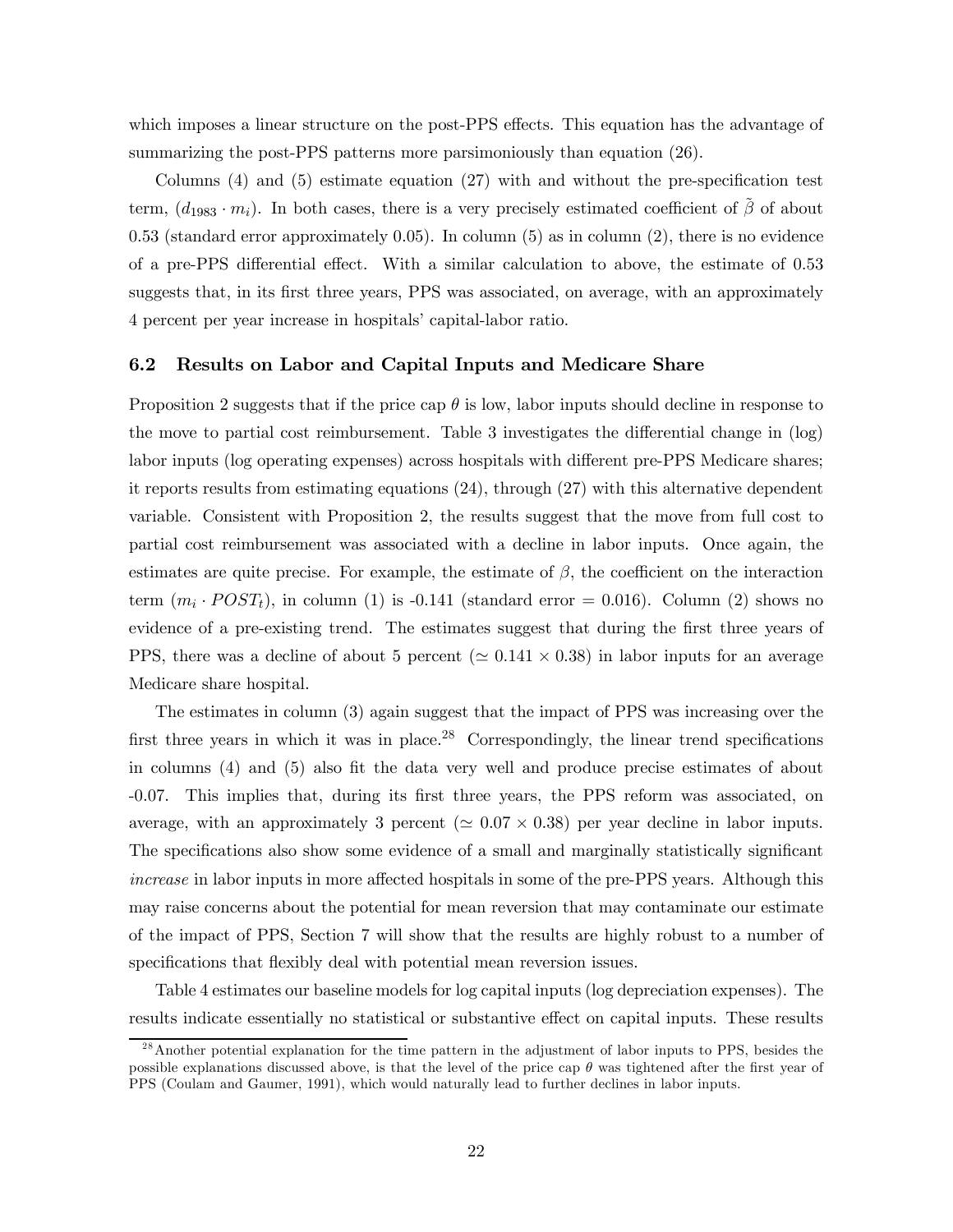which imposes a linear structure on the post-PPS effects. This equation has the advantage of summarizing the post-PPS patterns more parsimoniously than equation (26).

Columns (4) and (5) estimate equation (27) with and without the pre-specification test term, $(d_{1983} \cdot m_i)$. In both cases, there is a very precisely estimated coefficient of $\tilde{\beta}$ of about 0.53 (standard error approximately 0.05). In column (5) as in column (2), there is no evidence of a pre-PPS differential effect. With a similar calculation to above, the estimate of 0.53 suggests that, in its first three years, PPS was associated, on average, with an approximately 4 percent per year increase in hospitals' capital-labor ratio.

### 6.2 Results on Labor and Capital Inputs and Medicare Share

Proposition 2 suggests that if the price cap $\theta$ is low, labor inputs should decline in response to the move to partial cost reimbursement. Table 3 investigates the differential change in (log) labor inputs (log operating expenses) across hospitals with different pre-PPS Medicare shares; it reports results from estimating equations (24), through (27) with this alternative dependent variable. Consistent with Proposition 2, the results suggest that the move from full cost to partial cost reimbursement was associated with a decline in labor inputs. Once again, the estimates are quite precise. For example, the estimate of $\beta$, the coefficient on the interaction term $(m_i \cdot POST_t)$, in column (1) is -0.141 (standard error = 0.016). Column (2) shows no evidence of a pre-existing trend. The estimates suggest that during the first three years of PPS, there was a decline of about 5 percent ($\simeq 0.141 \times 0.38$) in labor inputs for an average Medicare share hospital.

The estimates in column (3) again suggest that the impact of PPS was increasing over the first three years in which it was in place.[28] Correspondingly, the linear trend specifications in columns (4) and (5) also fit the data very well and produce precise estimates of about -0.07. This implies that, during its first three years, the PPS reform was associated, on average, with an approximately 3 percent ($\simeq 0.07 \times 0.38$) per year decline in labor inputs. The specifications also show some evidence of a small and marginally statistically significant *increase* in labor inputs in more affected hospitals in some of the pre-PPS years. Although this may raise concerns about the potential for mean reversion that may contaminate our estimate of the impact of PPS, Section 7 will show that the results are highly robust to a number of specifications that flexibly deal with potential mean reversion issues.

Table 4 estimates our baseline models for log capital inputs (log depreciation expenses). The results indicate essentially no statistical or substantive effect on capital inputs. These results

[28] Another potential explanation for the time pattern in the adjustment of labor inputs to PPS, besides the possible explanations discussed above, is that the level of the price cap $\theta$ was tightened after the first year of PPS (Coulam and Gaumer, 1991), which would naturally lead to further declines in labor inputs.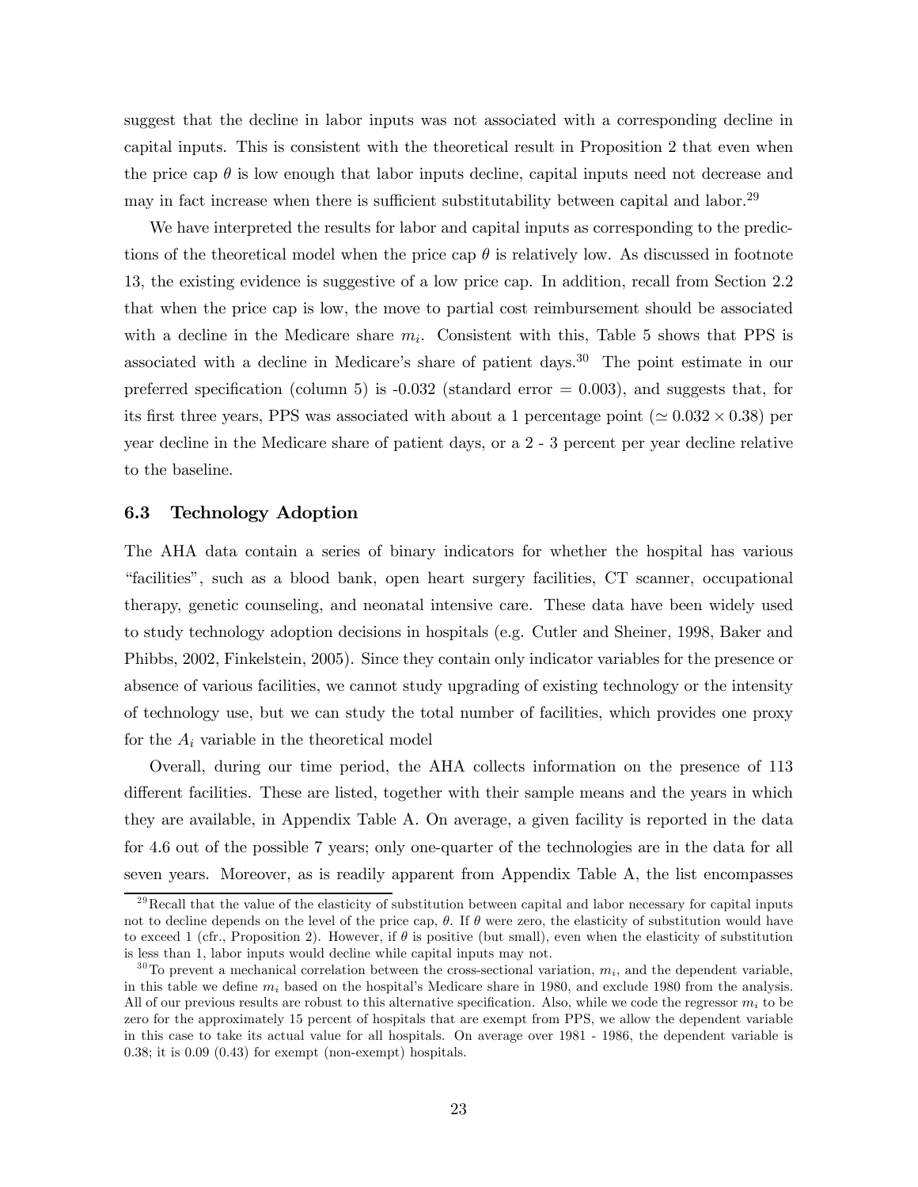suggest that the decline in labor inputs was not associated with a corresponding decline in capital inputs. This is consistent with the theoretical result in Proposition 2 that even when the price cap $\theta$ is low enough that labor inputs decline, capital inputs need not decrease and may in fact increase when there is sufficient substitutability between capital and labor.[29]

We have interpreted the results for labor and capital inputs as corresponding to the predictions of the theoretical model when the price cap $\theta$ is relatively low. As discussed in footnote 13, the existing evidence is suggestive of a low price cap. In addition, recall from Section 2.2 that when the price cap is low, the move to partial cost reimbursement should be associated with a decline in the Medicare share $m_i$. Consistent with this, Table 5 shows that PPS is associated with a decline in Medicare's share of patient days.[30] The point estimate in our preferred specification (column 5) is -0.032 (standard error = 0.003), and suggests that, for its first three years, PPS was associated with about a 1 percentage point ($\simeq 0.032 \times 0.38$) per year decline in the Medicare share of patient days, or a 2 - 3 percent per year decline relative to the baseline.

### 6.3 Technology Adoption

The AHA data contain a series of binary indicators for whether the hospital has various "facilities", such as a blood bank, open heart surgery facilities, CT scanner, occupational therapy, genetic counseling, and neonatal intensive care. These data have been widely used to study technology adoption decisions in hospitals (e.g. Cutler and Sheiner, 1998, Baker and Phibbs, 2002, Finkelstein, 2005). Since they contain only indicator variables for the presence or absence of various facilities, we cannot study upgrading of existing technology or the intensity of technology use, but we can study the total number of facilities, which provides one proxy for the $A_i$ variable in the theoretical model

Overall, during our time period, the AHA collects information on the presence of 113 different facilities. These are listed, together with their sample means and the years in which they are available, in Appendix Table A. On average, a given facility is reported in the data for 4.6 out of the possible 7 years; only one-quarter of the technologies are in the data for all seven years. Moreover, as is readily apparent from Appendix Table A, the list encompasses

---

[29] Recall that the value of the elasticity of substitution between capital and labor necessary for capital inputs not to decline depends on the level of the price cap, $\theta$. If $\theta$ were zero, the elasticity of substitution would have to exceed 1 (cfr., Proposition 2). However, if $\theta$ is positive (but small), even when the elasticity of substitution is less than 1, labor inputs would decline while capital inputs may not.

[30] To prevent a mechanical correlation between the cross-sectional variation, $m_i$, and the dependent variable, in this table we define $m_i$ based on the hospital's Medicare share in 1980, and exclude 1980 from the analysis. All of our previous results are robust to this alternative specification. Also, while we code the regressor $m_i$ to be zero for the approximately 15 percent of hospitals that are exempt from PPS, we allow the dependent variable in this case to take its actual value for all hospitals. On average over 1981 - 1986, the dependent variable is 0.38; it is 0.09 (0.43) for exempt (non-exempt) hospitals.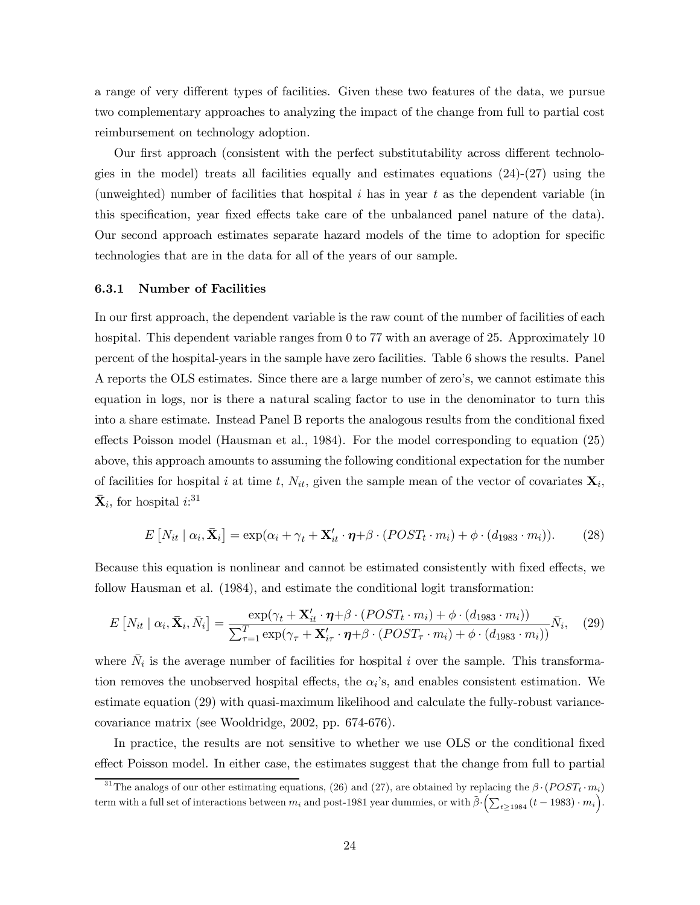a range of very different types of facilities. Given these two features of the data, we pursue two complementary approaches to analyzing the impact of the change from full to partial cost reimbursement on technology adoption.

Our first approach (consistent with the perfect substitutability across different technologies in the model) treats all facilities equally and estimates equations (24)-(27) using the (unweighted) number of facilities that hospital $i$ has in year $t$ as the dependent variable (in this specification, year fixed effects take care of the unbalanced panel nature of the data). Our second approach estimates separate hazard models of the time to adoption for specific technologies that are in the data for all of the years of our sample.

### 6.3.1 Number of Facilities

In our first approach, the dependent variable is the raw count of the number of facilities of each hospital. This dependent variable ranges from 0 to 77 with an average of 25. Approximately 10 percent of the hospital-years in the sample have zero facilities. Table 6 shows the results. Panel A reports the OLS estimates. Since there are a large number of zero's, we cannot estimate this equation in logs, nor is there a natural scaling factor to use in the denominator to turn this into a share estimate. Instead Panel B reports the analogous results from the conditional fixed effects Poisson model (Hausman et al., 1984). For the model corresponding to equation (25) above, this approach amounts to assuming the following conditional expectation for the number of facilities for hospital $i$ at time $t$, $N_{it}$, given the sample mean of the vector of covariates $\mathbf{X}_i$, $\bar{\mathbf{X}}_i$, for hospital $i$:[31]

$$E\left[N_{it} \mid \alpha_i, \bar{\mathbf{X}}_i\right] = \exp(\alpha_i + \gamma_t + \mathbf{X}_{it}' \cdot \boldsymbol{\eta} + \beta \cdot (POST_t \cdot m_i) + \phi \cdot (d_{1983} \cdot m_i)). \quad (28)$$

Because this equation is nonlinear and cannot be estimated consistently with fixed effects, we follow Hausman et al. (1984), and estimate the conditional logit transformation:

$$E\left[N_{it} \mid \alpha_i, \bar{\mathbf{X}}_i, \bar{N}_i\right] = \frac{\exp(\gamma_t + \mathbf{X}_{it}' \cdot \boldsymbol{\eta} + \beta \cdot (POST_t \cdot m_i) + \phi \cdot (d_{1983} \cdot m_i))}{\sum_{\tau=1}^{T} \exp(\gamma_\tau + \mathbf{X}_{i\tau}' \cdot \boldsymbol{\eta} + \beta \cdot (POST_\tau \cdot m_i) + \phi \cdot (d_{1983} \cdot m_i))} \bar{N}_i, \quad (29)$$

where $\bar{N}_i$ is the average number of facilities for hospital $i$ over the sample. This transformation removes the unobserved hospital effects, the $\alpha_i$'s, and enables consistent estimation. We estimate equation (29) with quasi-maximum likelihood and calculate the fully-robust variance-covariance matrix (see Wooldridge, 2002, pp. 674-676).

In practice, the results are not sensitive to whether we use OLS or the conditional fixed effect Poisson model. In either case, the estimates suggest that the change from full to partial

[31] The analogs of our other estimating equations, (26) and (27), are obtained by replacing the $\beta \cdot (POST_t \cdot m_i)$ term with a full set of interactions between $m_i$ and post-1981 year dummies, or with $\tilde{\beta} \cdot \left(\sum_{t \geq 1984} (t - 1983) \cdot m_i\right)$.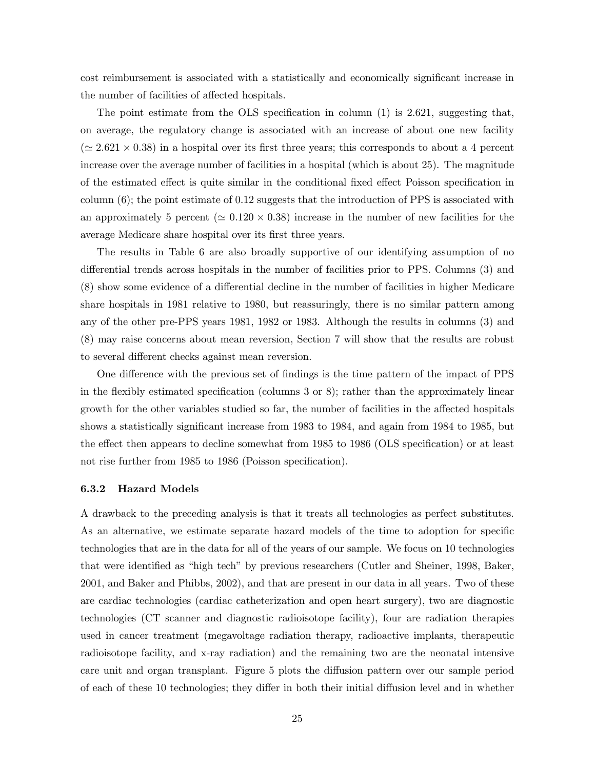cost reimbursement is associated with a statistically and economically significant increase in the number of facilities of affected hospitals.

The point estimate from the OLS specification in column (1) is 2.621, suggesting that, on average, the regulatory change is associated with an increase of about one new facility ($\simeq 2.621 \times 0.38$) in a hospital over its first three years; this corresponds to about a 4 percent increase over the average number of facilities in a hospital (which is about 25). The magnitude of the estimated effect is quite similar in the conditional fixed effect Poisson specification in column (6); the point estimate of 0.12 suggests that the introduction of PPS is associated with an approximately 5 percent ($\simeq 0.120 \times 0.38$) increase in the number of new facilities for the average Medicare share hospital over its first three years.

The results in Table 6 are also broadly supportive of our identifying assumption of no differential trends across hospitals in the number of facilities prior to PPS. Columns (3) and (8) show some evidence of a differential decline in the number of facilities in higher Medicare share hospitals in 1981 relative to 1980, but reassuringly, there is no similar pattern among any of the other pre-PPS years 1981, 1982 or 1983. Although the results in columns (3) and (8) may raise concerns about mean reversion, Section 7 will show that the results are robust to several different checks against mean reversion.

One difference with the previous set of findings is the time pattern of the impact of PPS in the flexibly estimated specification (columns 3 or 8); rather than the approximately linear growth for the other variables studied so far, the number of facilities in the affected hospitals shows a statistically significant increase from 1983 to 1984, and again from 1984 to 1985, but the effect then appears to decline somewhat from 1985 to 1986 (OLS specification) or at least not rise further from 1985 to 1986 (Poisson specification).

### 6.3.2 Hazard Models

A drawback to the preceding analysis is that it treats all technologies as perfect substitutes. As an alternative, we estimate separate hazard models of the time to adoption for specific technologies that are in the data for all of the years of our sample. We focus on 10 technologies that were identified as "high tech" by previous researchers (Cutler and Sheiner, 1998, Baker, 2001, and Baker and Phibbs, 2002), and that are present in our data in all years. Two of these are cardiac technologies (cardiac catheterization and open heart surgery), two are diagnostic technologies (CT scanner and diagnostic radioisotope facility), four are radiation therapies used in cancer treatment (megavoltage radiation therapy, radioactive implants, therapeutic radioisotope facility, and x-ray radiation) and the remaining two are the neonatal intensive care unit and organ transplant. Figure 5 plots the diffusion pattern over our sample period of each of these 10 technologies; they differ in both their initial diffusion level and in whether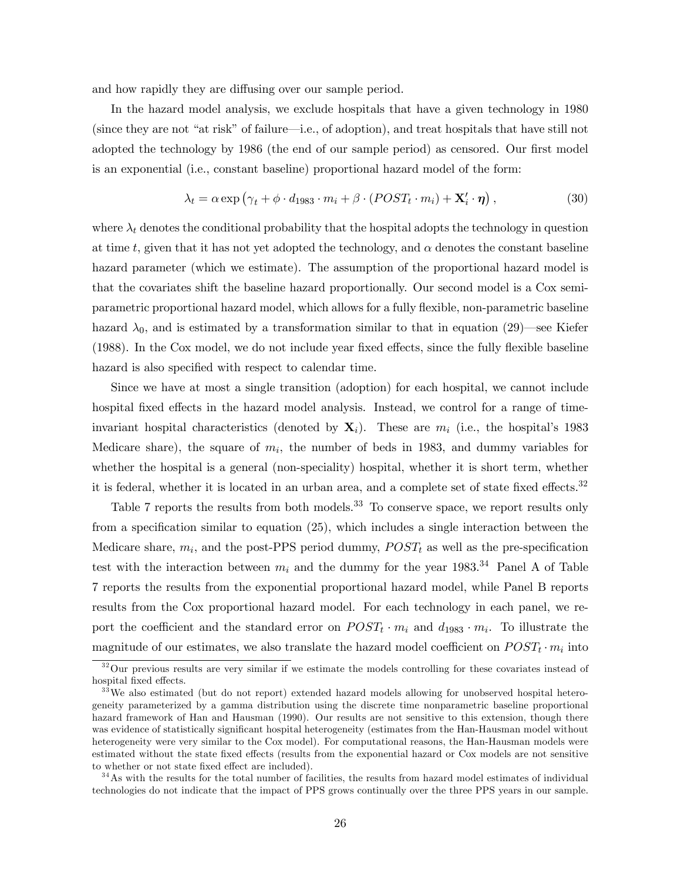and how rapidly they are diffusing over our sample period.

In the hazard model analysis, we exclude hospitals that have a given technology in 1980 (since they are not "at risk" of failure—i.e., of adoption), and treat hospitals that have still not adopted the technology by 1986 (the end of our sample period) as censored. Our first model is an exponential (i.e., constant baseline) proportional hazard model of the form:

$$\lambda_t = \alpha \exp\left(\gamma_t + \phi \cdot d_{1983} \cdot m_i + \beta \cdot (POST_t \cdot m_i) + \mathbf{X}_i' \cdot \boldsymbol{\eta}\right), \tag{30}$$

where $\lambda_t$ denotes the conditional probability that the hospital adopts the technology in question at time $t$, given that it has not yet adopted the technology, and $\alpha$ denotes the constant baseline hazard parameter (which we estimate). The assumption of the proportional hazard model is that the covariates shift the baseline hazard proportionally. Our second model is a Cox semi-parametric proportional hazard model, which allows for a fully flexible, non-parametric baseline hazard $\lambda_0$, and is estimated by a transformation similar to that in equation (29)—see Kiefer (1988). In the Cox model, we do not include year fixed effects, since the fully flexible baseline hazard is also specified with respect to calendar time.

Since we have at most a single transition (adoption) for each hospital, we cannot include hospital fixed effects in the hazard model analysis. Instead, we control for a range of time-invariant hospital characteristics (denoted by $\mathbf{X}_i$). These are $m_i$ (i.e., the hospital's 1983 Medicare share), the square of $m_i$, the number of beds in 1983, and dummy variables for whether the hospital is a general (non-speciality) hospital, whether it is short term, whether it is federal, whether it is located in an urban area, and a complete set of state fixed effects.[32]

Table 7 reports the results from both models.[33] To conserve space, we report results only from a specification similar to equation (25), which includes a single interaction between the Medicare share, $m_i$, and the post-PPS period dummy, $POST_t$ as well as the pre-specification test with the interaction between $m_i$ and the dummy for the year 1983.[34] Panel A of Table 7 reports the results from the exponential proportional hazard model, while Panel B reports results from the Cox proportional hazard model. For each technology in each panel, we report the coefficient and the standard error on $POST_t \cdot m_i$ and $d_{1983} \cdot m_i$. To illustrate the magnitude of our estimates, we also translate the hazard model coefficient on $POST_t \cdot m_i$ into

[32] Our previous results are very similar if we estimate the models controlling for these covariates instead of hospital fixed effects.

[33] We also estimated (but do not report) extended hazard models allowing for unobserved hospital heterogeneity parameterized by a gamma distribution using the discrete time nonparametric baseline proportional hazard framework of Han and Hausman (1990). Our results are not sensitive to this extension, though there was evidence of statistically significant hospital heterogeneity (estimates from the Han-Hausman model without heterogeneity were very similar to the Cox model). For computational reasons, the Han-Hausman models were estimated without the state fixed effects (results from the exponential hazard or Cox models are not sensitive to whether or not state fixed effect are included).

[34] As with the results for the total number of facilities, the results from hazard model estimates of individual technologies do not indicate that the impact of PPS grows continually over the three PPS years in our sample.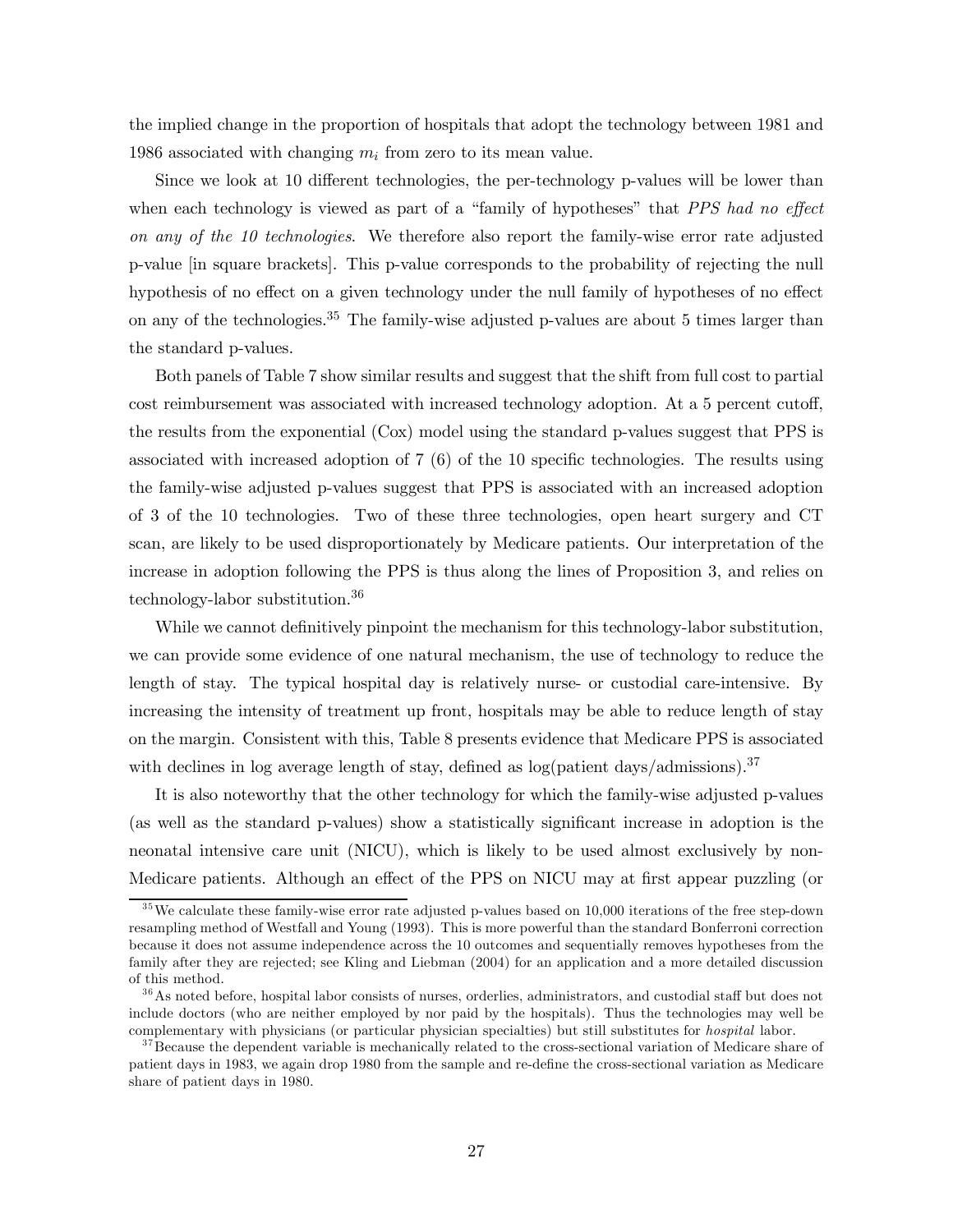the implied change in the proportion of hospitals that adopt the technology between 1981 and 1986 associated with changing $m_i$ from zero to its mean value.

Since we look at 10 different technologies, the per-technology p-values will be lower than when each technology is viewed as part of a "family of hypotheses" that *PPS had no effect on any of the 10 technologies*. We therefore also report the family-wise error rate adjusted p-value [in square brackets]. This p-value corresponds to the probability of rejecting the null hypothesis of no effect on a given technology under the null family of hypotheses of no effect on any of the technologies.[35] The family-wise adjusted p-values are about 5 times larger than the standard p-values.

Both panels of Table 7 show similar results and suggest that the shift from full cost to partial cost reimbursement was associated with increased technology adoption. At a 5 percent cutoff, the results from the exponential (Cox) model using the standard p-values suggest that PPS is associated with increased adoption of 7 (6) of the 10 specific technologies. The results using the family-wise adjusted p-values suggest that PPS is associated with an increased adoption of 3 of the 10 technologies. Two of these three technologies, open heart surgery and CT scan, are likely to be used disproportionately by Medicare patients. Our interpretation of the increase in adoption following the PPS is thus along the lines of Proposition 3, and relies on technology-labor substitution.[36]

While we cannot definitively pinpoint the mechanism for this technology-labor substitution, we can provide some evidence of one natural mechanism, the use of technology to reduce the length of stay. The typical hospital day is relatively nurse- or custodial care-intensive. By increasing the intensity of treatment up front, hospitals may be able to reduce length of stay on the margin. Consistent with this, Table 8 presents evidence that Medicare PPS is associated with declines in log average length of stay, defined as log(patient days/admissions).[37]

It is also noteworthy that the other technology for which the family-wise adjusted p-values (as well as the standard p-values) show a statistically significant increase in adoption is the neonatal intensive care unit (NICU), which is likely to be used almost exclusively by non-Medicare patients. Although an effect of the PPS on NICU may at first appear puzzling (or

[35] We calculate these family-wise error rate adjusted p-values based on 10,000 iterations of the free step-down resampling method of Westfall and Young (1993). This is more powerful than the standard Bonferroni correction because it does not assume independence across the 10 outcomes and sequentially removes hypotheses from the family after they are rejected; see Kling and Liebman (2004) for an application and a more detailed discussion of this method.

[36] As noted before, hospital labor consists of nurses, orderlies, administrators, and custodial staff but does not include doctors (who are neither employed by nor paid by the hospitals). Thus the technologies may well be complementary with physicians (or particular physician specialties) but still substitutes for *hospital* labor.

[37] Because the dependent variable is mechanically related to the cross-sectional variation of Medicare share of patient days in 1983, we again drop 1980 from the sample and re-define the cross-sectional variation as Medicare share of patient days in 1980.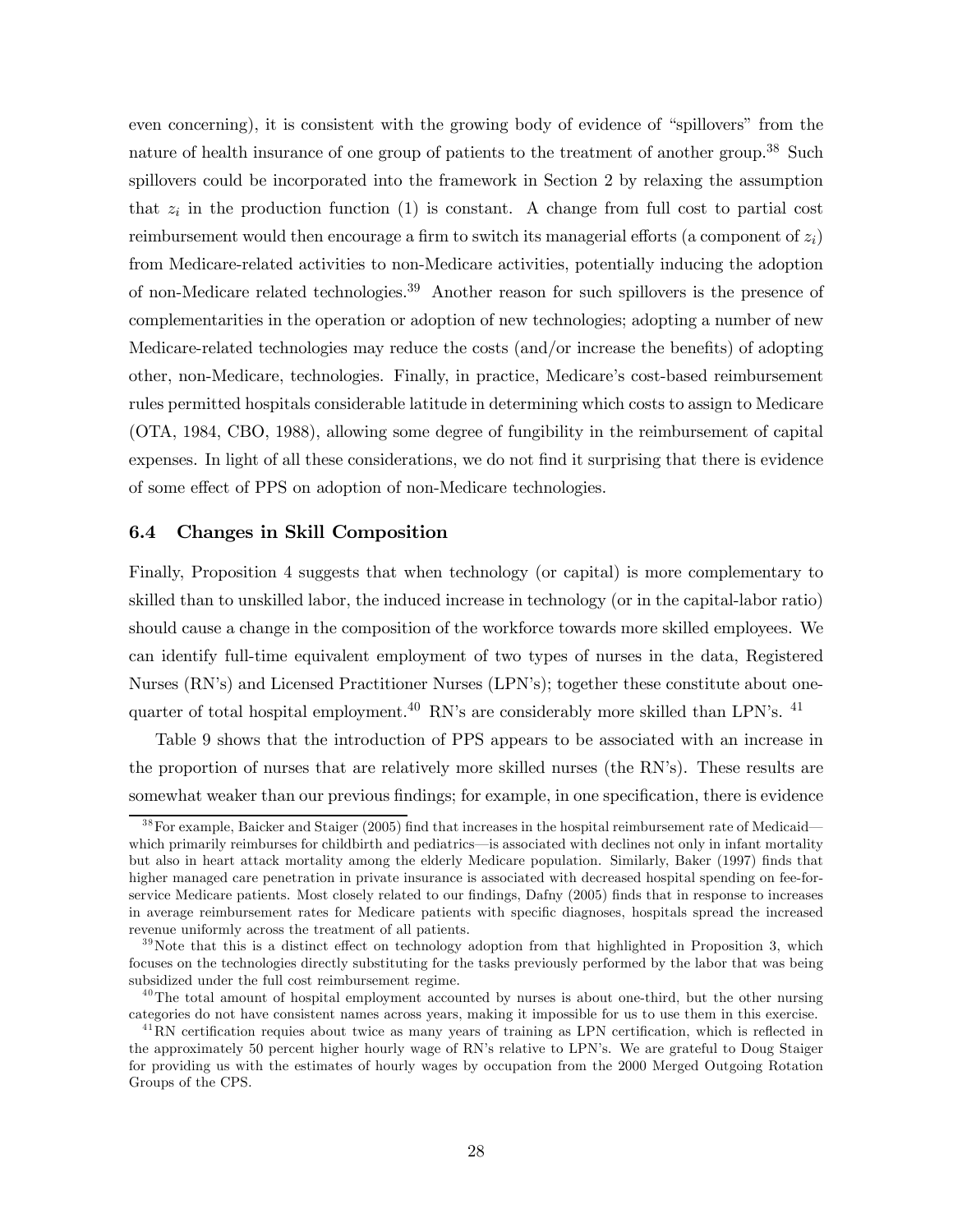even concerning), it is consistent with the growing body of evidence of "spillovers" from the nature of health insurance of one group of patients to the treatment of another group.[38] Such spillovers could be incorporated into the framework in Section 2 by relaxing the assumption that $z_i$ in the production function (1) is constant. A change from full cost to partial cost reimbursement would then encourage a firm to switch its managerial efforts (a component of $z_i$) from Medicare-related activities to non-Medicare activities, potentially inducing the adoption of non-Medicare related technologies.[39] Another reason for such spillovers is the presence of complementarities in the operation or adoption of new technologies; adopting a number of new Medicare-related technologies may reduce the costs (and/or increase the benefits) of adopting other, non-Medicare, technologies. Finally, in practice, Medicare's cost-based reimbursement rules permitted hospitals considerable latitude in determining which costs to assign to Medicare (OTA, 1984, CBO, 1988), allowing some degree of fungibility in the reimbursement of capital expenses. In light of all these considerations, we do not find it surprising that there is evidence of some effect of PPS on adoption of non-Medicare technologies.

### 6.4 Changes in Skill Composition

Finally, Proposition 4 suggests that when technology (or capital) is more complementary to skilled than to unskilled labor, the induced increase in technology (or in the capital-labor ratio) should cause a change in the composition of the workforce towards more skilled employees. We can identify full-time equivalent employment of two types of nurses in the data, Registered Nurses (RN's) and Licensed Practitioner Nurses (LPN's); together these constitute about one-quarter of total hospital employment.[40] RN's are considerably more skilled than LPN's. [41]

Table 9 shows that the introduction of PPS appears to be associated with an increase in the proportion of nurses that are relatively more skilled nurses (the RN's). These results are somewhat weaker than our previous findings; for example, in one specification, there is evidence

---

[38] For example, Baicker and Staiger (2005) find that increases in the hospital reimbursement rate of Medicaid—which primarily reimburses for childbirth and pediatrics—is associated with declines not only in infant mortality but also in heart attack mortality among the elderly Medicare population. Similarly, Baker (1997) finds that higher managed care penetration in private insurance is associated with decreased hospital spending on fee-for-service Medicare patients. Most closely related to our findings, Dafny (2005) finds that in response to increases in average reimbursement rates for Medicare patients with specific diagnoses, hospitals spread the increased revenue uniformly across the treatment of all patients.

[39] Note that this is a distinct effect on technology adoption from that highlighted in Proposition 3, which focuses on the technologies directly substituting for the tasks previously performed by the labor that was being subsidized under the full cost reimbursement regime.

[40] The total amount of hospital employment accounted by nurses is about one-third, but the other nursing categories do not have consistent names across years, making it impossible for us to use them in this exercise.

[41] RN certification requies about twice as many years of training as LPN certification, which is reflected in the approximately 50 percent higher hourly wage of RN's relative to LPN's. We are grateful to Doug Staiger for providing us with the estimates of hourly wages by occupation from the 2000 Merged Outgoing Rotation Groups of the CPS.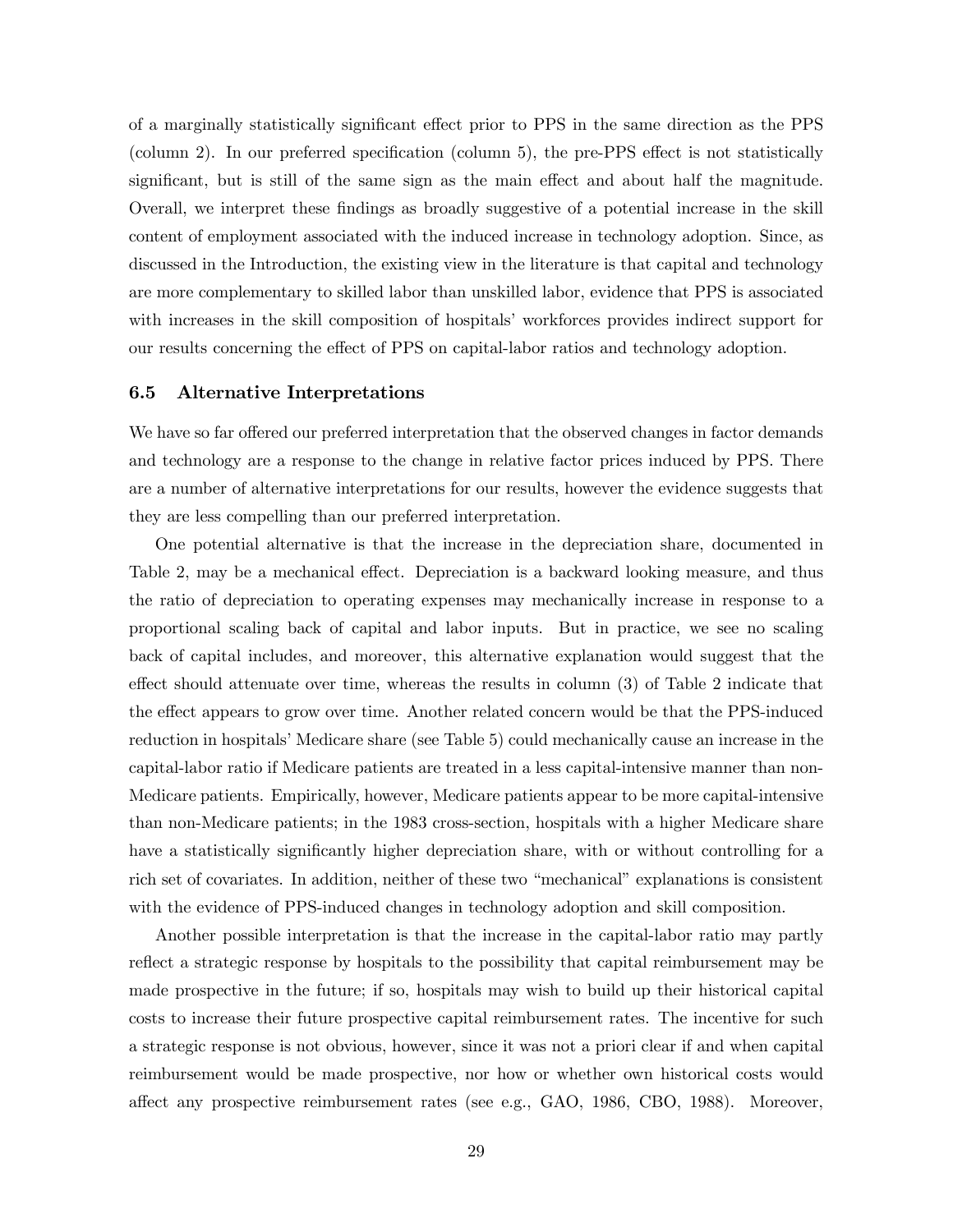of a marginally statistically significant effect prior to PPS in the same direction as the PPS (column 2). In our preferred specification (column 5), the pre-PPS effect is not statistically significant, but is still of the same sign as the main effect and about half the magnitude. Overall, we interpret these findings as broadly suggestive of a potential increase in the skill content of employment associated with the induced increase in technology adoption. Since, as discussed in the Introduction, the existing view in the literature is that capital and technology are more complementary to skilled labor than unskilled labor, evidence that PPS is associated with increases in the skill composition of hospitals' workforces provides indirect support for our results concerning the effect of PPS on capital-labor ratios and technology adoption.

### 6.5 Alternative Interpretations

We have so far offered our preferred interpretation that the observed changes in factor demands and technology are a response to the change in relative factor prices induced by PPS. There are a number of alternative interpretations for our results, however the evidence suggests that they are less compelling than our preferred interpretation.

One potential alternative is that the increase in the depreciation share, documented in Table 2, may be a mechanical effect. Depreciation is a backward looking measure, and thus the ratio of depreciation to operating expenses may mechanically increase in response to a proportional scaling back of capital and labor inputs. But in practice, we see no scaling back of capital includes, and moreover, this alternative explanation would suggest that the effect should attenuate over time, whereas the results in column (3) of Table 2 indicate that the effect appears to grow over time. Another related concern would be that the PPS-induced reduction in hospitals' Medicare share (see Table 5) could mechanically cause an increase in the capital-labor ratio if Medicare patients are treated in a less capital-intensive manner than non-Medicare patients. Empirically, however, Medicare patients appear to be more capital-intensive than non-Medicare patients; in the 1983 cross-section, hospitals with a higher Medicare share have a statistically significantly higher depreciation share, with or without controlling for a rich set of covariates. In addition, neither of these two "mechanical" explanations is consistent with the evidence of PPS-induced changes in technology adoption and skill composition.

Another possible interpretation is that the increase in the capital-labor ratio may partly reflect a strategic response by hospitals to the possibility that capital reimbursement may be made prospective in the future; if so, hospitals may wish to build up their historical capital costs to increase their future prospective capital reimbursement rates. The incentive for such a strategic response is not obvious, however, since it was not a priori clear if and when capital reimbursement would be made prospective, nor how or whether own historical costs would affect any prospective reimbursement rates (see e.g., GAO, 1986, CBO, 1988). Moreover,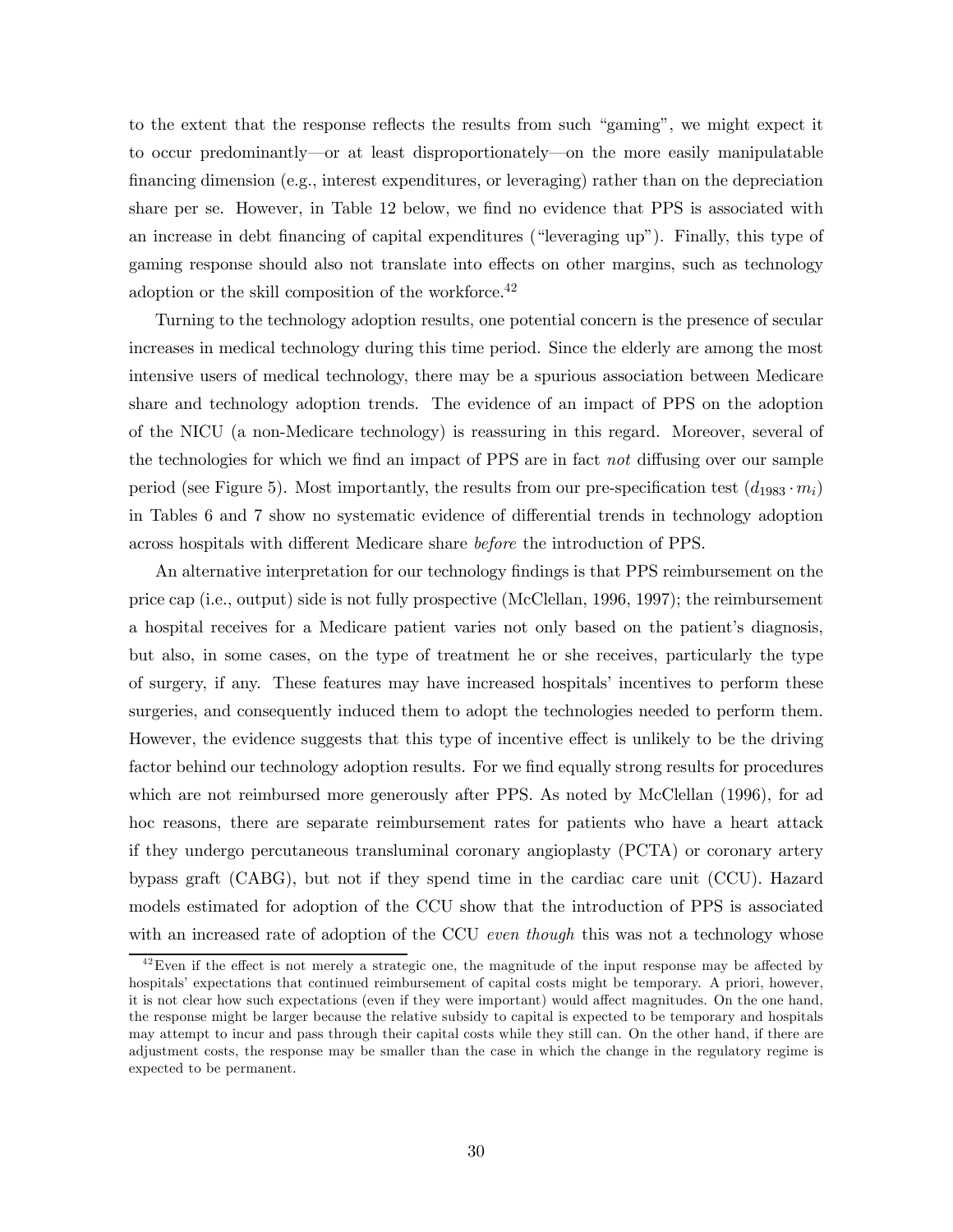to the extent that the response reflects the results from such "gaming", we might expect it to occur predominantly—or at least disproportionately—on the more easily manipulatable financing dimension (e.g., interest expenditures, or leveraging) rather than on the depreciation share per se. However, in Table 12 below, we find no evidence that PPS is associated with an increase in debt financing of capital expenditures ("leveraging up"). Finally, this type of gaming response should also not translate into effects on other margins, such as technology adoption or the skill composition of the workforce.[42]

Turning to the technology adoption results, one potential concern is the presence of secular increases in medical technology during this time period. Since the elderly are among the most intensive users of medical technology, there may be a spurious association between Medicare share and technology adoption trends. The evidence of an impact of PPS on the adoption of the NICU (a non-Medicare technology) is reassuring in this regard. Moreover, several of the technologies for which we find an impact of PPS are in fact *not* diffusing over our sample period (see Figure 5). Most importantly, the results from our pre-specification test ($d_{1983} \cdot m_i$) in Tables 6 and 7 show no systematic evidence of differential trends in technology adoption across hospitals with different Medicare share *before* the introduction of PPS.

An alternative interpretation for our technology findings is that PPS reimbursement on the price cap (i.e., output) side is not fully prospective (McClellan, 1996, 1997); the reimbursement a hospital receives for a Medicare patient varies not only based on the patient's diagnosis, but also, in some cases, on the type of treatment he or she receives, particularly the type of surgery, if any. These features may have increased hospitals' incentives to perform these surgeries, and consequently induced them to adopt the technologies needed to perform them. However, the evidence suggests that this type of incentive effect is unlikely to be the driving factor behind our technology adoption results. For we find equally strong results for procedures which are not reimbursed more generously after PPS. As noted by McClellan (1996), for ad hoc reasons, there are separate reimbursement rates for patients who have a heart attack if they undergo percutaneous transluminal coronary angioplasty (PCTA) or coronary artery bypass graft (CABG), but not if they spend time in the cardiac care unit (CCU). Hazard models estimated for adoption of the CCU show that the introduction of PPS is associated with an increased rate of adoption of the CCU *even though* this was not a technology whose

[42] Even if the effect is not merely a strategic one, the magnitude of the input response may be affected by hospitals' expectations that continued reimbursement of capital costs might be temporary. A priori, however, it is not clear how such expectations (even if they were important) would affect magnitudes. On the one hand, the response might be larger because the relative subsidy to capital is expected to be temporary and hospitals may attempt to incur and pass through their capital costs while they still can. On the other hand, if there are adjustment costs, the response may be smaller than the case in which the change in the regulatory regime is expected to be permanent.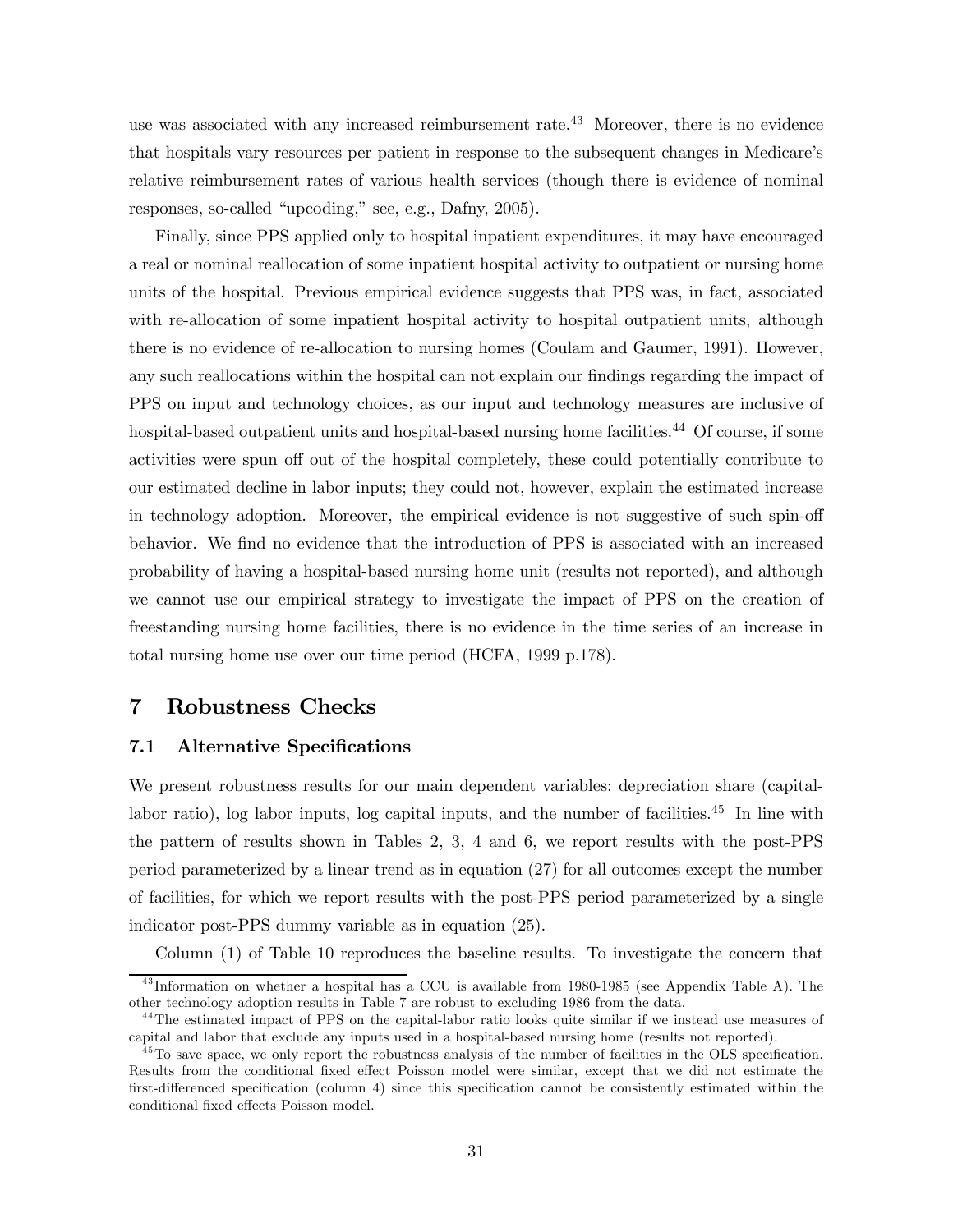use was associated with any increased reimbursement rate.[43] Moreover, there is no evidence that hospitals vary resources per patient in response to the subsequent changes in Medicare's relative reimbursement rates of various health services (though there is evidence of nominal responses, so-called "upcoding," see, e.g., Dafny, 2005).

Finally, since PPS applied only to hospital inpatient expenditures, it may have encouraged a real or nominal reallocation of some inpatient hospital activity to outpatient or nursing home units of the hospital. Previous empirical evidence suggests that PPS was, in fact, associated with re-allocation of some inpatient hospital activity to hospital outpatient units, although there is no evidence of re-allocation to nursing homes (Coulam and Gaumer, 1991). However, any such reallocations within the hospital can not explain our findings regarding the impact of PPS on input and technology choices, as our input and technology measures are inclusive of hospital-based outpatient units and hospital-based nursing home facilities.[44] Of course, if some activities were spun off out of the hospital completely, these could potentially contribute to our estimated decline in labor inputs; they could not, however, explain the estimated increase in technology adoption. Moreover, the empirical evidence is not suggestive of such spin-off behavior. We find no evidence that the introduction of PPS is associated with an increased probability of having a hospital-based nursing home unit (results not reported), and although we cannot use our empirical strategy to investigate the impact of PPS on the creation of freestanding nursing home facilities, there is no evidence in the time series of an increase in total nursing home use over our time period (HCFA, 1999 p.178).

## 7 Robustness Checks

### 7.1 Alternative Specifications

We present robustness results for our main dependent variables: depreciation share (capital-labor ratio), log labor inputs, log capital inputs, and the number of facilities.[45] In line with the pattern of results shown in Tables 2, 3, 4 and 6, we report results with the post-PPS period parameterized by a linear trend as in equation (27) for all outcomes except the number of facilities, for which we report results with the post-PPS period parameterized by a single indicator post-PPS dummy variable as in equation (25).

Column (1) of Table 10 reproduces the baseline results. To investigate the concern that

[43] Information on whether a hospital has a CCU is available from 1980-1985 (see Appendix Table A). The other technology adoption results in Table 7 are robust to excluding 1986 from the data.

[44] The estimated impact of PPS on the capital-labor ratio looks quite similar if we instead use measures of capital and labor that exclude any inputs used in a hospital-based nursing home (results not reported).

[45] To save space, we only report the robustness analysis of the number of facilities in the OLS specification. Results from the conditional fixed effect Poisson model were similar, except that we did not estimate the first-differenced specification (column 4) since this specification cannot be consistently estimated within the conditional fixed effects Poisson model.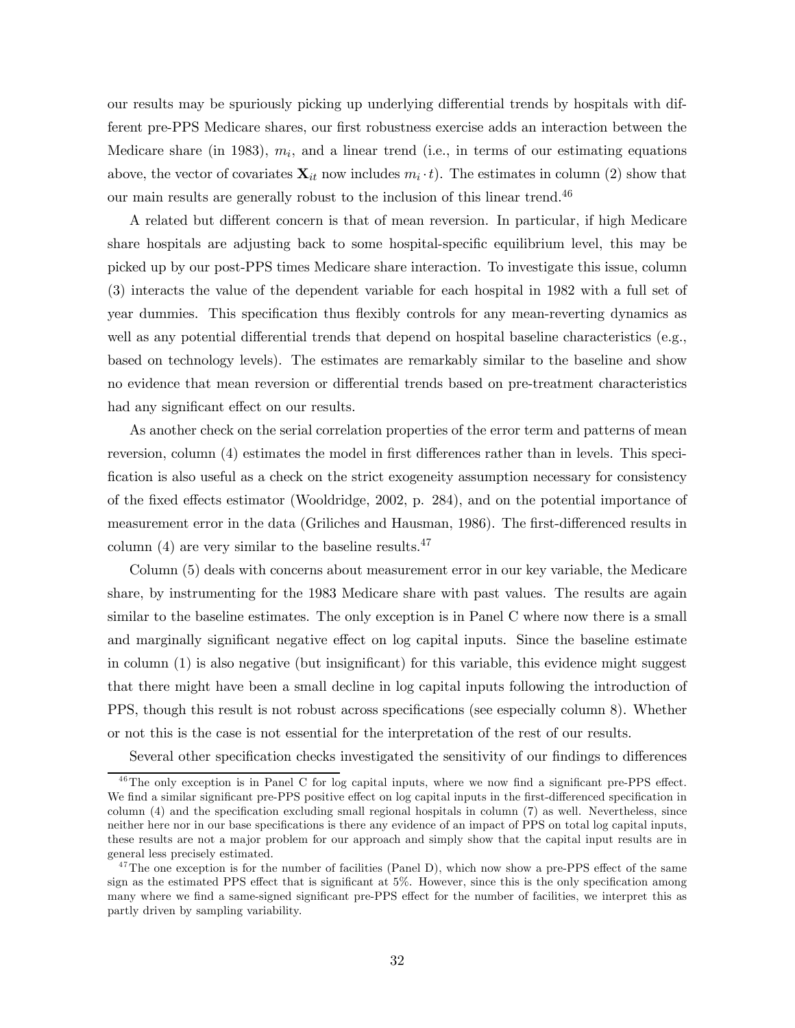our results may be spuriously picking up underlying differential trends by hospitals with different pre-PPS Medicare shares, our first robustness exercise adds an interaction between the Medicare share (in 1983), $m_i$, and a linear trend (i.e., in terms of our estimating equations above, the vector of covariates $\mathbf{X}_{it}$ now includes $m_i \cdot t$). The estimates in column (2) show that our main results are generally robust to the inclusion of this linear trend.[46]

A related but different concern is that of mean reversion. In particular, if high Medicare share hospitals are adjusting back to some hospital-specific equilibrium level, this may be picked up by our post-PPS times Medicare share interaction. To investigate this issue, column (3) interacts the value of the dependent variable for each hospital in 1982 with a full set of year dummies. This specification thus flexibly controls for any mean-reverting dynamics as well as any potential differential trends that depend on hospital baseline characteristics (e.g., based on technology levels). The estimates are remarkably similar to the baseline and show no evidence that mean reversion or differential trends based on pre-treatment characteristics had any significant effect on our results.

As another check on the serial correlation properties of the error term and patterns of mean reversion, column (4) estimates the model in first differences rather than in levels. This specification is also useful as a check on the strict exogeneity assumption necessary for consistency of the fixed effects estimator (Wooldridge, 2002, p. 284), and on the potential importance of measurement error in the data (Griliches and Hausman, 1986). The first-differenced results in column (4) are very similar to the baseline results.[47]

Column (5) deals with concerns about measurement error in our key variable, the Medicare share, by instrumenting for the 1983 Medicare share with past values. The results are again similar to the baseline estimates. The only exception is in Panel C where now there is a small and marginally significant negative effect on log capital inputs. Since the baseline estimate in column (1) is also negative (but insignificant) for this variable, this evidence might suggest that there might have been a small decline in log capital inputs following the introduction of PPS, though this result is not robust across specifications (see especially column 8). Whether or not this is the case is not essential for the interpretation of the rest of our results.

Several other specification checks investigated the sensitivity of our findings to differences

[46] The only exception is in Panel C for log capital inputs, where we now find a significant pre-PPS effect. We find a similar significant pre-PPS positive effect on log capital inputs in the first-differenced specification in column (4) and the specification excluding small regional hospitals in column (7) as well. Nevertheless, since neither here nor in our base specifications is there any evidence of an impact of PPS on total log capital inputs, these results are not a major problem for our approach and simply show that the capital input results are in general less precisely estimated.

[47] The one exception is for the number of facilities (Panel D), which now show a pre-PPS effect of the same sign as the estimated PPS effect that is significant at 5%. However, since this is the only specification among many where we find a same-signed significant pre-PPS effect for the number of facilities, we interpret this as partly driven by sampling variability.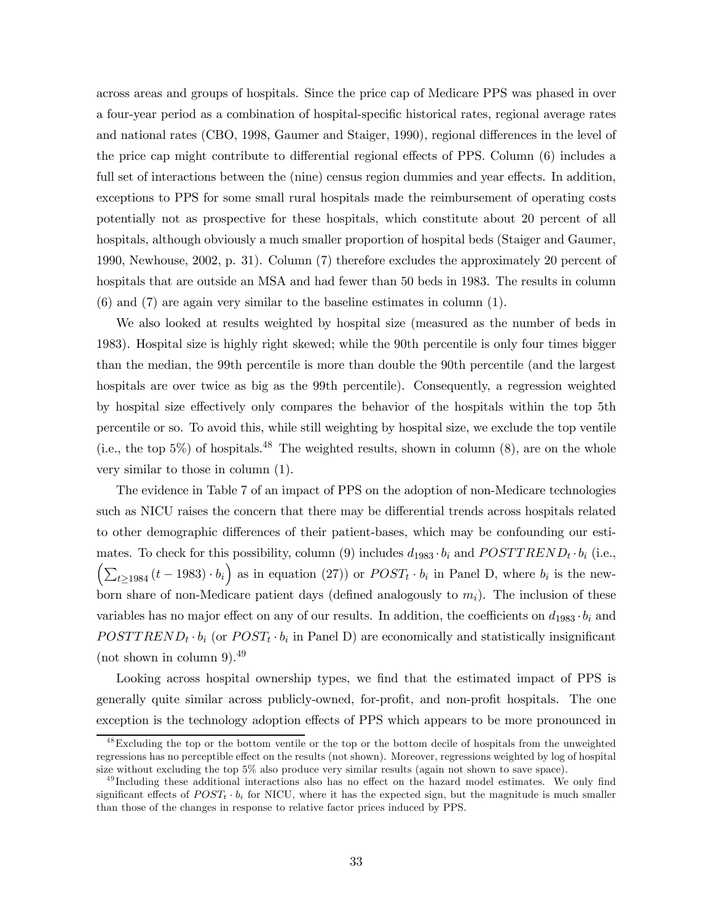across areas and groups of hospitals. Since the price cap of Medicare PPS was phased in over a four-year period as a combination of hospital-specific historical rates, regional average rates and national rates (CBO, 1998, Gaumer and Staiger, 1990), regional differences in the level of the price cap might contribute to differential regional effects of PPS. Column (6) includes a full set of interactions between the (nine) census region dummies and year effects. In addition, exceptions to PPS for some small rural hospitals made the reimbursement of operating costs potentially not as prospective for these hospitals, which constitute about 20 percent of all hospitals, although obviously a much smaller proportion of hospital beds (Staiger and Gaumer, 1990, Newhouse, 2002, p. 31). Column (7) therefore excludes the approximately 20 percent of hospitals that are outside an MSA and had fewer than 50 beds in 1983. The results in column (6) and (7) are again very similar to the baseline estimates in column (1).

We also looked at results weighted by hospital size (measured as the number of beds in 1983). Hospital size is highly right skewed; while the 90th percentile is only four times bigger than the median, the 99th percentile is more than double the 90th percentile (and the largest hospitals are over twice as big as the 99th percentile). Consequently, a regression weighted by hospital size effectively only compares the behavior of the hospitals within the top 5th percentile or so. To avoid this, while still weighting by hospital size, we exclude the top ventile (i.e., the top 5%) of hospitals.[48] The weighted results, shown in column (8), are on the whole very similar to those in column (1).

The evidence in Table 7 of an impact of PPS on the adoption of non-Medicare technologies such as NICU raises the concern that there may be differential trends across hospitals related to other demographic differences of their patient-bases, which may be confounding our estimates. To check for this possibility, column (9) includes $d_{1983} \cdot b_i$ and $POSTTREND_t \cdot b_i$ (i.e., $\left(\sum_{t \geq 1984} (t-1983) \cdot b_i\right)$ as in equation (27)) or $POST_t \cdot b_i$ in Panel D, where $b_i$ is the newborn share of non-Medicare patient days (defined analogously to $m_i$). The inclusion of these variables has no major effect on any of our results. In addition, the coefficients on $d_{1983} \cdot b_i$ and $POSTTREND_t \cdot b_i$ (or $POST_t \cdot b_i$ in Panel D) are economically and statistically insignificant (not shown in column 9).[49]

Looking across hospital ownership types, we find that the estimated impact of PPS is generally quite similar across publicly-owned, for-profit, and non-profit hospitals. The one exception is the technology adoption effects of PPS which appears to be more pronounced in

[48] Excluding the top or the bottom ventile or the top or the bottom decile of hospitals from the unweighted regressions has no perceptible effect on the results (not shown). Moreover, regressions weighted by log of hospital size without excluding the top 5% also produce very similar results (again not shown to save space).

[49] Including these additional interactions also has no effect on the hazard model estimates. We only find significant effects of $POST_t \cdot b_i$ for NICU, where it has the expected sign, but the magnitude is much smaller than those of the changes in response to relative factor prices induced by PPS.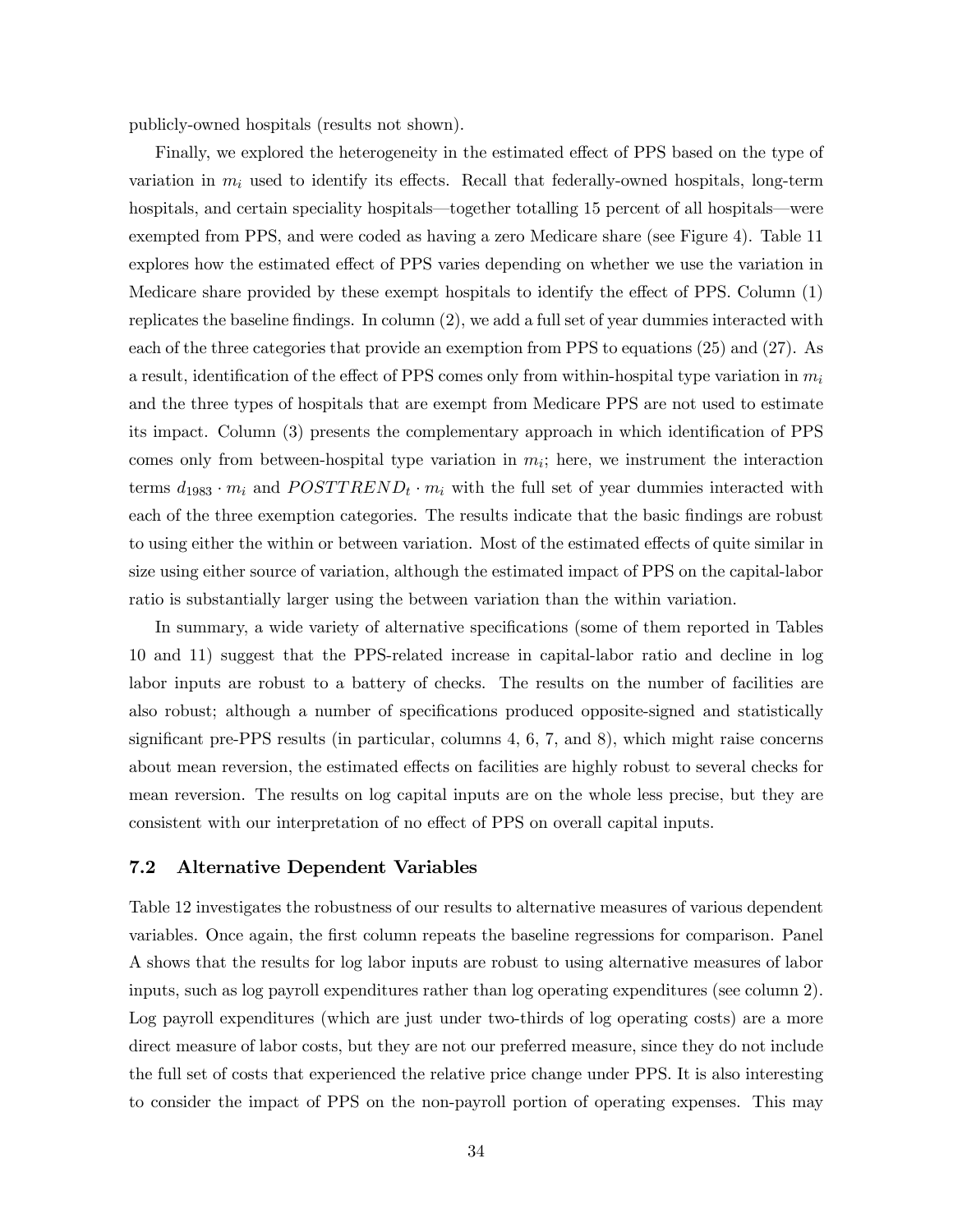publicly-owned hospitals (results not shown).

Finally, we explored the heterogeneity in the estimated effect of PPS based on the type of variation in $m_i$ used to identify its effects. Recall that federally-owned hospitals, long-term hospitals, and certain speciality hospitals—together totalling 15 percent of all hospitals—were exempted from PPS, and were coded as having a zero Medicare share (see Figure 4). Table 11 explores how the estimated effect of PPS varies depending on whether we use the variation in Medicare share provided by these exempt hospitals to identify the effect of PPS. Column (1) replicates the baseline findings. In column (2), we add a full set of year dummies interacted with each of the three categories that provide an exemption from PPS to equations (25) and (27). As a result, identification of the effect of PPS comes only from within-hospital type variation in $m_i$ and the three types of hospitals that are exempt from Medicare PPS are not used to estimate its impact. Column (3) presents the complementary approach in which identification of PPS comes only from between-hospital type variation in $m_i$; here, we instrument the interaction terms $d_{1983} \cdot m_i$ and $POSTTREND_t \cdot m_i$ with the full set of year dummies interacted with each of the three exemption categories. The results indicate that the basic findings are robust to using either the within or between variation. Most of the estimated effects of quite similar in size using either source of variation, although the estimated impact of PPS on the capital-labor ratio is substantially larger using the between variation than the within variation.

In summary, a wide variety of alternative specifications (some of them reported in Tables 10 and 11) suggest that the PPS-related increase in capital-labor ratio and decline in log labor inputs are robust to a battery of checks. The results on the number of facilities are also robust; although a number of specifications produced opposite-signed and statistically significant pre-PPS results (in particular, columns 4, 6, 7, and 8), which might raise concerns about mean reversion, the estimated effects on facilities are highly robust to several checks for mean reversion. The results on log capital inputs are on the whole less precise, but they are consistent with our interpretation of no effect of PPS on overall capital inputs.

### 7.2 Alternative Dependent Variables

Table 12 investigates the robustness of our results to alternative measures of various dependent variables. Once again, the first column repeats the baseline regressions for comparison. Panel A shows that the results for log labor inputs are robust to using alternative measures of labor inputs, such as log payroll expenditures rather than log operating expenditures (see column 2). Log payroll expenditures (which are just under two-thirds of log operating costs) are a more direct measure of labor costs, but they are not our preferred measure, since they do not include the full set of costs that experienced the relative price change under PPS. It is also interesting to consider the impact of PPS on the non-payroll portion of operating expenses. This may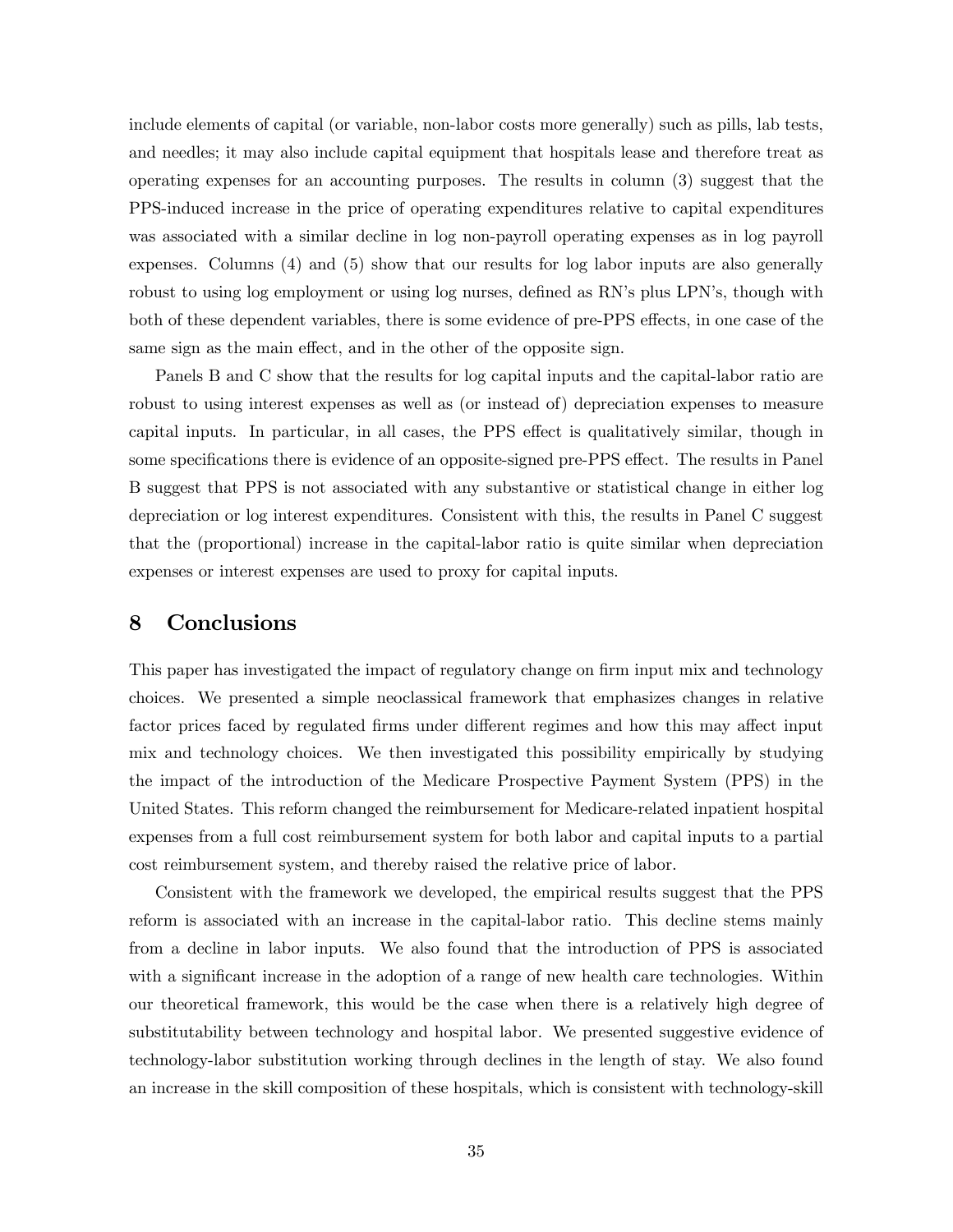include elements of capital (or variable, non-labor costs more generally) such as pills, lab tests, and needles; it may also include capital equipment that hospitals lease and therefore treat as operating expenses for an accounting purposes. The results in column (3) suggest that the PPS-induced increase in the price of operating expenditures relative to capital expenditures was associated with a similar decline in log non-payroll operating expenses as in log payroll expenses. Columns (4) and (5) show that our results for log labor inputs are also generally robust to using log employment or using log nurses, defined as RN's plus LPN's, though with both of these dependent variables, there is some evidence of pre-PPS effects, in one case of the same sign as the main effect, and in the other of the opposite sign.

Panels B and C show that the results for log capital inputs and the capital-labor ratio are robust to using interest expenses as well as (or instead of) depreciation expenses to measure capital inputs. In particular, in all cases, the PPS effect is qualitatively similar, though in some specifications there is evidence of an opposite-signed pre-PPS effect. The results in Panel B suggest that PPS is not associated with any substantive or statistical change in either log depreciation or log interest expenditures. Consistent with this, the results in Panel C suggest that the (proportional) increase in the capital-labor ratio is quite similar when depreciation expenses or interest expenses are used to proxy for capital inputs.

# 8 Conclusions

This paper has investigated the impact of regulatory change on firm input mix and technology choices. We presented a simple neoclassical framework that emphasizes changes in relative factor prices faced by regulated firms under different regimes and how this may affect input mix and technology choices. We then investigated this possibility empirically by studying the impact of the introduction of the Medicare Prospective Payment System (PPS) in the United States. This reform changed the reimbursement for Medicare-related inpatient hospital expenses from a full cost reimbursement system for both labor and capital inputs to a partial cost reimbursement system, and thereby raised the relative price of labor.

Consistent with the framework we developed, the empirical results suggest that the PPS reform is associated with an increase in the capital-labor ratio. This decline stems mainly from a decline in labor inputs. We also found that the introduction of PPS is associated with a significant increase in the adoption of a range of new health care technologies. Within our theoretical framework, this would be the case when there is a relatively high degree of substitutability between technology and hospital labor. We presented suggestive evidence of technology-labor substitution working through declines in the length of stay. We also found an increase in the skill composition of these hospitals, which is consistent with technology-skill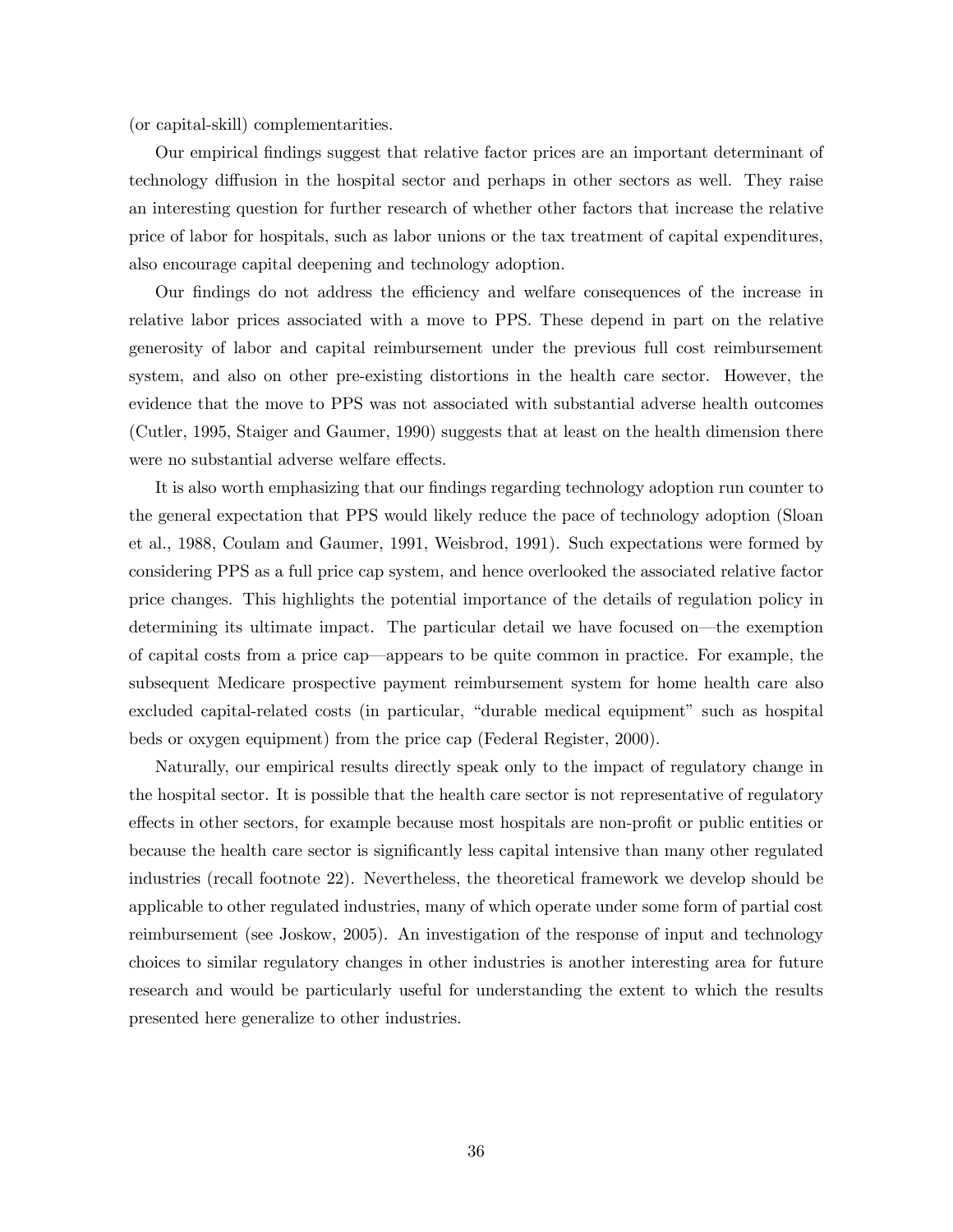(or capital-skill) complementarities.

Our empirical findings suggest that relative factor prices are an important determinant of technology diffusion in the hospital sector and perhaps in other sectors as well. They raise an interesting question for further research of whether other factors that increase the relative price of labor for hospitals, such as labor unions or the tax treatment of capital expenditures, also encourage capital deepening and technology adoption.

Our findings do not address the efficiency and welfare consequences of the increase in relative labor prices associated with a move to PPS. These depend in part on the relative generosity of labor and capital reimbursement under the previous full cost reimbursement system, and also on other pre-existing distortions in the health care sector. However, the evidence that the move to PPS was not associated with substantial adverse health outcomes (Cutler, 1995, Staiger and Gaumer, 1990) suggests that at least on the health dimension there were no substantial adverse welfare effects.

It is also worth emphasizing that our findings regarding technology adoption run counter to the general expectation that PPS would likely reduce the pace of technology adoption (Sloan et al., 1988, Coulam and Gaumer, 1991, Weisbrod, 1991). Such expectations were formed by considering PPS as a full price cap system, and hence overlooked the associated relative factor price changes. This highlights the potential importance of the details of regulation policy in determining its ultimate impact. The particular detail we have focused on—the exemption of capital costs from a price cap—appears to be quite common in practice. For example, the subsequent Medicare prospective payment reimbursement system for home health care also excluded capital-related costs (in particular, "durable medical equipment" such as hospital beds or oxygen equipment) from the price cap (Federal Register, 2000).

Naturally, our empirical results directly speak only to the impact of regulatory change in the hospital sector. It is possible that the health care sector is not representative of regulatory effects in other sectors, for example because most hospitals are non-profit or public entities or because the health care sector is significantly less capital intensive than many other regulated industries (recall footnote 22). Nevertheless, the theoretical framework we develop should be applicable to other regulated industries, many of which operate under some form of partial cost reimbursement (see Joskow, 2005). An investigation of the response of input and technology choices to similar regulatory changes in other industries is another interesting area for future research and would be particularly useful for understanding the extent to which the results presented here generalize to other industries.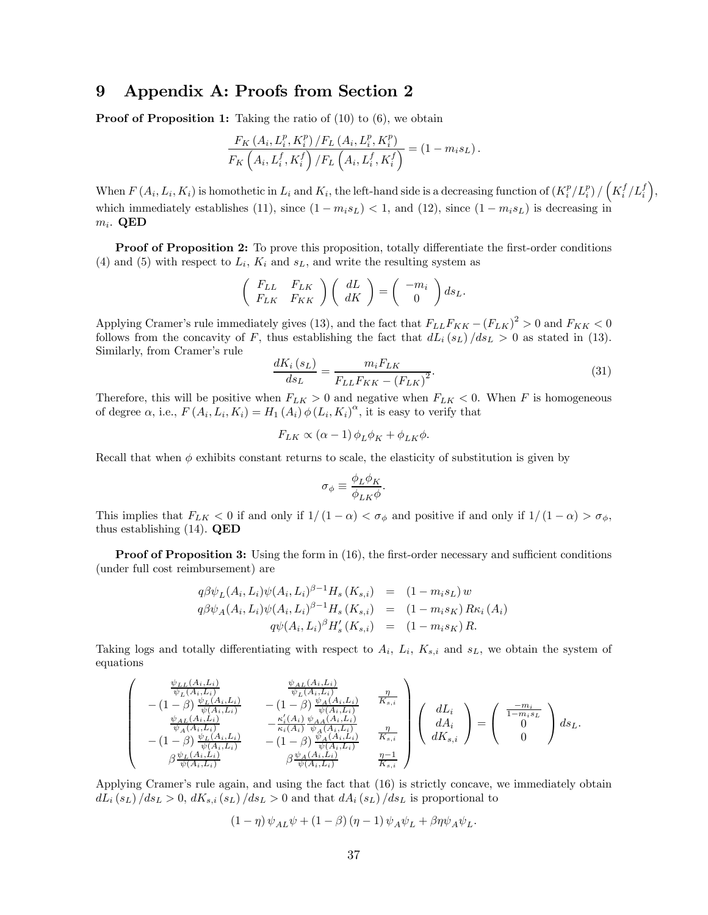# 9 Appendix A: Proofs from Section 2

**Proof of Proposition 1:** Taking the ratio of (10) to (6), we obtain

$$\frac{F_K\left(A_i, L_i^p, K_i^p\right)/F_L\left(A_i, L_i^p, K_i^p\right)}{F_K\left(A_i, L_i^f, K_i^f\right)/F_L\left(A_i, L_i^f, K_i^f\right)} = (1 - m_i s_L).$$

When $F(A_i, L_i, K_i)$ is homothetic in $L_i$ and $K_i$, the left-hand side is a decreasing function of $\left(K_i^p/L_i^p\right)/\left(K_i^f/L_i^f\right)$, which immediately establishes (11), since $(1 - m_i s_L) < 1$, and (12), since $(1 - m_i s_L)$ is decreasing in $m_i$. **QED**

**Proof of Proposition 2:** To prove this proposition, totally differentiate the first-order conditions (4) and (5) with respect to $L_i$, $K_i$ and $s_L$, and write the resulting system as

$$\begin{pmatrix} F_{LL} & F_{LK} \\ F_{LK} & F_{KK} \end{pmatrix} \begin{pmatrix} dL \\ dK \end{pmatrix} = \begin{pmatrix} -m_i \\ 0 \end{pmatrix} ds_L.$$

Applying Cramer's rule immediately gives (13), and the fact that $F_{LL}F_{KK} - (F_{LK})^2 > 0$ and $F_{KK} < 0$ follows from the concavity of $F$, thus establishing the fact that $dL_i(s_L)/ds_L > 0$ as stated in (13). Similarly, from Cramer's rule

$$\frac{dK_i(s_L)}{ds_L} = \frac{m_i F_{LK}}{F_{LL}F_{KK} - (F_{LK})^2}. \tag{31}$$

Therefore, this will be positive when $F_{LK} > 0$ and negative when $F_{LK} < 0$. When $F$ is homogeneous of degree $\alpha$, i.e., $F(A_i, L_i, K_i) = H_1(A_i)\,\phi(L_i, K_i)^\alpha$, it is easy to verify that

$$F_{LK} \propto (\alpha - 1)\,\phi_L \phi_K + \phi_{LK}\phi.$$

Recall that when $\phi$ exhibits constant returns to scale, the elasticity of substitution is given by

$$\sigma_\phi \equiv \frac{\phi_L \phi_K}{\phi_{LK}\phi}.$$

This implies that $F_{LK} < 0$ if and only if $1/(1-\alpha) < \sigma_\phi$ and positive if and only if $1/(1-\alpha) > \sigma_\phi$, thus establishing (14). **QED**

**Proof of Proposition 3:** Using the form in (16), the first-order necessary and sufficient conditions (under full cost reimbursement) are

$$\begin{aligned}
q\beta\psi_L(A_i, L_i)\psi(A_i, L_i)^{\beta-1}H_s(K_{s,i}) &= (1 - m_i s_L)\,w \\
q\beta\psi_A(A_i, L_i)\psi(A_i, L_i)^{\beta-1}H_s(K_{s,i}) &= (1 - m_i s_K)\,R\kappa_i(A_i) \\
q\psi(A_i, L_i)^{\beta}H_s'(K_{s,i}) &= (1 - m_i s_K)\,R.
\end{aligned}$$

Taking logs and totally differentiating with respect to $A_i$, $L_i$, $K_{s,i}$ and $s_L$, we obtain the system of equations

$$\begin{pmatrix}
\frac{\psi_{LL}(A_i,L_i)}{\psi_L(A_i,L_i)} - (1-\beta)\frac{\psi_L(A_i,L_i)}{\psi(A_i,L_i)} & \frac{\psi_{AL}(A_i,L_i)}{\psi_L(A_i,L_i)} - (1-\beta)\frac{\psi_A(A_i,L_i)}{\psi(A_i,L_i)} & \frac{\eta}{K_{s,i}} \\
\frac{\psi_{AL}(A_i,L_i)}{\psi_A(A_i,L_i)} - (1-\beta)\frac{\psi_L(A_i,L_i)}{\psi(A_i,L_i)} & -\frac{\kappa_i'(A_i)}{\kappa_i(A_i)}\frac{\psi_{AA}(A_i,L_i)}{\psi_A(A_i,L_i)} - (1-\beta)\frac{\psi_A(A_i,L_i)}{\psi(A_i,L_i)} & \frac{\eta}{K_{s,i}} \\
\beta\frac{\psi_L(A_i,L_i)}{\psi(A_i,L_i)} & \beta\frac{\psi_A(A_i,L_i)}{\psi(A_i,L_i)} & \frac{\eta-1}{K_{s,i}}
\end{pmatrix}
\begin{pmatrix} dL_i \\ dA_i \\ dK_{s,i} \end{pmatrix} = \begin{pmatrix} \frac{-m_i}{1-m_i s_L} \\ 0 \\ 0 \end{pmatrix} ds_L.$$

Applying Cramer's rule again, and using the fact that (16) is strictly concave, we immediately obtain $dL_i(s_L)/ds_L > 0$, $dK_{s,i}(s_L)/ds_L > 0$ and that $dA_i(s_L)/ds_L$ is proportional to

$$(1-\eta)\,\psi_{AL}\psi + (1-\beta)(\eta-1)\,\psi_A\psi_L + \beta\eta\psi_A\psi_L.$$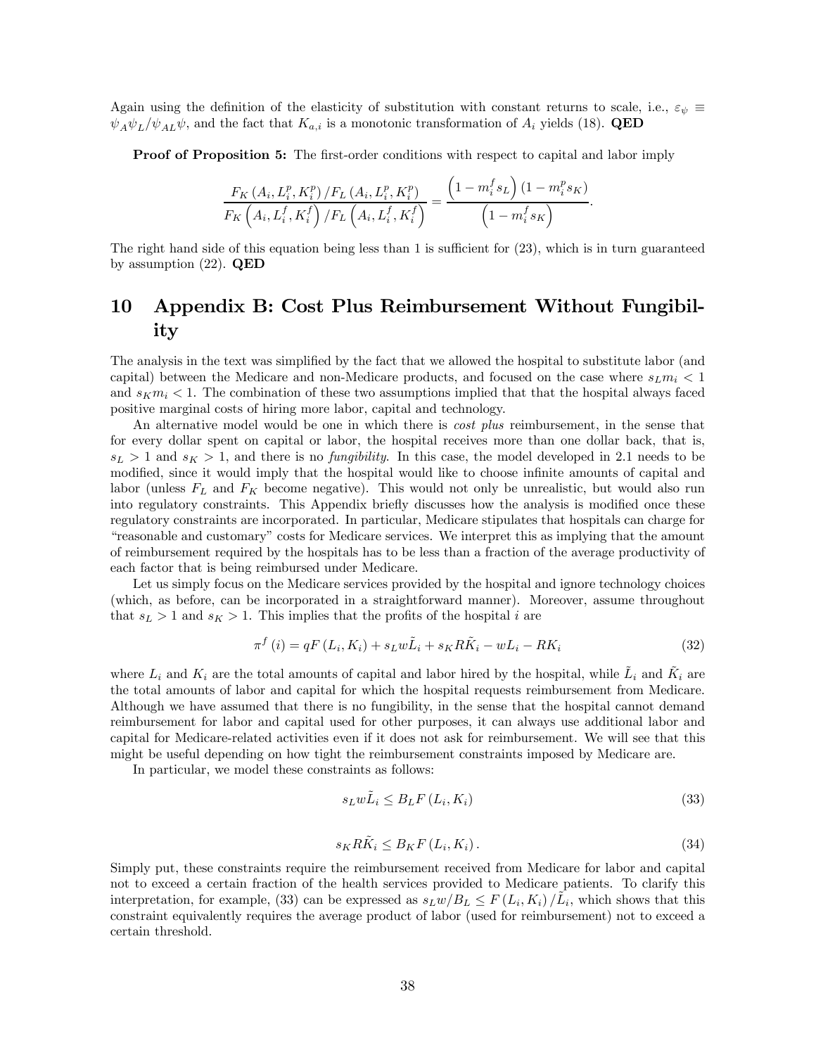Again using the definition of the elasticity of substitution with constant returns to scale, i.e., $\varepsilon_\psi \equiv \psi_A \psi_L / \psi_{AL} \psi$, and the fact that $K_{a,i}$ is a monotonic transformation of $A_i$ yields (18). **QED**

**Proof of Proposition 5:** The first-order conditions with respect to capital and labor imply

$$\frac{F_K\left(A_i, L_i^p, K_i^p\right)/F_L\left(A_i, L_i^p, K_i^p\right)}{F_K\left(A_i, L_i^f, K_i^f\right)/F_L\left(A_i, L_i^f, K_i^f\right)} = \frac{\left(1 - m_i^f s_L\right)\left(1 - m_i^p s_K\right)}{\left(1 - m_i^f s_K\right)}.$$

The right hand side of this equation being less than 1 is sufficient for (23), which is in turn guaranteed by assumption (22). **QED**

# 10 Appendix B: Cost Plus Reimbursement Without Fungibility

The analysis in the text was simplified by the fact that we allowed the hospital to substitute labor (and capital) between the Medicare and non-Medicare products, and focused on the case where $s_L m_i < 1$ and $s_K m_i < 1$. The combination of these two assumptions implied that that the hospital always faced positive marginal costs of hiring more labor, capital and technology.

An alternative model would be one in which there is *cost plus* reimbursement, in the sense that for every dollar spent on capital or labor, the hospital receives more than one dollar back, that is, $s_L > 1$ and $s_K > 1$, and there is no *fungibility*. In this case, the model developed in 2.1 needs to be modified, since it would imply that the hospital would like to choose infinite amounts of capital and labor (unless $F_L$ and $F_K$ become negative). This would not only be unrealistic, but would also run into regulatory constraints. This Appendix briefly discusses how the analysis is modified once these regulatory constraints are incorporated. In particular, Medicare stipulates that hospitals can charge for "reasonable and customary" costs for Medicare services. We interpret this as implying that the amount of reimbursement required by the hospitals has to be less than a fraction of the average productivity of each factor that is being reimbursed under Medicare.

Let us simply focus on the Medicare services provided by the hospital and ignore technology choices (which, as before, can be incorporated in a straightforward manner). Moreover, assume throughout that $s_L > 1$ and $s_K > 1$. This implies that the profits of the hospital $i$ are

$$\pi^f(i) = qF(L_i, K_i) + s_L w \tilde{L}_i + s_K R \tilde{K}_i - wL_i - RK_i \tag{32}$$

where $L_i$ and $K_i$ are the total amounts of capital and labor hired by the hospital, while $\tilde{L}_i$ and $\tilde{K}_i$ are the total amounts of labor and capital for which the hospital requests reimbursement from Medicare. Although we have assumed that there is no fungibility, in the sense that the hospital cannot demand reimbursement for labor and capital used for other purposes, it can always use additional labor and capital for Medicare-related activities even if it does not ask for reimbursement. We will see that this might be useful depending on how tight the reimbursement constraints imposed by Medicare are.

In particular, we model these constraints as follows:

$$s_L w \tilde{L}_i \leq B_L F(L_i, K_i) \tag{33}$$

$$s_K R \tilde{K}_i \leq B_K F(L_i, K_i). \tag{34}$$

Simply put, these constraints require the reimbursement received from Medicare for labor and capital not to exceed a certain fraction of the health services provided to Medicare patients. To clarify this interpretation, for example, (33) can be expressed as $s_L w / B_L \leq F(L_i, K_i)/\tilde{L}_i$, which shows that this constraint equivalently requires the average product of labor (used for reimbursement) not to exceed a certain threshold.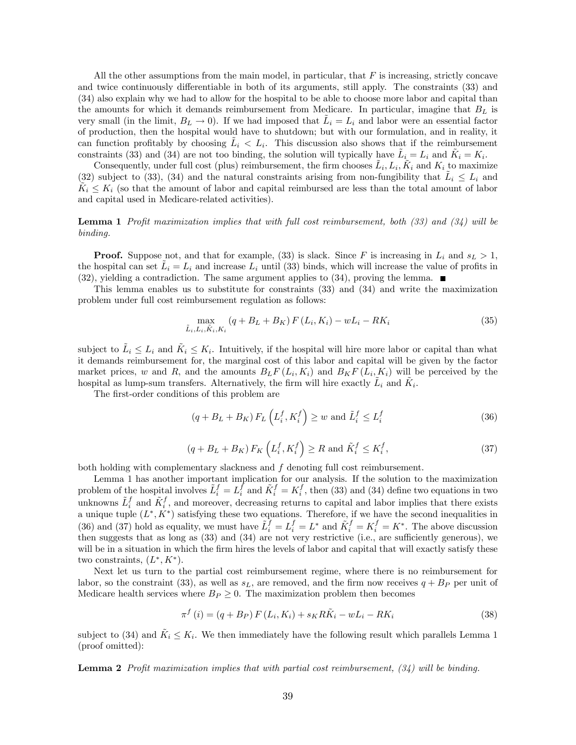All the other assumptions from the main model, in particular, that $F$ is increasing, strictly concave and twice continuously differentiable in both of its arguments, still apply. The constraints (33) and (34) also explain why we had to allow for the hospital to be able to choose more labor and capital than the amounts for which it demands reimbursement from Medicare. In particular, imagine that $B_L$ is very small (in the limit, $B_L \to 0$). If we had imposed that $\tilde{L}_i = L_i$ and labor were an essential factor of production, then the hospital would have to shutdown; but with our formulation, and in reality, it can function profitably by choosing $\tilde{L}_i < L_i$. This discussion also shows that if the reimbursement constraints (33) and (34) are not too binding, the solution will typically have $\tilde{L}_i = L_i$ and $\tilde{K}_i = K_i$.

Consequently, under full cost (plus) reimbursement, the firm chooses $\tilde{L}_i, L_i, \tilde{K}_i$ and $K_i$ to maximize (32) subject to (33), (34) and the natural constraints arising from non-fungibility that $\tilde{L}_i \leq L_i$ and $\tilde{K}_i \leq K_i$ (so that the amount of labor and capital reimbursed are less than the total amount of labor and capital used in Medicare-related activities).

**Lemma 1** *Profit maximization implies that with full cost reimbursement, both (33) and (34) will be binding.*

**Proof.** Suppose not, and that for example, (33) is slack. Since $F$ is increasing in $L_i$ and $s_L > 1$, the hospital can set $\tilde{L}_i = L_i$ and increase $L_i$ until (33) binds, which will increase the value of profits in (32), yielding a contradiction. The same argument applies to (34), proving the lemma. ■

This lemma enables us to substitute for constraints (33) and (34) and write the maximization problem under full cost reimbursement regulation as follows:

$$\max_{\tilde{L}_i, L_i, \tilde{K}_i, K_i} (q + B_L + B_K) F(L_i, K_i) - wL_i - RK_i \tag{35}$$

subject to $\tilde{L}_i \leq L_i$ and $\tilde{K}_i \leq K_i$. Intuitively, if the hospital will hire more labor or capital than what it demands reimbursement for, the marginal cost of this labor and capital will be given by the factor market prices, $w$ and $R$, and the amounts $B_L F(L_i, K_i)$ and $B_K F(L_i, K_i)$ will be perceived by the hospital as lump-sum transfers. Alternatively, the firm will hire exactly $\tilde{L}_i$ and $\tilde{K}_i$.

The first-order conditions of this problem are

$$(q + B_L + B_K) F_L\left(L_i^f, K_i^f\right) \geq w \text{ and } \tilde{L}_i^f \leq L_i^f \tag{36}$$

$$(q + B_L + B_K) F_K\left(L_i^f, K_i^f\right) \geq R \text{ and } \tilde{K}_i^f \leq K_i^f, \tag{37}$$

both holding with complementary slackness and $f$ denoting full cost reimbursement.

Lemma 1 has another important implication for our analysis. If the solution to the maximization problem of the hospital involves $\tilde{L}_i^f = L_i^f$ and $\tilde{K}_i^f = K_i^f$, then (33) and (34) define two equations in two unknowns $\tilde{L}_i^f$ and $\tilde{K}_i^f$, and moreover, decreasing returns to capital and labor implies that there exists a unique tuple $(L^*, K^*)$ satisfying these two equations. Therefore, if we have the second inequalities in (36) and (37) hold as equality, we must have $\tilde{L}_i^f = L_i^f = L^*$ and $\tilde{K}_i^f = K_i^f = K^*$. The above discussion then suggests that as long as (33) and (34) are not very restrictive (i.e., are sufficiently generous), we will be in a situation in which the firm hires the levels of labor and capital that will exactly satisfy these two constraints, $(L^*, K^*)$.

Next let us turn to the partial cost reimbursement regime, where there is no reimbursement for labor, so the constraint (33), as well as $s_L$, are removed, and the firm now receives $q + B_P$ per unit of Medicare health services where $B_P \geq 0$. The maximization problem then becomes

$$\pi^f(i) = (q + B_P) F(L_i, K_i) + s_K R\tilde{K}_i - wL_i - RK_i \tag{38}$$

subject to (34) and $\tilde{K}_i \leq K_i$. We then immediately have the following result which parallels Lemma 1 (proof omitted):

**Lemma 2** *Profit maximization implies that with partial cost reimbursement, (34) will be binding.*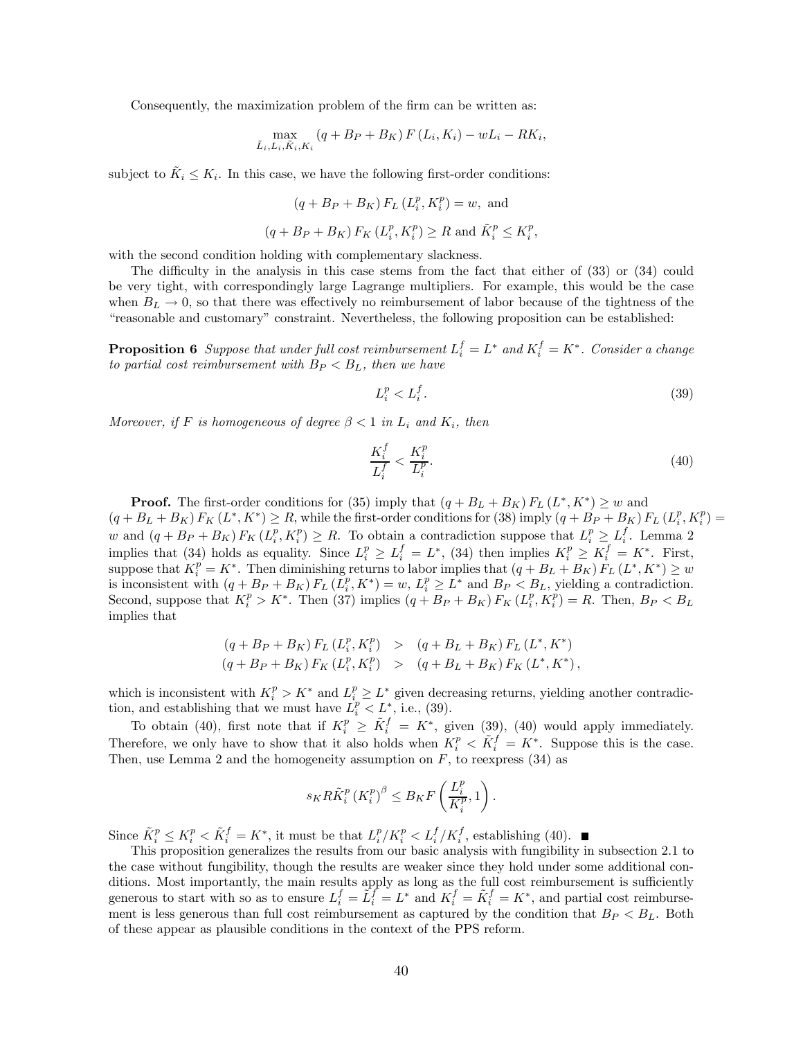Consequently, the maximization problem of the firm can be written as:

$$\max_{\tilde{L}_i, L_i, \tilde{K}_i, K_i} (q + B_P + B_K) F(L_i, K_i) - wL_i - RK_i,$$

subject to $\tilde{K}_i \leq K_i$. In this case, we have the following first-order conditions:

$$(q + B_P + B_K) F_L(L_i^p, K_i^p) = w, \text{ and}$$

$$(q + B_P + B_K) F_K(L_i^p, K_i^p) \geq R \text{ and } \tilde{K}_i^p \leq K_i^p,$$

with the second condition holding with complementary slackness.

The difficulty in the analysis in this case stems from the fact that either of (33) or (34) could be very tight, with correspondingly large Lagrange multipliers. For example, this would be the case when $B_L \to 0$, so that there was effectively no reimbursement of labor because of the tightness of the "reasonable and customary" constraint. Nevertheless, the following proposition can be established:

**Proposition 6** *Suppose that under full cost reimbursement $L_i^f = L^*$ and $K_i^f = K^*$. Consider a change to partial cost reimbursement with $B_P < B_L$, then we have*

$$L_i^p < L_i^f. \tag{39}$$

*Moreover, if $F$ is homogeneous of degree $\beta < 1$ in $L_i$ and $K_i$, then*

$$\frac{K_i^f}{L_i^f} < \frac{K_i^p}{L_i^p}. \tag{40}$$

**Proof.** The first-order conditions for (35) imply that $(q + B_L + B_K) F_L(L^*, K^*) \geq w$ and $(q + B_L + B_K) F_K(L^*, K^*) \geq R$, while the first-order conditions for (38) imply $(q + B_P + B_K) F_L(L_i^p, K_i^p) = w$ and $(q + B_P + B_K) F_K(L_i^p, K_i^p) \geq R$. To obtain a contradiction suppose that $L_i^p \geq L_i^f$. Lemma 2 implies that (34) holds as equality. Since $L_i^p \geq L_i^f = L^*$, (34) then implies $K_i^p \geq K_i^f = K^*$. First, suppose that $K_i^p = K^*$. Then diminishing returns to labor implies that $(q + B_L + B_K) F_L(L^*, K^*) \geq w$ is inconsistent with $(q + B_P + B_K) F_L(L_i^p, K^*) = w$, $L_i^p \geq L^*$ and $B_P < B_L$, yielding a contradiction. Second, suppose that $K_i^p > K^*$. Then (37) implies $(q + B_P + B_K) F_K(L_i^p, K_i^p) = R$. Then, $B_P < B_L$ implies that

$$\begin{aligned}
(q + B_P + B_K) F_L(L_i^p, K_i^p) &> (q + B_L + B_K) F_L(L^*, K^*) \\
(q + B_P + B_K) F_K(L_i^p, K_i^p) &> (q + B_L + B_K) F_K(L^*, K^*),
\end{aligned}$$

which is inconsistent with $K_i^p > K^*$ and $L_i^p \geq L^*$ given decreasing returns, yielding another contradiction, and establishing that we must have $L_i^p < L^*$, i.e., (39).

To obtain (40), first note that if $K_i^p \geq \tilde{K}_i^f = K^*$, given (39), (40) would apply immediately. Therefore, we only have to show that it also holds when $K_i^p < \tilde{K}_i^f = K^*$. Suppose this is the case. Then, use Lemma 2 and the homogeneity assumption on $F$, to reexpress (34) as

$$s_K R \tilde{K}_i^p (K_i^p)^\beta \leq B_K F\left(\frac{L_i^p}{K_i^p}, 1\right).$$

Since $\tilde{K}_i^p \leq K_i^p < \tilde{K}_i^f = K^*$, it must be that $L_i^p / K_i^p < L_i^f / K_i^f$, establishing (40). ■

This proposition generalizes the results from our basic analysis with fungibility in subsection 2.1 to the case without fungibility, though the results are weaker since they hold under some additional conditions. Most importantly, the main results apply as long as the full cost reimbursement is sufficiently generous to start with so as to ensure $L_i^f = \tilde{L}_i^f = L^*$ and $K_i^f = \tilde{K}_i^f = K^*$, and partial cost reimbursement is less generous than full cost reimbursement as captured by the condition that $B_P < B_L$. Both of these appear as plausible conditions in the context of the PPS reform.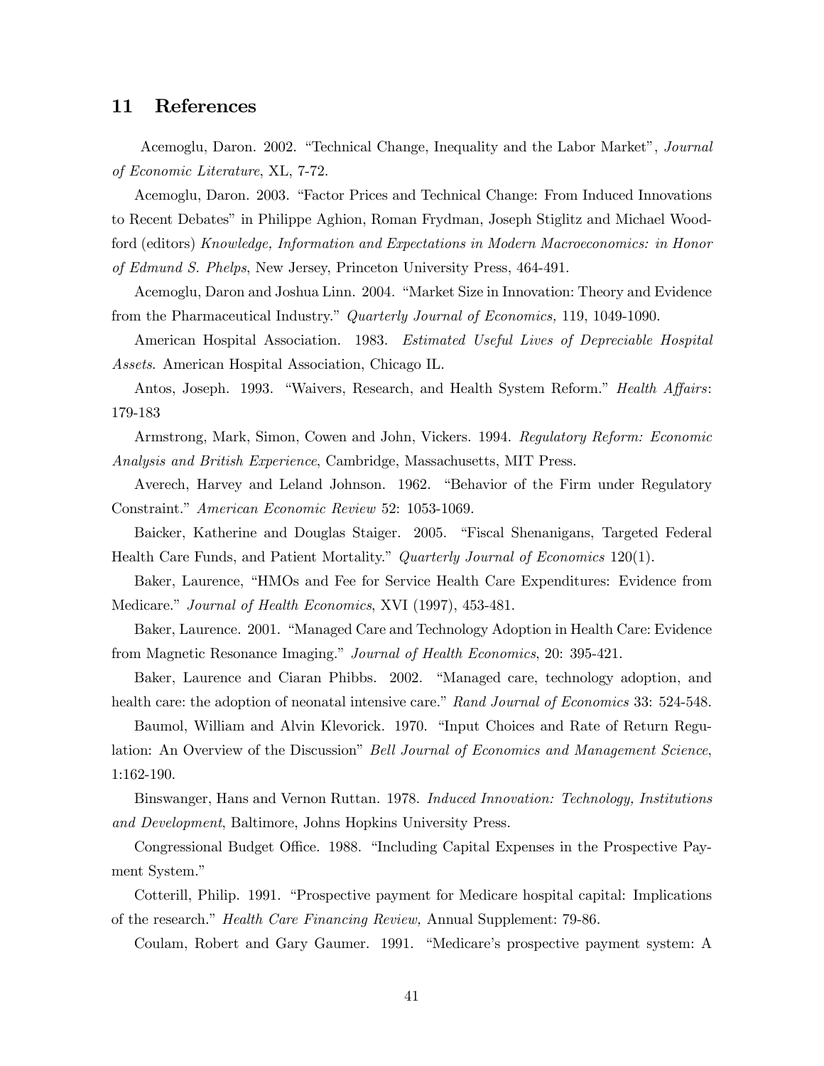## 11 References

Acemoglu, Daron. 2002. "Technical Change, Inequality and the Labor Market", *Journal of Economic Literature*, XL, 7-72.

Acemoglu, Daron. 2003. "Factor Prices and Technical Change: From Induced Innovations to Recent Debates" in Philippe Aghion, Roman Frydman, Joseph Stiglitz and Michael Woodford (editors) *Knowledge, Information and Expectations in Modern Macroeconomics: in Honor of Edmund S. Phelps*, New Jersey, Princeton University Press, 464-491.

Acemoglu, Daron and Joshua Linn. 2004. "Market Size in Innovation: Theory and Evidence from the Pharmaceutical Industry." *Quarterly Journal of Economics,* 119, 1049-1090.

American Hospital Association. 1983. *Estimated Useful Lives of Depreciable Hospital Assets*. American Hospital Association, Chicago IL.

Antos, Joseph. 1993. "Waivers, Research, and Health System Reform." *Health Affairs*: 179-183

Armstrong, Mark, Simon, Cowen and John, Vickers. 1994. *Regulatory Reform: Economic Analysis and British Experience*, Cambridge, Massachusetts, MIT Press.

Averech, Harvey and Leland Johnson. 1962. "Behavior of the Firm under Regulatory Constraint." *American Economic Review* 52: 1053-1069.

Baicker, Katherine and Douglas Staiger. 2005. "Fiscal Shenanigans, Targeted Federal Health Care Funds, and Patient Mortality." *Quarterly Journal of Economics* 120(1).

Baker, Laurence, "HMOs and Fee for Service Health Care Expenditures: Evidence from Medicare." *Journal of Health Economics*, XVI (1997), 453-481.

Baker, Laurence. 2001. "Managed Care and Technology Adoption in Health Care: Evidence from Magnetic Resonance Imaging." *Journal of Health Economics*, 20: 395-421.

Baker, Laurence and Ciaran Phibbs. 2002. "Managed care, technology adoption, and health care: the adoption of neonatal intensive care." *Rand Journal of Economics* 33: 524-548.

Baumol, William and Alvin Klevorick. 1970. "Input Choices and Rate of Return Regulation: An Overview of the Discussion" *Bell Journal of Economics and Management Science*, 1:162-190.

Binswanger, Hans and Vernon Ruttan. 1978. *Induced Innovation: Technology, Institutions and Development*, Baltimore, Johns Hopkins University Press.

Congressional Budget Office. 1988. "Including Capital Expenses in the Prospective Payment System."

Cotterill, Philip. 1991. "Prospective payment for Medicare hospital capital: Implications of the research." *Health Care Financing Review,* Annual Supplement: 79-86.

Coulam, Robert and Gary Gaumer. 1991. "Medicare's prospective payment system: A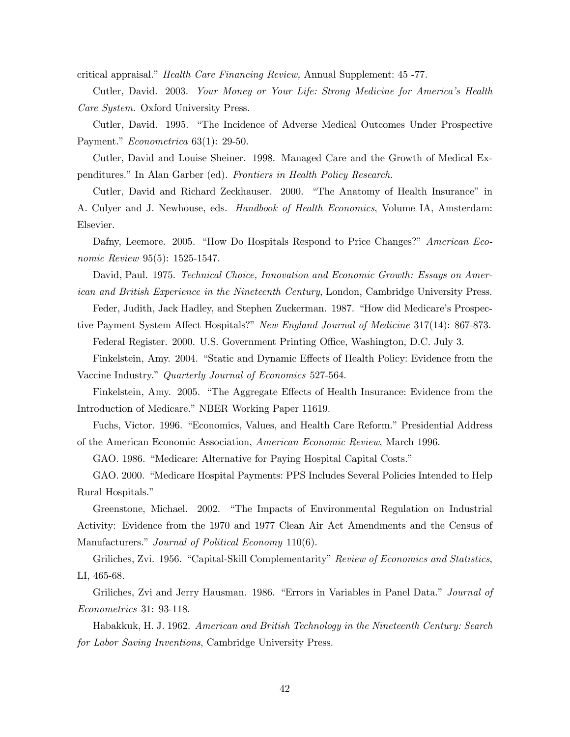critical appraisal." *Health Care Financing Review,* Annual Supplement: 45 -77.

Cutler, David. 2003. *Your Money or Your Life: Strong Medicine for America's Health Care System.* Oxford University Press.

Cutler, David. 1995. "The Incidence of Adverse Medical Outcomes Under Prospective Payment." *Econometrica* 63(1): 29-50.

Cutler, David and Louise Sheiner. 1998. Managed Care and the Growth of Medical Expenditures." In Alan Garber (ed). *Frontiers in Health Policy Research.*

Cutler, David and Richard Zeckhauser. 2000. "The Anatomy of Health Insurance" in A. Culyer and J. Newhouse, eds. *Handbook of Health Economics*, Volume IA, Amsterdam: Elsevier.

Dafny, Leemore. 2005. "How Do Hospitals Respond to Price Changes?" *American Economic Review* 95(5): 1525-1547.

David, Paul. 1975. *Technical Choice, Innovation and Economic Growth: Essays on American and British Experience in the Nineteenth Century*, London, Cambridge University Press.

Feder, Judith, Jack Hadley, and Stephen Zuckerman. 1987. "How did Medicare's Prospective Payment System Affect Hospitals?" *New England Journal of Medicine* 317(14): 867-873.

Federal Register. 2000. U.S. Government Printing Office, Washington, D.C. July 3.

Finkelstein, Amy. 2004. "Static and Dynamic Effects of Health Policy: Evidence from the Vaccine Industry." *Quarterly Journal of Economics* 527-564.

Finkelstein, Amy. 2005. "The Aggregate Effects of Health Insurance: Evidence from the Introduction of Medicare." NBER Working Paper 11619.

Fuchs, Victor. 1996. "Economics, Values, and Health Care Reform." Presidential Address of the American Economic Association, *American Economic Review*, March 1996.

GAO. 1986. "Medicare: Alternative for Paying Hospital Capital Costs."

GAO. 2000. "Medicare Hospital Payments: PPS Includes Several Policies Intended to Help Rural Hospitals."

Greenstone, Michael. 2002. "The Impacts of Environmental Regulation on Industrial Activity: Evidence from the 1970 and 1977 Clean Air Act Amendments and the Census of Manufacturers." *Journal of Political Economy* 110(6).

Griliches, Zvi. 1956. "Capital-Skill Complementarity" *Review of Economics and Statistics*, LI, 465-68.

Griliches, Zvi and Jerry Hausman. 1986. "Errors in Variables in Panel Data." *Journal of Econometrics* 31: 93-118.

Habakkuk, H. J. 1962. *American and British Technology in the Nineteenth Century: Search for Labor Saving Inventions*, Cambridge University Press.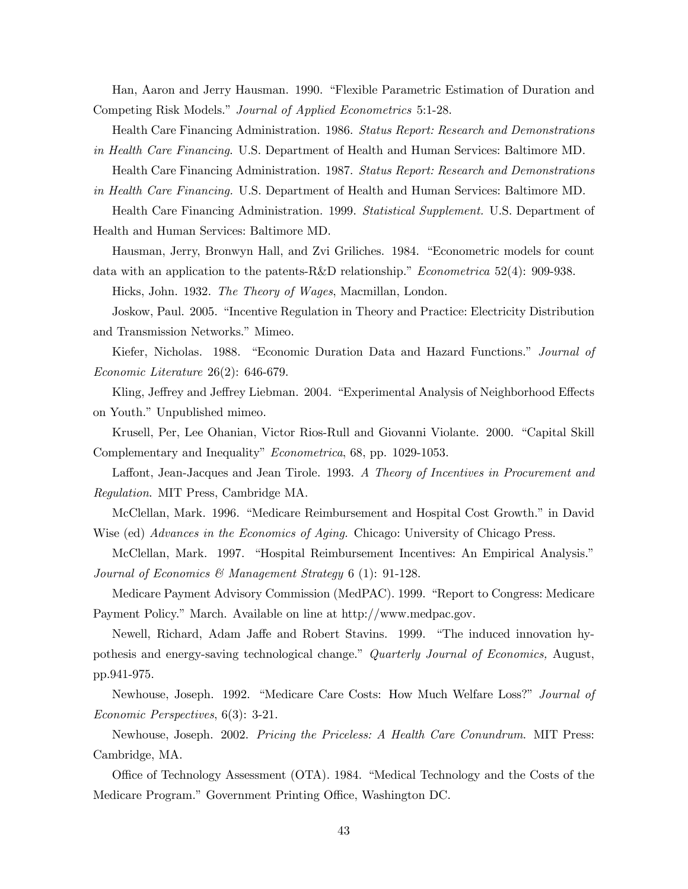Han, Aaron and Jerry Hausman. 1990. "Flexible Parametric Estimation of Duration and Competing Risk Models." *Journal of Applied Econometrics* 5:1-28.

Health Care Financing Administration. 1986. *Status Report: Research and Demonstrations in Health Care Financing*. U.S. Department of Health and Human Services: Baltimore MD.

Health Care Financing Administration. 1987. *Status Report: Research and Demonstrations in Health Care Financing.* U.S. Department of Health and Human Services: Baltimore MD.

Health Care Financing Administration. 1999. *Statistical Supplement.* U.S. Department of Health and Human Services: Baltimore MD.

Hausman, Jerry, Bronwyn Hall, and Zvi Griliches. 1984. "Econometric models for count data with an application to the patents-R&D relationship." *Econometrica* 52(4): 909-938.

Hicks, John. 1932. *The Theory of Wages*, Macmillan, London.

Joskow, Paul. 2005. "Incentive Regulation in Theory and Practice: Electricity Distribution and Transmission Networks." Mimeo.

Kiefer, Nicholas. 1988. "Economic Duration Data and Hazard Functions." *Journal of Economic Literature* 26(2): 646-679.

Kling, Jeffrey and Jeffrey Liebman. 2004. "Experimental Analysis of Neighborhood Effects on Youth." Unpublished mimeo.

Krusell, Per, Lee Ohanian, Victor Rios-Rull and Giovanni Violante. 2000. "Capital Skill Complementary and Inequality" *Econometrica*, 68, pp. 1029-1053.

Laffont, Jean-Jacques and Jean Tirole. 1993. *A Theory of Incentives in Procurement and Regulation*. MIT Press, Cambridge MA.

McClellan, Mark. 1996. "Medicare Reimbursement and Hospital Cost Growth." in David Wise (ed) *Advances in the Economics of Aging.* Chicago: University of Chicago Press.

McClellan, Mark. 1997. "Hospital Reimbursement Incentives: An Empirical Analysis." *Journal of Economics & Management Strategy* 6 (1): 91-128.

Medicare Payment Advisory Commission (MedPAC). 1999. "Report to Congress: Medicare Payment Policy." March. Available on line at http://www.medpac.gov.

Newell, Richard, Adam Jaffe and Robert Stavins. 1999. "The induced innovation hypothesis and energy-saving technological change." *Quarterly Journal of Economics,* August, pp.941-975.

Newhouse, Joseph. 1992. "Medicare Care Costs: How Much Welfare Loss?" *Journal of Economic Perspectives*, 6(3): 3-21.

Newhouse, Joseph. 2002. *Pricing the Priceless: A Health Care Conundrum*. MIT Press: Cambridge, MA.

Office of Technology Assessment (OTA). 1984. "Medical Technology and the Costs of the Medicare Program." Government Printing Office, Washington DC.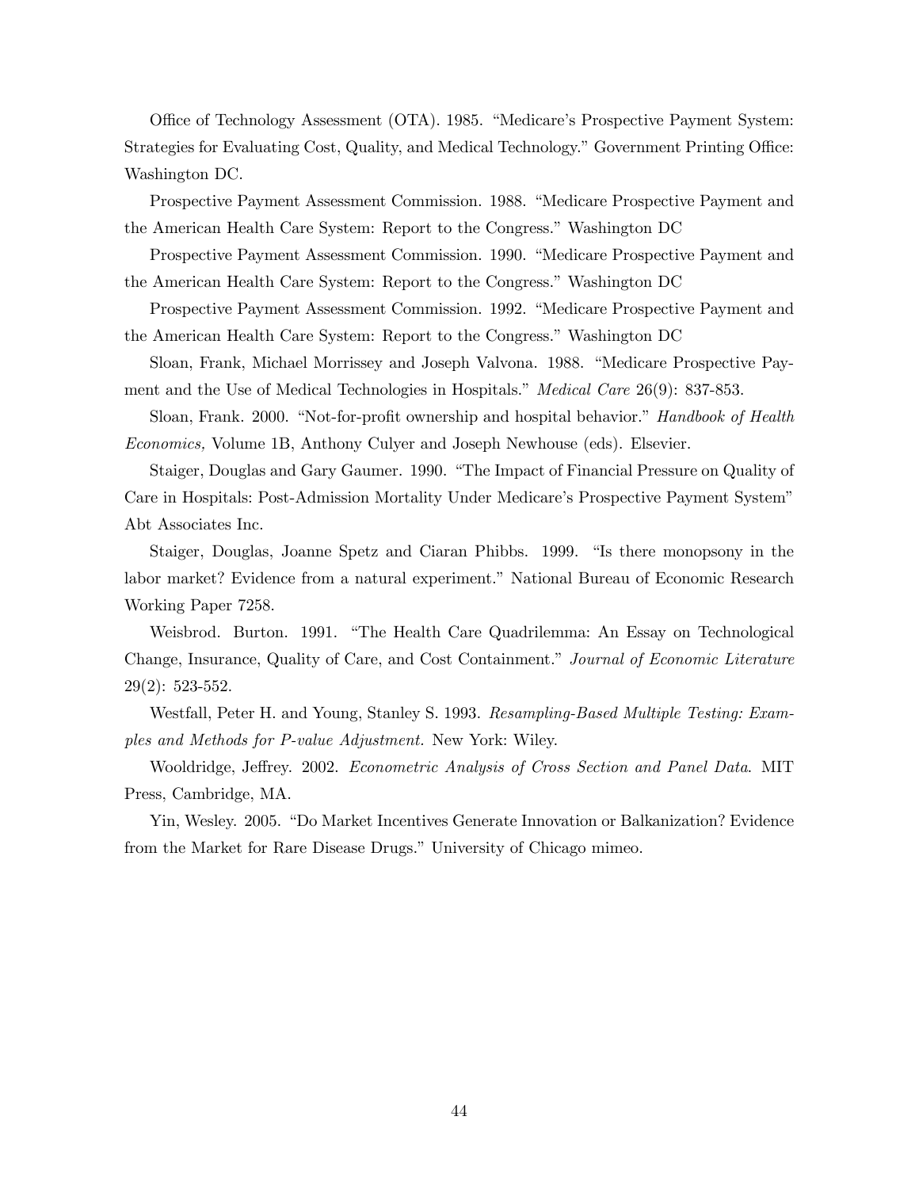Office of Technology Assessment (OTA). 1985. "Medicare's Prospective Payment System: Strategies for Evaluating Cost, Quality, and Medical Technology." Government Printing Office: Washington DC.

Prospective Payment Assessment Commission. 1988. "Medicare Prospective Payment and the American Health Care System: Report to the Congress." Washington DC

Prospective Payment Assessment Commission. 1990. "Medicare Prospective Payment and the American Health Care System: Report to the Congress." Washington DC

Prospective Payment Assessment Commission. 1992. "Medicare Prospective Payment and the American Health Care System: Report to the Congress." Washington DC

Sloan, Frank, Michael Morrissey and Joseph Valvona. 1988. "Medicare Prospective Payment and the Use of Medical Technologies in Hospitals." *Medical Care* 26(9): 837-853.

Sloan, Frank. 2000. "Not-for-profit ownership and hospital behavior." *Handbook of Health Economics,* Volume 1B, Anthony Culyer and Joseph Newhouse (eds). Elsevier.

Staiger, Douglas and Gary Gaumer. 1990. "The Impact of Financial Pressure on Quality of Care in Hospitals: Post-Admission Mortality Under Medicare's Prospective Payment System" Abt Associates Inc.

Staiger, Douglas, Joanne Spetz and Ciaran Phibbs. 1999. "Is there monopsony in the labor market? Evidence from a natural experiment." National Bureau of Economic Research Working Paper 7258.

Weisbrod. Burton. 1991. "The Health Care Quadrilemma: An Essay on Technological Change, Insurance, Quality of Care, and Cost Containment." *Journal of Economic Literature* 29(2): 523-552.

Westfall, Peter H. and Young, Stanley S. 1993. *Resampling-Based Multiple Testing: Examples and Methods for P-value Adjustment.* New York: Wiley.

Wooldridge, Jeffrey. 2002. *Econometric Analysis of Cross Section and Panel Data*. MIT Press, Cambridge, MA.

Yin, Wesley. 2005. "Do Market Incentives Generate Innovation or Balkanization? Evidence from the Market for Rare Disease Drugs." University of Chicago mimeo.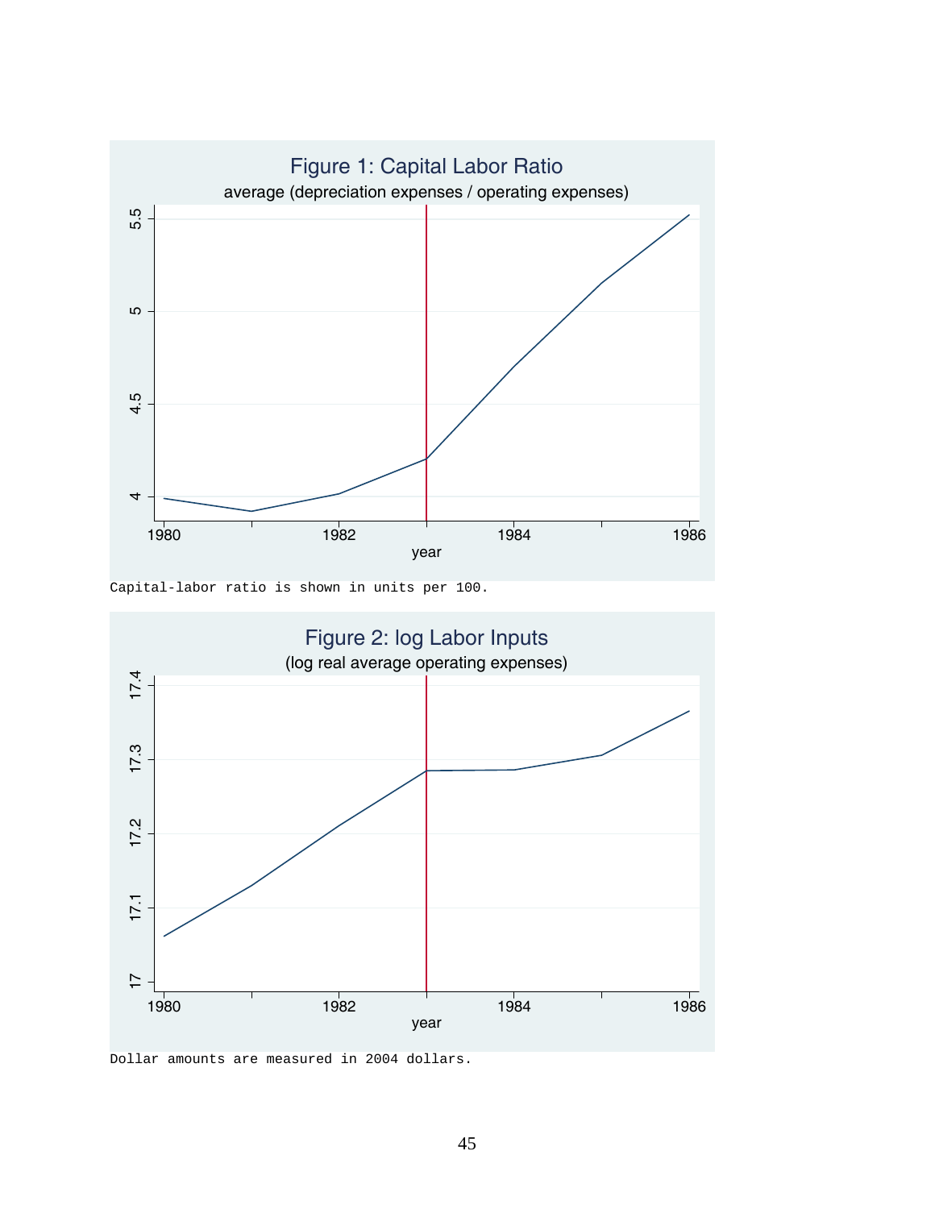Figure 1: Capital Labor Ratio

average (depreciation expenses / operating expenses)

Capital-labor ratio is shown in units per 100.

Figure 2: log Labor Inputs

(log real average operating expenses)

Dollar amounts are measured in 2004 dollars.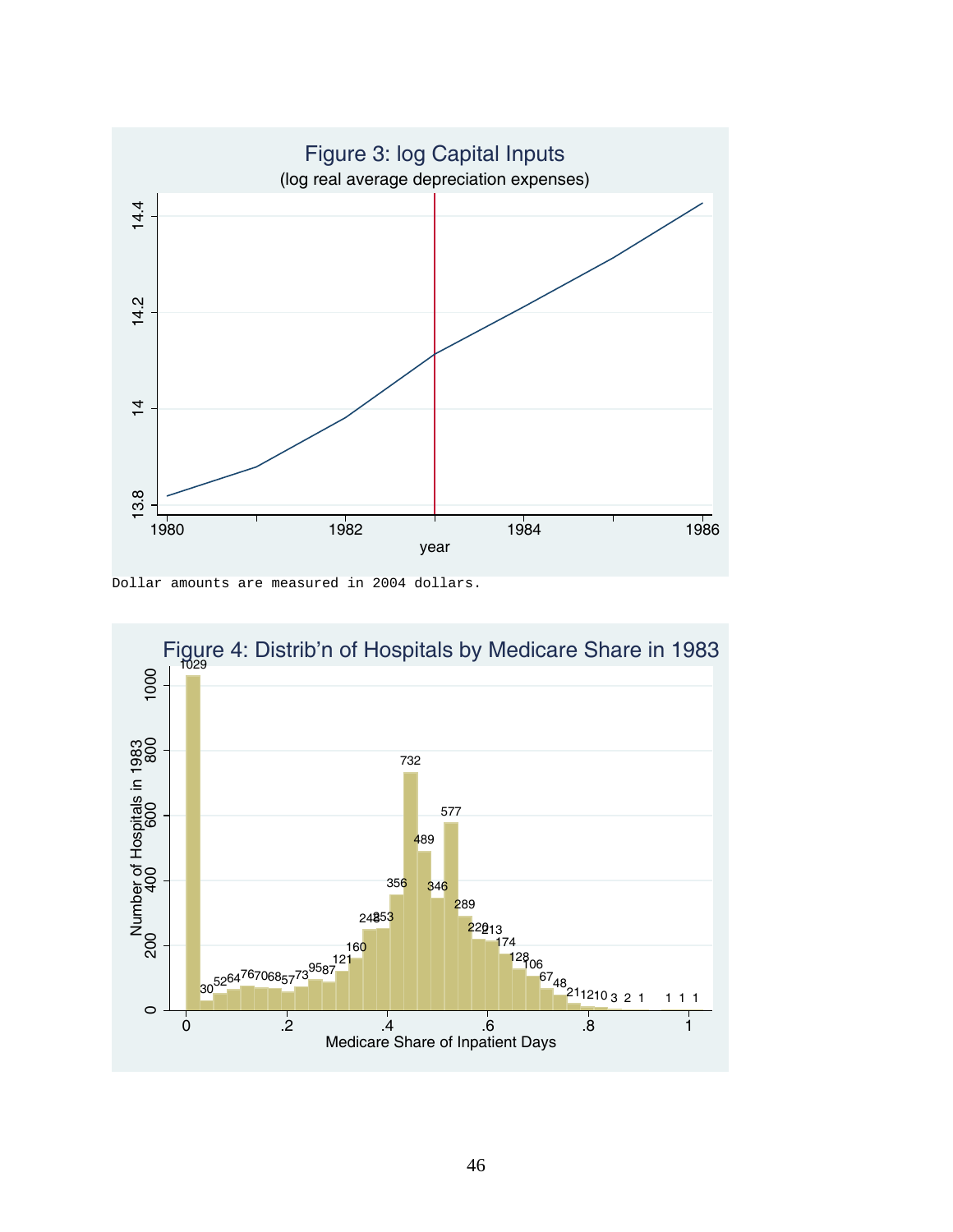Figure 3: log Capital Inputs

(log real average depreciation expenses)

Dollar amounts are measured in 2004 dollars.

Figure 4: Distrib'n of Hospitals by Medicare Share in 1983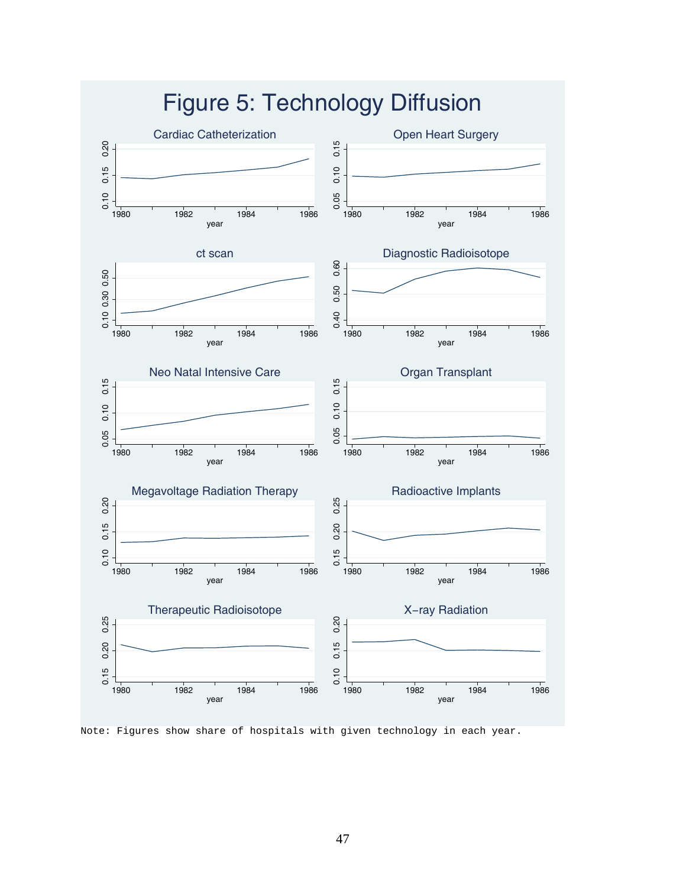# Figure 5: Technology Diffusion

Cardiac Catheterization

Open Heart Surgery

ct scan

Diagnostic Radioisotope

Neo Natal Intensive Care

Organ Transplant

Megavoltage Radiation Therapy

Radioactive Implants

Therapeutic Radioisotope

X-ray Radiation

Note: Figures show share of hospitals with given technology in each year.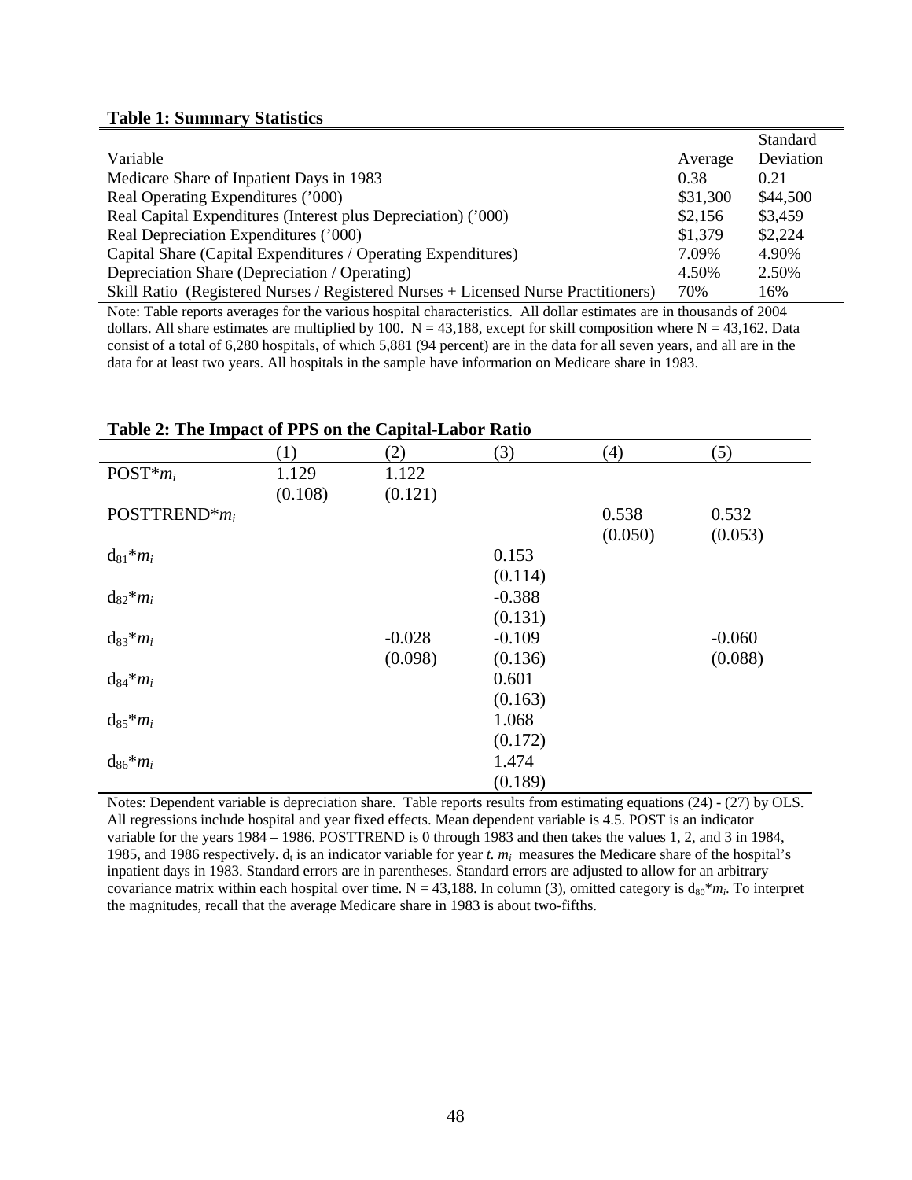**Table 1: Summary Statistics**

| Variable | Average | Standard Deviation |
|---|---|---|
| Medicare Share of Inpatient Days in 1983 | 0.38 | 0.21 |
| Real Operating Expenditures ('000) | \$31,300 | \$44,500 |
| Real Capital Expenditures (Interest plus Depreciation) ('000) | \$2,156 | \$3,459 |
| Real Depreciation Expenditures ('000) | \$1,379 | \$2,224 |
| Capital Share (Capital Expenditures / Operating Expenditures) | 7.09% | 4.90% |
| Depreciation Share (Depreciation / Operating) | 4.50% | 2.50% |
| Skill Ratio (Registered Nurses / Registered Nurses + Licensed Nurse Practitioners) | 70% | 16% |

Note: Table reports averages for the various hospital characteristics. All dollar estimates are in thousands of 2004 dollars. All share estimates are multiplied by 100. N = 43,188, except for skill composition where N = 43,162. Data consist of a total of 6,280 hospitals, of which 5,881 (94 percent) are in the data for all seven years, and all are in the data for at least two years. All hospitals in the sample have information on Medicare share in 1983.

**Table 2: The Impact of PPS on the Capital-Labor Ratio**

| | (1) | (2) | (3) | (4) | (5) |
|---|---|---|---|---|---|
| POST* $m_i$ | 1.129 | 1.122 | | | |
| | (0.108) | (0.121) | | | |
| POSTTREND* $m_i$ | | | | 0.538 | 0.532 |
| | | | | (0.050) | (0.053) |
| $d_{81}$* $m_i$ | | | 0.153 | | |
| | | | (0.114) | | |
| $d_{82}$* $m_i$ | | | -0.388 | | |
| | | | (0.131) | | |
| $d_{83}$* $m_i$ | | -0.028 | -0.109 | | -0.060 |
| | | (0.098) | (0.136) | | (0.088) |
| $d_{84}$* $m_i$ | | | 0.601 | | |
| | | | (0.163) | | |
| $d_{85}$* $m_i$ | | | 1.068 | | |
| | | | (0.172) | | |
| $d_{86}$* $m_i$ | | | 1.474 | | |
| | | | (0.189) | | |

Notes: Dependent variable is depreciation share. Table reports results from estimating equations (24) - (27) by OLS. All regressions include hospital and year fixed effects. Mean dependent variable is 4.5. POST is an indicator variable for the years 1984 – 1986. POSTTREND is 0 through 1983 and then takes the values 1, 2, and 3 in 1984, 1985, and 1986 respectively. $d_t$ is an indicator variable for year *t*. $m_i$ measures the Medicare share of the hospital's inpatient days in 1983. Standard errors are in parentheses. Standard errors are adjusted to allow for an arbitrary covariance matrix within each hospital over time. N = 43,188. In column (3), omitted category is $d_{80}$* $m_i$. To interpret the magnitudes, recall that the average Medicare share in 1983 is about two-fifths.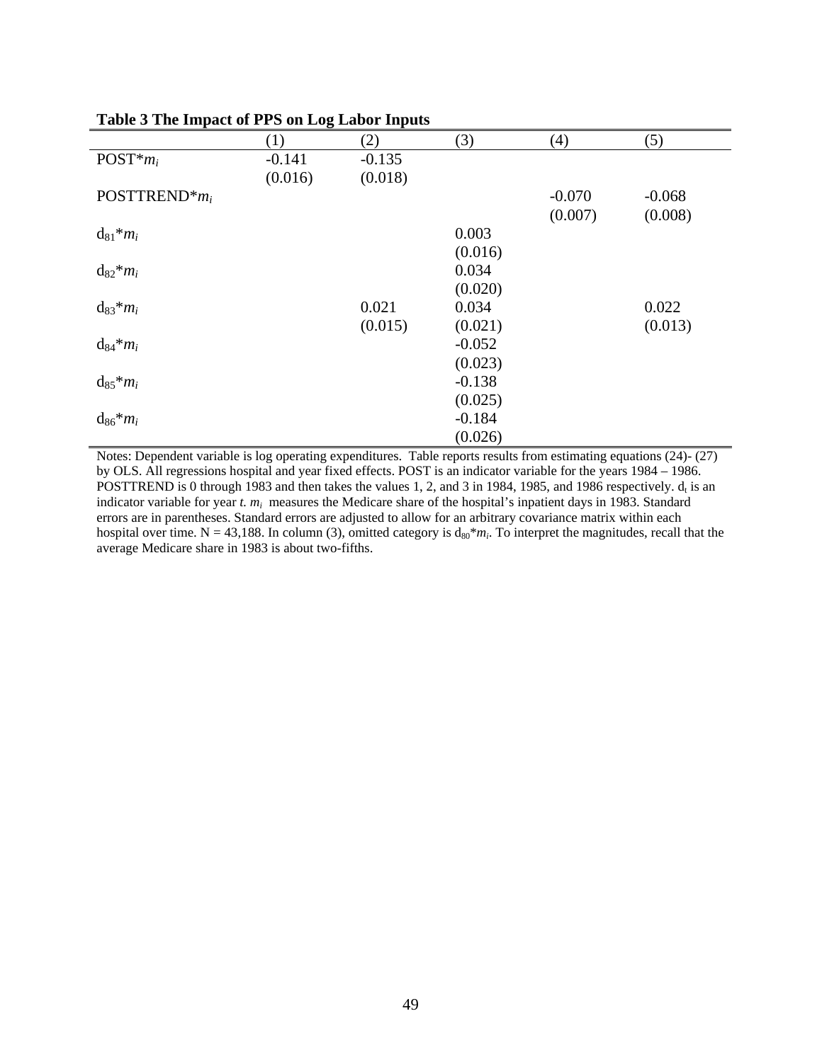**Table 3 The Impact of PPS on Log Labor Inputs**

| | (1) | (2) | (3) | (4) | (5) |
|---|---|---|---|---|---|
| POST\*$m_i$ | -0.141 | -0.135 | | | |
| | (0.016) | (0.018) | | | |
| POSTTREND\*$m_i$ | | | | -0.070 | -0.068 |
| | | | | (0.007) | (0.008) |
| $d_{81}$\*$m_i$ | | | 0.003 | | |
| | | | (0.016) | | |
| $d_{82}$\*$m_i$ | | | 0.034 | | |
| | | | (0.020) | | |
| $d_{83}$\*$m_i$ | | 0.021 | 0.034 | | 0.022 |
| | | (0.015) | (0.021) | | (0.013) |
| $d_{84}$\*$m_i$ | | | -0.052 | | |
| | | | (0.023) | | |
| $d_{85}$\*$m_i$ | | | -0.138 | | |
| | | | (0.025) | | |
| $d_{86}$\*$m_i$ | | | -0.184 | | |
| | | | (0.026) | | |

Notes: Dependent variable is log operating expenditures. Table reports results from estimating equations (24)- (27) by OLS. All regressions hospital and year fixed effects. POST is an indicator variable for the years 1984 – 1986. POSTTREND is 0 through 1983 and then takes the values 1, 2, and 3 in 1984, 1985, and 1986 respectively. $d_t$ is an indicator variable for year *t*. $m_i$ measures the Medicare share of the hospital's inpatient days in 1983. Standard errors are in parentheses. Standard errors are adjusted to allow for an arbitrary covariance matrix within each hospital over time. N = 43,188. In column (3), omitted category is $d_{80}$\*$m_i$. To interpret the magnitudes, recall that the average Medicare share in 1983 is about two-fifths.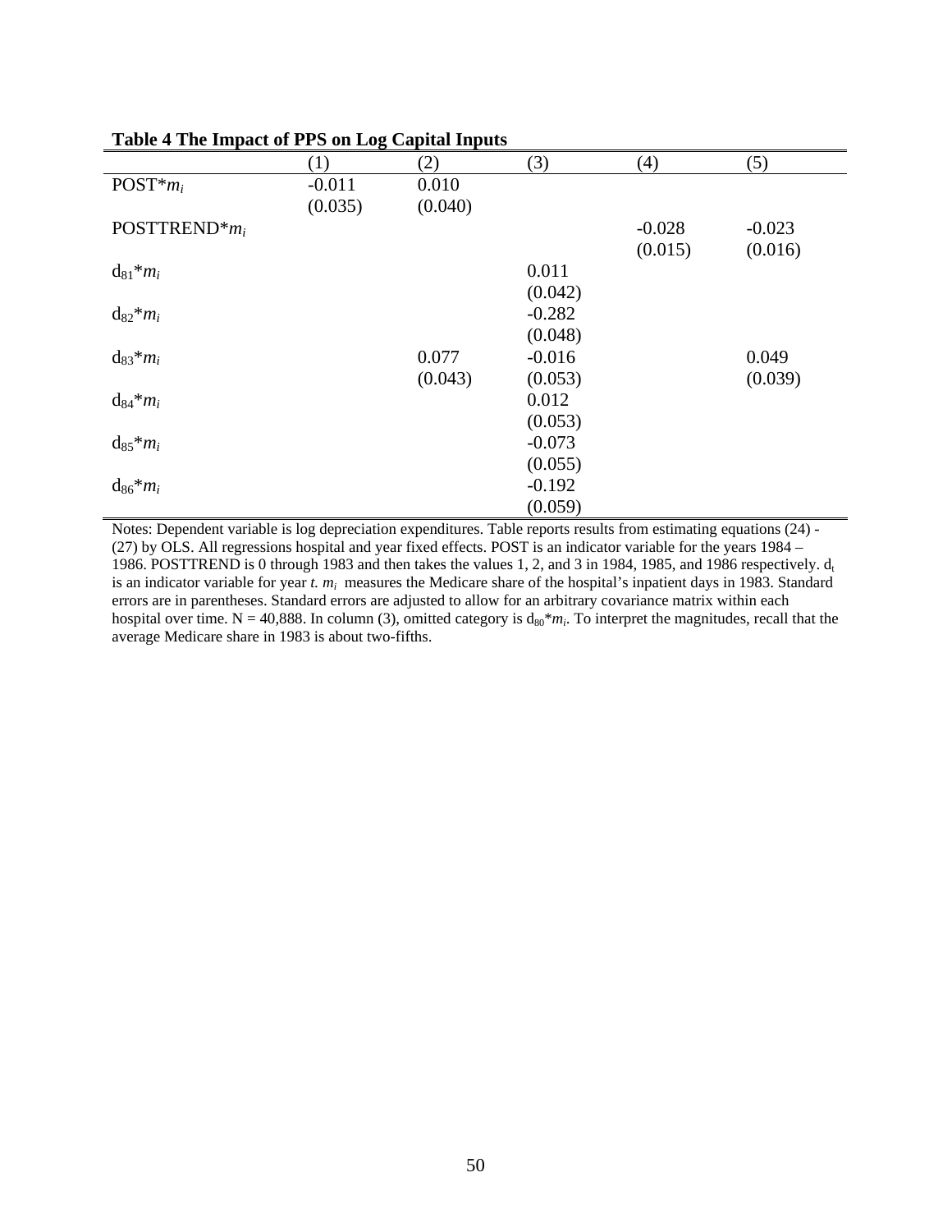**Table 4 The Impact of PPS on Log Capital Inputs**

| | (1) | (2) | (3) | (4) | (5) |
|---|---|---|---|---|---|
| POST\*$m_i$ | -0.011 | 0.010 | | | |
| | (0.035) | (0.040) | | | |
| POSTTREND\*$m_i$ | | | | -0.028 | -0.023 |
| | | | | (0.015) | (0.016) |
| $d_{81}$\*$m_i$ | | | 0.011 | | |
| | | | (0.042) | | |
| $d_{82}$\*$m_i$ | | | -0.282 | | |
| | | | (0.048) | | |
| $d_{83}$\*$m_i$ | | 0.077 | -0.016 | | 0.049 |
| | | (0.043) | (0.053) | | (0.039) |
| $d_{84}$\*$m_i$ | | | 0.012 | | |
| | | | (0.053) | | |
| $d_{85}$\*$m_i$ | | | -0.073 | | |
| | | | (0.055) | | |
| $d_{86}$\*$m_i$ | | | -0.192 | | |
| | | | (0.059) | | |

Notes: Dependent variable is log depreciation expenditures. Table reports results from estimating equations (24) - (27) by OLS. All regressions hospital and year fixed effects. POST is an indicator variable for the years 1984 – 1986. POSTTREND is 0 through 1983 and then takes the values 1, 2, and 3 in 1984, 1985, and 1986 respectively. $d_t$ is an indicator variable for year *t*. $m_i$ measures the Medicare share of the hospital's inpatient days in 1983. Standard errors are in parentheses. Standard errors are adjusted to allow for an arbitrary covariance matrix within each hospital over time. N = 40,888. In column (3), omitted category is $d_{80}$\*$m_i$. To interpret the magnitudes, recall that the average Medicare share in 1983 is about two-fifths.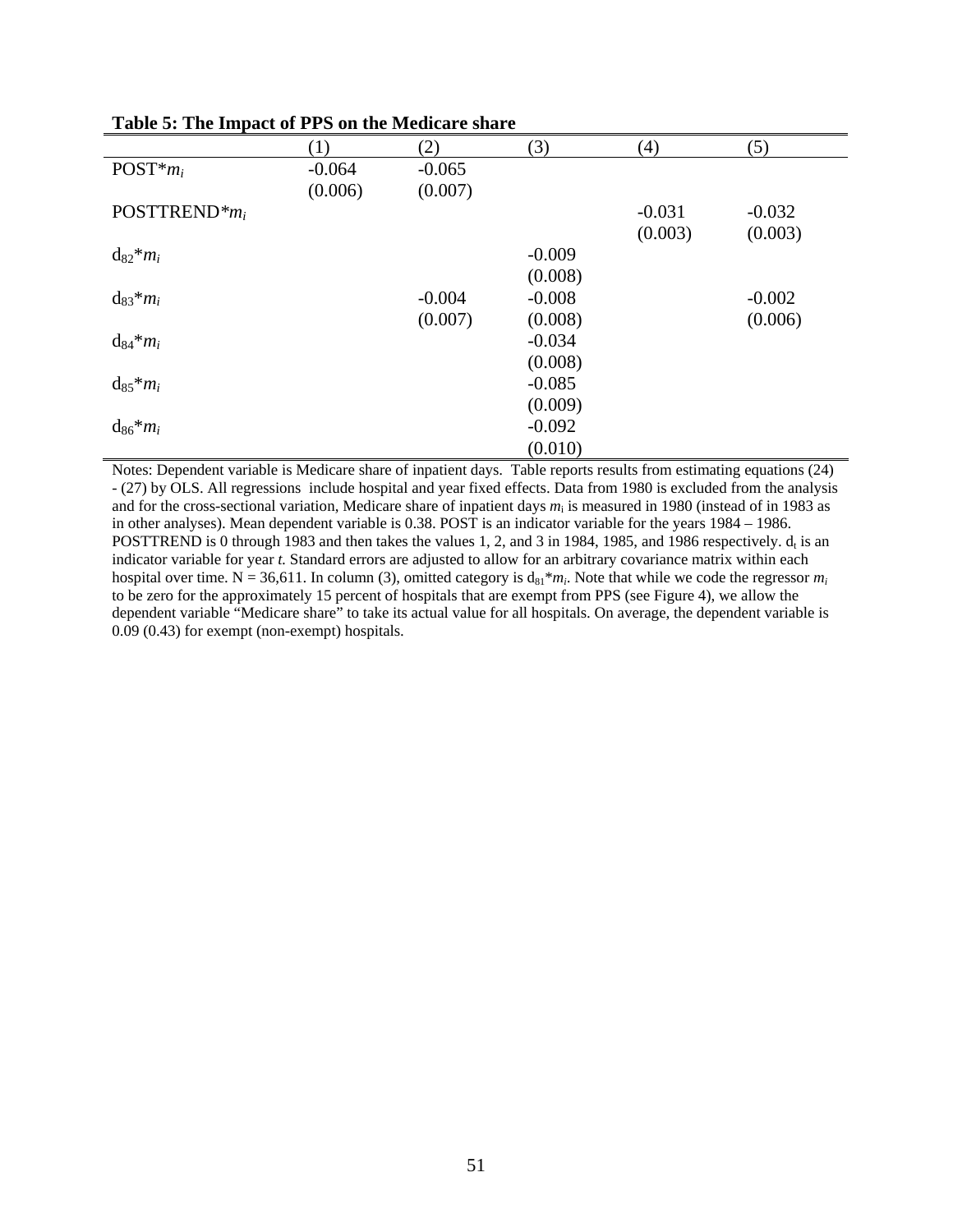**Table 5: The Impact of PPS on the Medicare share**

| | (1) | (2) | (3) | (4) | (5) |
|---|---|---|---|---|---|
| POST*$m_i$ | -0.064 | -0.065 | | | |
| | (0.006) | (0.007) | | | |
| POSTTREND*$m_i$ | | | | -0.031 | -0.032 |
| | | | | (0.003) | (0.003) |
| $d_{82}$*$m_i$ | | | -0.009 | | |
| | | | (0.008) | | |
| $d_{83}$*$m_i$ | | -0.004 | -0.008 | | -0.002 |
| | | (0.007) | (0.008) | | (0.006) |
| $d_{84}$*$m_i$ | | | -0.034 | | |
| | | | (0.008) | | |
| $d_{85}$*$m_i$ | | | -0.085 | | |
| | | | (0.009) | | |
| $d_{86}$*$m_i$ | | | -0.092 | | |
| | | | (0.010) | | |

Notes: Dependent variable is Medicare share of inpatient days. Table reports results from estimating equations (24) - (27) by OLS. All regressions include hospital and year fixed effects. Data from 1980 is excluded from the analysis and for the cross-sectional variation, Medicare share of inpatient days $m_i$ is measured in 1980 (instead of in 1983 as in other analyses). Mean dependent variable is 0.38. POST is an indicator variable for the years 1984 – 1986. POSTTREND is 0 through 1983 and then takes the values 1, 2, and 3 in 1984, 1985, and 1986 respectively. $d_t$ is an indicator variable for year *t*. Standard errors are adjusted to allow for an arbitrary covariance matrix within each hospital over time. N = 36,611. In column (3), omitted category is $d_{81}$*$m_i$. Note that while we code the regressor $m_i$ to be zero for the approximately 15 percent of hospitals that are exempt from PPS (see Figure 4), we allow the dependent variable "Medicare share" to take its actual value for all hospitals. On average, the dependent variable is 0.09 (0.43) for exempt (non-exempt) hospitals.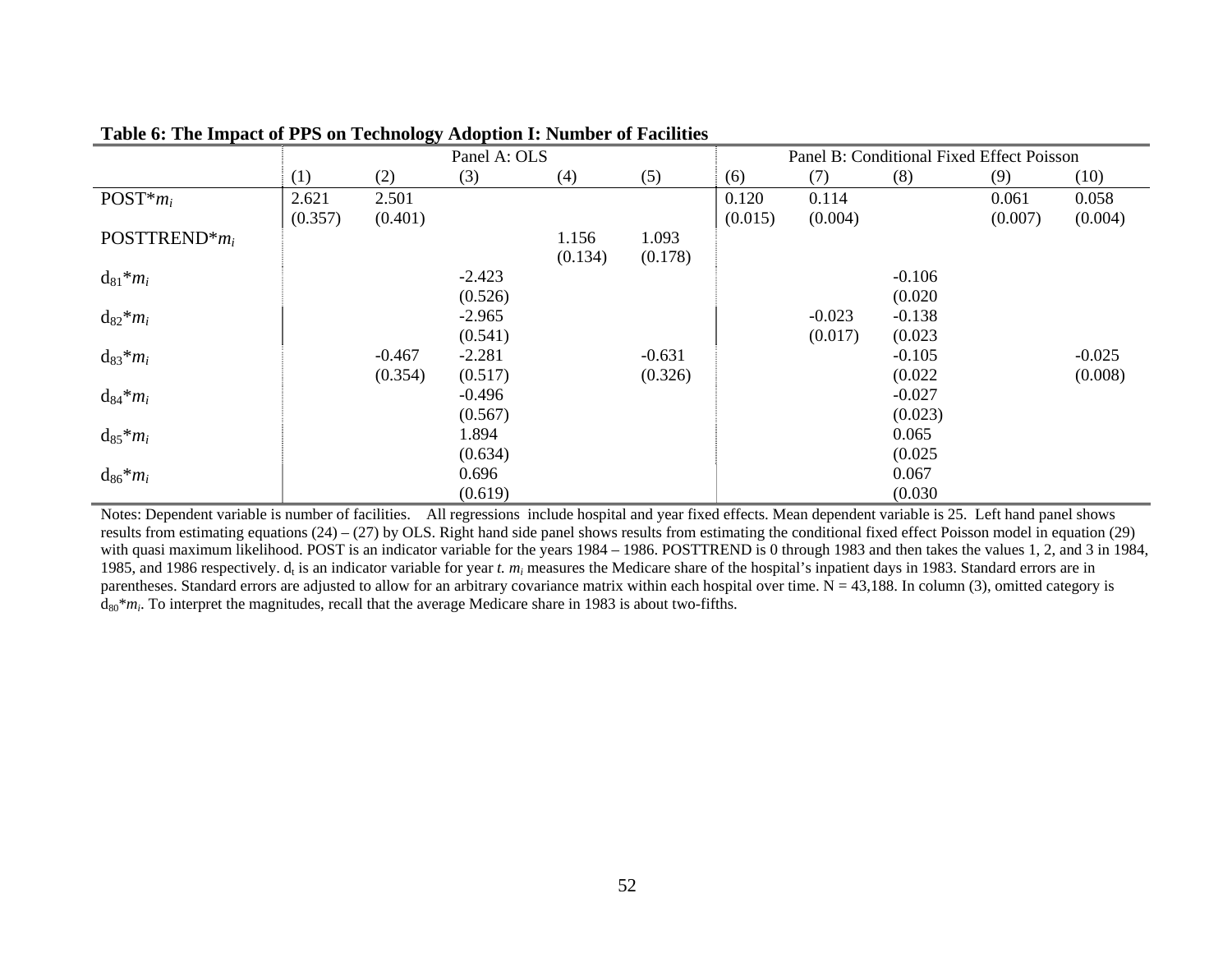**Table 6: The Impact of PPS on Technology Adoption I: Number of Facilities**

| | Panel A: OLS | | | | | Panel B: Conditional Fixed Effect Poisson | | | | |
|---|---|---|---|---|---|---|---|---|---|---|
| | (1) | (2) | (3) | (4) | (5) | (6) | (7) | (8) | (9) | (10) |
| POST\*$m_i$ | 2.621 | 2.501 | | | | 0.120 | 0.114 | | 0.061 | 0.058 |
| | (0.357) | (0.401) | | | | (0.015) | (0.004) | | (0.007) | (0.004) |
| POSTTREND\*$m_i$ | | | | 1.156 | 1.093 | | | | | |
| | | | | (0.134) | (0.178) | | | | | |
| $d_{81}$\*$m_i$ | | | -2.423 | | | | | -0.106 | | |
| | | | (0.526) | | | | | (0.020 | | |
| $d_{82}$\*$m_i$ | | | -2.965 | | | | -0.023 | -0.138 | | |
| | | | (0.541) | | | | (0.017) | (0.023 | | |
| $d_{83}$\*$m_i$ | | -0.467 | -2.281 | | -0.631 | | | -0.105 | | -0.025 |
| | | (0.354) | (0.517) | | (0.326) | | | (0.022 | | (0.008) |
| $d_{84}$\*$m_i$ | | | -0.496 | | | | | -0.027 | | |
| | | | (0.567) | | | | | (0.023) | | |
| $d_{85}$\*$m_i$ | | | 1.894 | | | | | 0.065 | | |
| | | | (0.634) | | | | | (0.025 | | |
| $d_{86}$\*$m_i$ | | | 0.696 | | | | | 0.067 | | |
| | | | (0.619) | | | | | (0.030 | | |

Notes: Dependent variable is number of facilities. All regressions include hospital and year fixed effects. Mean dependent variable is 25. Left hand panel shows results from estimating equations (24) – (27) by OLS. Right hand side panel shows results from estimating the conditional fixed effect Poisson model in equation (29) with quasi maximum likelihood. POST is an indicator variable for the years 1984 – 1986. POSTTREND is 0 through 1983 and then takes the values 1, 2, and 3 in 1984, 1985, and 1986 respectively. $d_t$ is an indicator variable for year *t*. $m_i$ measures the Medicare share of the hospital's inpatient days in 1983. Standard errors are in parentheses. Standard errors are adjusted to allow for an arbitrary covariance matrix within each hospital over time. N = 43,188. In column (3), omitted category is $d_{80}$\*$m_i$. To interpret the magnitudes, recall that the average Medicare share in 1983 is about two-fifths.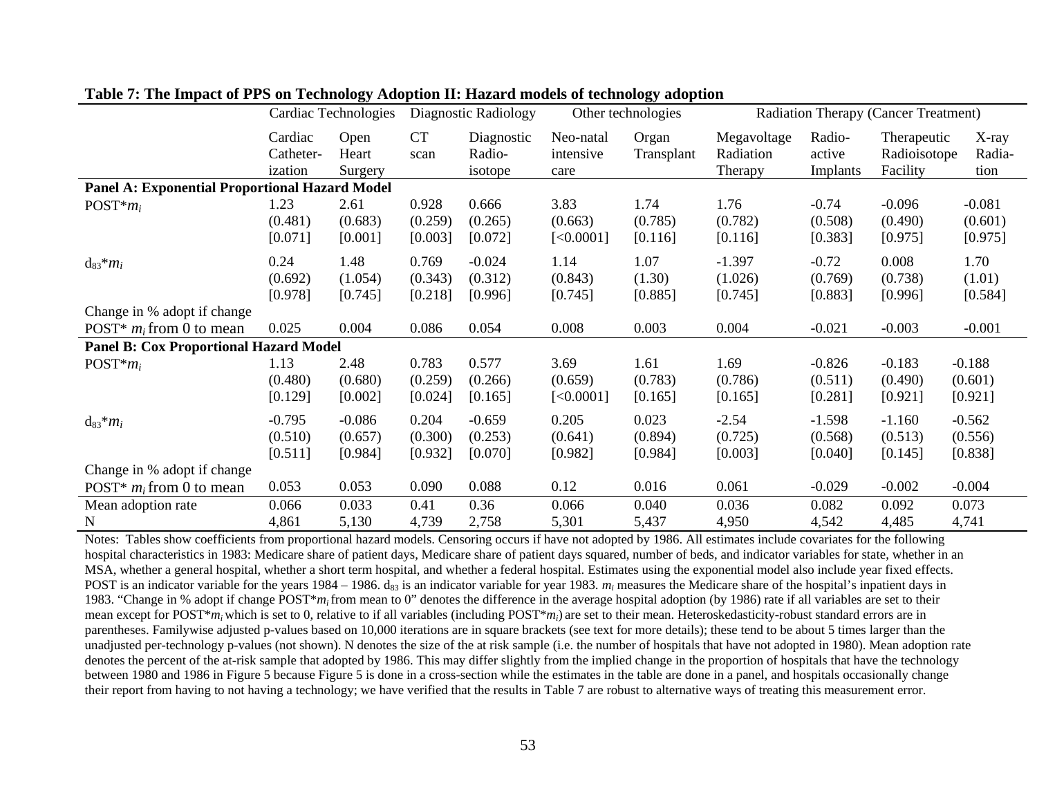**Table 7: The Impact of PPS on Technology Adoption II: Hazard models of technology adoption**

| | Cardiac Technologies | | Diagnostic Radiology | | Other technologies | | Radiation Therapy (Cancer Treatment) | | | |
|---|---|---|---|---|---|---|---|---|---|---|
| | Cardiac Catheter-ization | Open Heart Surgery | CT scan | Diagnostic Radio-isotope | Neo-natal intensive care | Organ Transplant | Megavoltage Radiation Therapy | Radio-active Implants | Therapeutic Radioisotope Facility | X-ray Radia-tion |
| **Panel A: Exponential Proportional Hazard Model** | | | | | | | | | | |
| POST\*$m_i$ | 1.23 | 2.61 | 0.928 | 0.666 | 3.83 | 1.74 | 1.76 | -0.74 | -0.096 | -0.081 |
| | (0.481) | (0.683) | (0.259) | (0.265) | (0.663) | (0.785) | (0.782) | (0.508) | (0.490) | (0.601) |
| | [0.071] | [0.001] | [0.003] | [0.072] | [<0.0001] | [0.116] | [0.116] | [0.383] | [0.975] | [0.975] |
| $d_{83}$\*$m_i$ | 0.24 | 1.48 | 0.769 | -0.024 | 1.14 | 1.07 | -1.397 | -0.72 | 0.008 | 1.70 |
| | (0.692) | (1.054) | (0.343) | (0.312) | (0.843) | (1.30) | (1.026) | (0.769) | (0.738) | (1.01) |
| | [0.978] | [0.745] | [0.218] | [0.996] | [0.745] | [0.885] | [0.745] | [0.883] | [0.996] | [0.584] |
| Change in % adopt if change POST\* $m_i$ from 0 to mean | 0.025 | 0.004 | 0.086 | 0.054 | 0.008 | 0.003 | 0.004 | -0.021 | -0.003 | -0.001 |
| **Panel B: Cox Proportional Hazard Model** | | | | | | | | | | |
| POST\*$m_i$ | 1.13 | 2.48 | 0.783 | 0.577 | 3.69 | 1.61 | 1.69 | -0.826 | -0.183 | -0.188 |
| | (0.480) | (0.680) | (0.259) | (0.266) | (0.659) | (0.783) | (0.786) | (0.511) | (0.490) | (0.601) |
| | [0.129] | [0.002] | [0.024] | [0.165] | [<0.0001] | [0.165] | [0.165] | [0.281] | [0.921] | [0.921] |
| $d_{83}$\*$m_i$ | -0.795 | -0.086 | 0.204 | -0.659 | 0.205 | 0.023 | -2.54 | -1.598 | -1.160 | -0.562 |
| | (0.510) | (0.657) | (0.300) | (0.253) | (0.641) | (0.894) | (0.725) | (0.568) | (0.513) | (0.556) |
| | [0.511] | [0.984] | [0.932] | [0.070] | [0.982] | [0.984] | [0.003] | [0.040] | [0.145] | [0.838] |
| Change in % adopt if change POST\* $m_i$ from 0 to mean | 0.053 | 0.053 | 0.090 | 0.088 | 0.12 | 0.016 | 0.061 | -0.029 | -0.002 | -0.004 |
| Mean adoption rate | 0.066 | 0.033 | 0.41 | 0.36 | 0.066 | 0.040 | 0.036 | 0.082 | 0.092 | 0.073 |
| N | 4,861 | 5,130 | 4,739 | 2,758 | 5,301 | 5,437 | 4,950 | 4,542 | 4,485 | 4,741 |

Notes: Tables show coefficients from proportional hazard models. Censoring occurs if have not adopted by 1986. All estimates include covariates for the following hospital characteristics in 1983: Medicare share of patient days, Medicare share of patient days squared, number of beds, and indicator variables for state, whether in an MSA, whether a general hospital, whether a short term hospital, and whether a federal hospital. Estimates using the exponential model also include year fixed effects. POST is an indicator variable for the years 1984 – 1986. $d_{83}$ is an indicator variable for year 1983. $m_i$ measures the Medicare share of the hospital's inpatient days in 1983. "Change in % adopt if change POST\*$m_i$ from mean to 0" denotes the difference in the average hospital adoption (by 1986) rate if all variables are set to their mean except for POST\*$m_i$ which is set to 0, relative to if all variables (including POST\*$m_i$) are set to their mean. Heteroskedasticity-robust standard errors are in parentheses. Familywise adjusted p-values based on 10,000 iterations are in square brackets (see text for more details); these tend to be about 5 times larger than the unadjusted per-technology p-values (not shown). N denotes the size of the at risk sample (i.e. the number of hospitals that have not adopted in 1980). Mean adoption rate denotes the percent of the at-risk sample that adopted by 1986. This may differ slightly from the implied change in the proportion of hospitals that have the technology between 1980 and 1986 in Figure 5 because Figure 5 is done in a cross-section while the estimates in the table are done in a panel, and hospitals occasionally change their report from having to not having a technology; we have verified that the results in Table 7 are robust to alternative ways of treating this measurement error.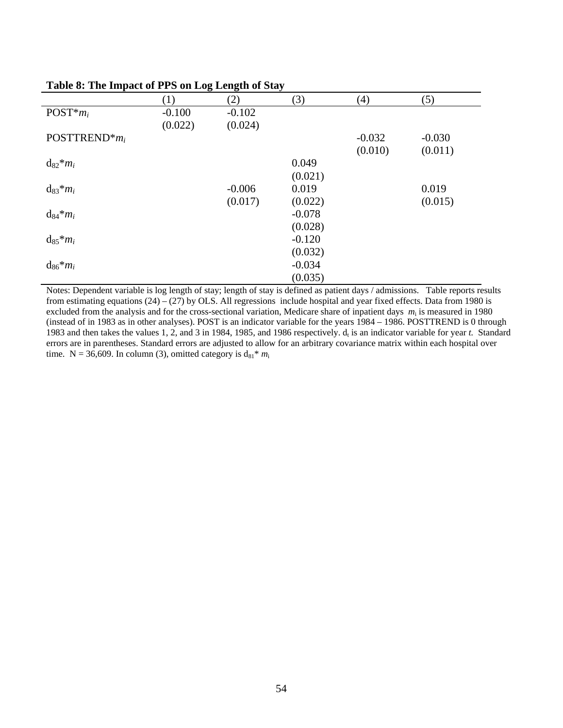**Table 8: The Impact of PPS on Log Length of Stay**

| | (1) | (2) | (3) | (4) | (5) |
|---|---|---|---|---|---|
| POST\*$m_i$ | -0.100 | -0.102 | | | |
| | (0.022) | (0.024) | | | |
| POSTTREND\*$m_i$ | | | | -0.032 | -0.030 |
| | | | | (0.010) | (0.011) |
| $d_{82}$\*$m_i$ | | | 0.049 | | |
| | | | (0.021) | | |
| $d_{83}$\*$m_i$ | | -0.006 | 0.019 | | 0.019 |
| | | (0.017) | (0.022) | | (0.015) |
| $d_{84}$\*$m_i$ | | | -0.078 | | |
| | | | (0.028) | | |
| $d_{85}$\*$m_i$ | | | -0.120 | | |
| | | | (0.032) | | |
| $d_{86}$\*$m_i$ | | | -0.034 | | |
| | | | (0.035) | | |

Notes: Dependent variable is log length of stay; length of stay is defined as patient days / admissions. Table reports results from estimating equations (24) – (27) by OLS. All regressions include hospital and year fixed effects. Data from 1980 is excluded from the analysis and for the cross-sectional variation, Medicare share of inpatient days $m_i$ is measured in 1980 (instead of in 1983 as in other analyses). POST is an indicator variable for the years 1984 – 1986. POSTTREND is 0 through 1983 and then takes the values 1, 2, and 3 in 1984, 1985, and 1986 respectively. $d_t$ is an indicator variable for year *t.* Standard errors are in parentheses. Standard errors are adjusted to allow for an arbitrary covariance matrix within each hospital over time. N = 36,609. In column (3), omitted category is $d_{81}$\* $m_i$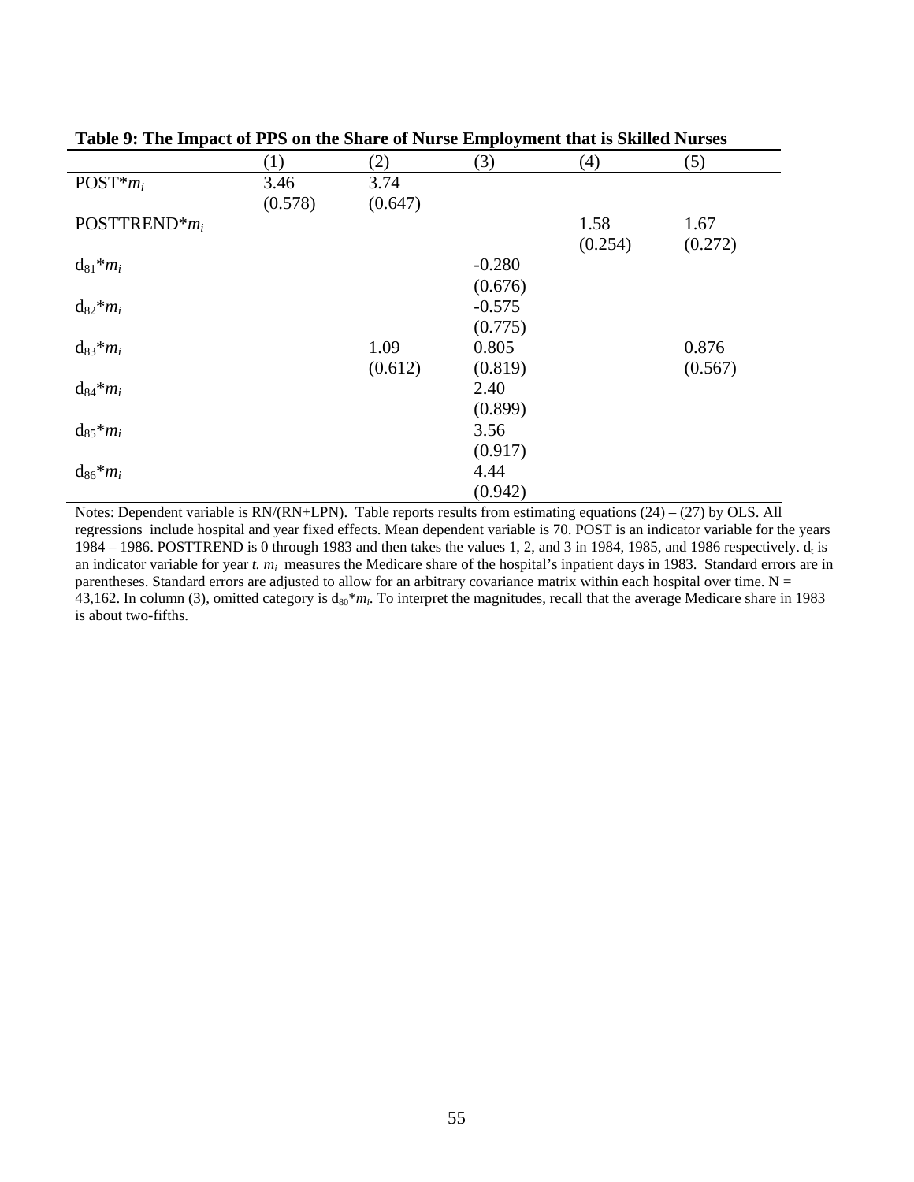**Table 9: The Impact of PPS on the Share of Nurse Employment that is Skilled Nurses**

| | (1) | (2) | (3) | (4) | (5) |
|---|---|---|---|---|---|
| POST*$m_i$ | 3.46 | 3.74 | | | |
| | (0.578) | (0.647) | | | |
| POSTTREND*$m_i$ | | | | 1.58 | 1.67 |
| | | | | (0.254) | (0.272) |
| $d_{81}$*$m_i$ | | | -0.280 | | |
| | | | (0.676) | | |
| $d_{82}$*$m_i$ | | | -0.575 | | |
| | | | (0.775) | | |
| $d_{83}$*$m_i$ | | 1.09 | 0.805 | | 0.876 |
| | | (0.612) | (0.819) | | (0.567) |
| $d_{84}$*$m_i$ | | | 2.40 | | |
| | | | (0.899) | | |
| $d_{85}$*$m_i$ | | | 3.56 | | |
| | | | (0.917) | | |
| $d_{86}$*$m_i$ | | | 4.44 | | |
| | | | (0.942) | | |

Notes: Dependent variable is RN/(RN+LPN). Table reports results from estimating equations (24) – (27) by OLS. All regressions include hospital and year fixed effects. Mean dependent variable is 70. POST is an indicator variable for the years 1984 – 1986. POSTTREND is 0 through 1983 and then takes the values 1, 2, and 3 in 1984, 1985, and 1986 respectively. $d_t$ is an indicator variable for year *t*. $m_i$ measures the Medicare share of the hospital's inpatient days in 1983. Standard errors are in parentheses. Standard errors are adjusted to allow for an arbitrary covariance matrix within each hospital over time. N = 43,162. In column (3), omitted category is $d_{80}$*$m_i$. To interpret the magnitudes, recall that the average Medicare share in 1983 is about two-fifths.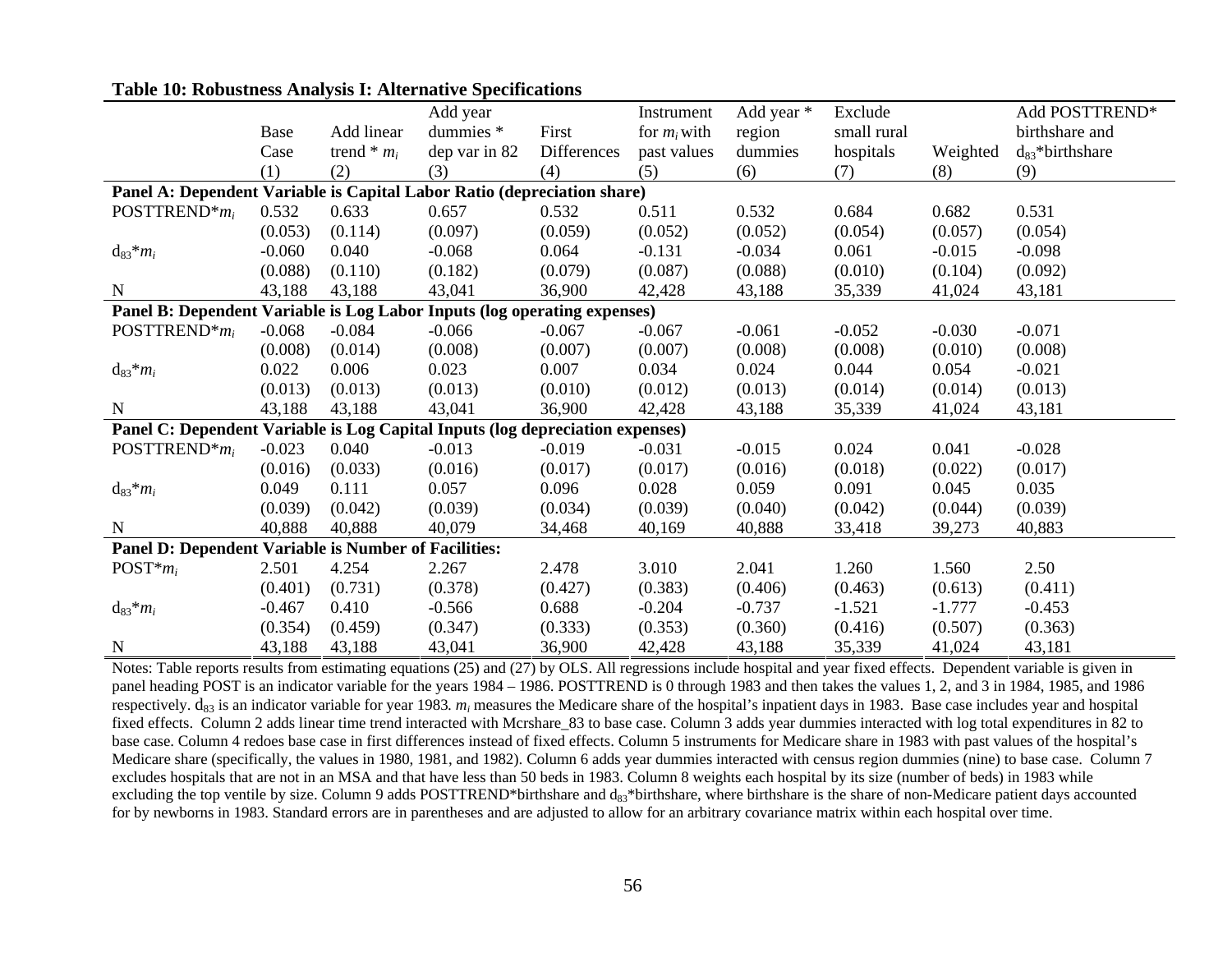**Table 10: Robustness Analysis I: Alternative Specifications**

| | Base Case (1) | Add linear trend * $m_i$ (2) | Add year dummies * dep var in 82 (3) | First Differences (4) | Instrument for $m_i$ with past values (5) | Add year * region dummies (6) | Exclude small rural hospitals (7) | Weighted (8) | Add POSTTREND* birthshare and $d_{83}$*birthshare (9) |
|---|---|---|---|---|---|---|---|---|---|
| **Panel A: Dependent Variable is Capital Labor Ratio (depreciation share)** | | | | | | | | | |
| POSTTREND*$m_i$ | 0.532 | 0.633 | 0.657 | 0.532 | 0.511 | 0.532 | 0.684 | 0.682 | 0.531 |
| | (0.053) | (0.114) | (0.097) | (0.059) | (0.052) | (0.052) | (0.054) | (0.057) | (0.054) |
| $d_{83}$*$m_i$ | -0.060 | 0.040 | -0.068 | 0.064 | -0.131 | -0.034 | 0.061 | -0.015 | -0.098 |
| | (0.088) | (0.110) | (0.182) | (0.079) | (0.087) | (0.088) | (0.010) | (0.104) | (0.092) |
| N | 43,188 | 43,188 | 43,041 | 36,900 | 42,428 | 43,188 | 35,339 | 41,024 | 43,181 |
| **Panel B: Dependent Variable is Log Labor Inputs (log operating expenses)** | | | | | | | | | |
| POSTTREND*$m_i$ | -0.068 | -0.084 | -0.066 | -0.067 | -0.067 | -0.061 | -0.052 | -0.030 | -0.071 |
| | (0.008) | (0.014) | (0.008) | (0.007) | (0.007) | (0.008) | (0.008) | (0.010) | (0.008) |
| $d_{83}$*$m_i$ | 0.022 | 0.006 | 0.023 | 0.007 | 0.034 | 0.024 | 0.044 | 0.054 | -0.021 |
| | (0.013) | (0.013) | (0.013) | (0.010) | (0.012) | (0.013) | (0.014) | (0.014) | (0.013) |
| N | 43,188 | 43,188 | 43,041 | 36,900 | 42,428 | 43,188 | 35,339 | 41,024 | 43,181 |
| **Panel C: Dependent Variable is Log Capital Inputs (log depreciation expenses)** | | | | | | | | | |
| POSTTREND*$m_i$ | -0.023 | 0.040 | -0.013 | -0.019 | -0.031 | -0.015 | 0.024 | 0.041 | -0.028 |
| | (0.016) | (0.033) | (0.016) | (0.017) | (0.017) | (0.016) | (0.018) | (0.022) | (0.017) |
| $d_{83}$*$m_i$ | 0.049 | 0.111 | 0.057 | 0.096 | 0.028 | 0.059 | 0.091 | 0.045 | 0.035 |
| | (0.039) | (0.042) | (0.039) | (0.034) | (0.039) | (0.040) | (0.042) | (0.044) | (0.039) |
| N | 40,888 | 40,888 | 40,079 | 34,468 | 40,169 | 40,888 | 33,418 | 39,273 | 40,883 |
| **Panel D: Dependent Variable is Number of Facilities:** | | | | | | | | | |
| POST*$m_i$ | 2.501 | 4.254 | 2.267 | 2.478 | 3.010 | 2.041 | 1.260 | 1.560 | 2.50 |
| | (0.401) | (0.731) | (0.378) | (0.427) | (0.383) | (0.406) | (0.463) | (0.613) | (0.411) |
| $d_{83}$*$m_i$ | -0.467 | 0.410 | -0.566 | 0.688 | -0.204 | -0.737 | -1.521 | -1.777 | -0.453 |
| | (0.354) | (0.459) | (0.347) | (0.333) | (0.353) | (0.360) | (0.416) | (0.507) | (0.363) |
| N | 43,188 | 43,188 | 43,041 | 36,900 | 42,428 | 43,188 | 35,339 | 41,024 | 43,181 |

Notes: Table reports results from estimating equations (25) and (27) by OLS. All regressions include hospital and year fixed effects. Dependent variable is given in panel heading POST is an indicator variable for the years 1984 – 1986. POSTTREND is 0 through 1983 and then takes the values 1, 2, and 3 in 1984, 1985, and 1986 respectively. $d_{83}$ is an indicator variable for year 1983. $m_i$ measures the Medicare share of the hospital's inpatient days in 1983. Base case includes year and hospital fixed effects. Column 2 adds linear time trend interacted with Mcrshare_83 to base case. Column 3 adds year dummies interacted with log total expenditures in 82 to base case. Column 4 redoes base case in first differences instead of fixed effects. Column 5 instruments for Medicare share in 1983 with past values of the hospital's Medicare share (specifically, the values in 1980, 1981, and 1982). Column 6 adds year dummies interacted with census region dummies (nine) to base case. Column 7 excludes hospitals that are not in an MSA and that have less than 50 beds in 1983. Column 8 weights each hospital by its size (number of beds) in 1983 while excluding the top ventile by size. Column 9 adds POSTTREND*birthshare and $d_{83}$*birthshare, where birthshare is the share of non-Medicare patient days accounted for by newborns in 1983. Standard errors are in parentheses and are adjusted to allow for an arbitrary covariance matrix within each hospital over time.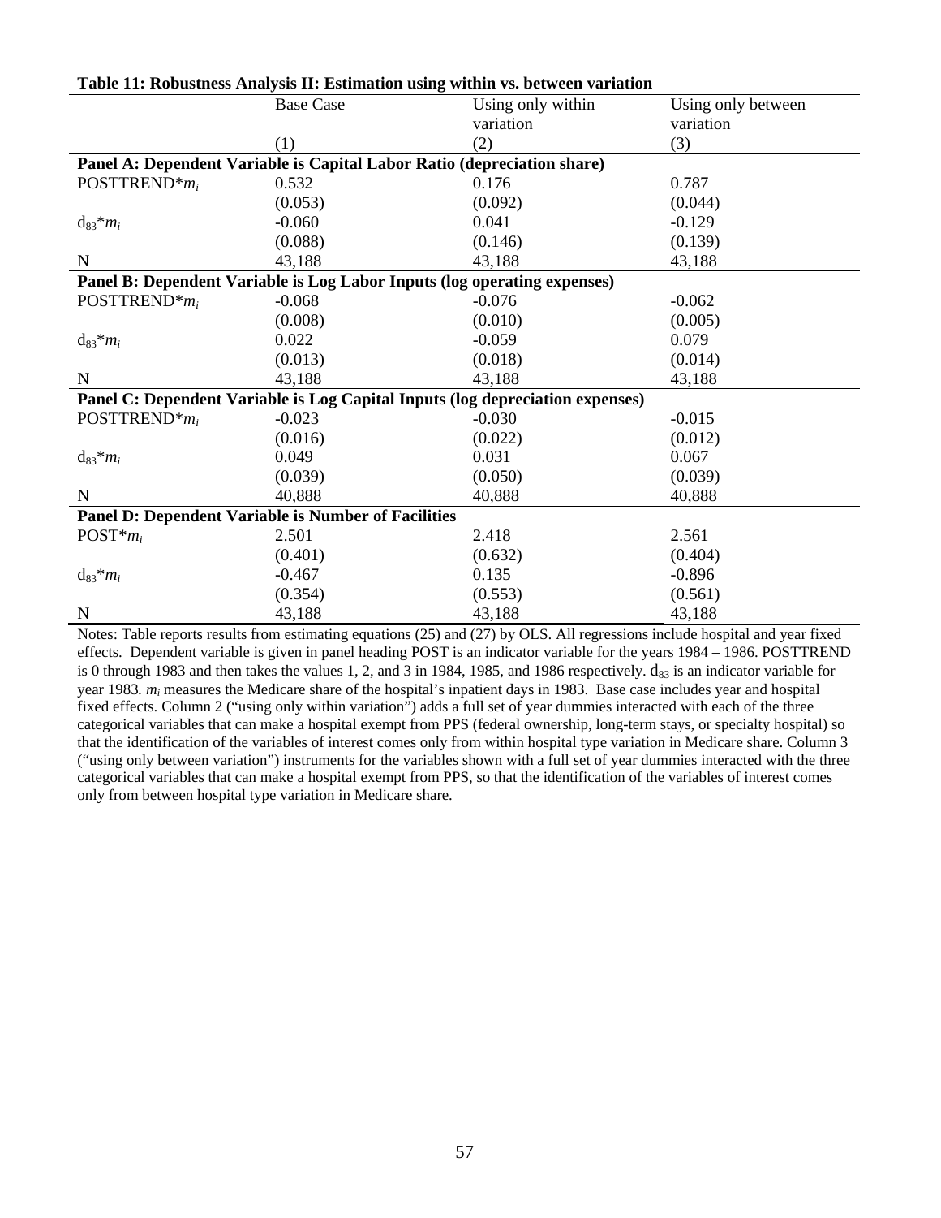**Table 11: Robustness Analysis II: Estimation using within vs. between variation**

| | Base Case | Using only within variation | Using only between variation |
|---|---|---|---|
| | (1) | (2) | (3) |
| **Panel A: Dependent Variable is Capital Labor Ratio (depreciation share)** | | | |
| POSTTREND\*$m_i$ | 0.532 | 0.176 | 0.787 |
| | (0.053) | (0.092) | (0.044) |
| $d_{83}$\*$m_i$ | -0.060 | 0.041 | -0.129 |
| | (0.088) | (0.146) | (0.139) |
| N | 43,188 | 43,188 | 43,188 |
| **Panel B: Dependent Variable is Log Labor Inputs (log operating expenses)** | | | |
| POSTTREND\*$m_i$ | -0.068 | -0.076 | -0.062 |
| | (0.008) | (0.010) | (0.005) |
| $d_{83}$\*$m_i$ | 0.022 | -0.059 | 0.079 |
| | (0.013) | (0.018) | (0.014) |
| N | 43,188 | 43,188 | 43,188 |
| **Panel C: Dependent Variable is Log Capital Inputs (log depreciation expenses)** | | | |
| POSTTREND\*$m_i$ | -0.023 | -0.030 | -0.015 |
| | (0.016) | (0.022) | (0.012) |
| $d_{83}$\*$m_i$ | 0.049 | 0.031 | 0.067 |
| | (0.039) | (0.050) | (0.039) |
| N | 40,888 | 40,888 | 40,888 |
| **Panel D: Dependent Variable is Number of Facilities** | | | |
| POST\*$m_i$ | 2.501 | 2.418 | 2.561 |
| | (0.401) | (0.632) | (0.404) |
| $d_{83}$\*$m_i$ | -0.467 | 0.135 | -0.896 |
| | (0.354) | (0.553) | (0.561) |
| N | 43,188 | 43,188 | 43,188 |

Notes: Table reports results from estimating equations (25) and (27) by OLS. All regressions include hospital and year fixed effects. Dependent variable is given in panel heading POST is an indicator variable for the years 1984 – 1986. POSTTREND is 0 through 1983 and then takes the values 1, 2, and 3 in 1984, 1985, and 1986 respectively. $d_{83}$ is an indicator variable for year 1983. $m_i$ measures the Medicare share of the hospital's inpatient days in 1983. Base case includes year and hospital fixed effects. Column 2 ("using only within variation") adds a full set of year dummies interacted with each of the three categorical variables that can make a hospital exempt from PPS (federal ownership, long-term stays, or specialty hospital) so that the identification of the variables of interest comes only from within hospital type variation in Medicare share. Column 3 ("using only between variation") instruments for the variables shown with a full set of year dummies interacted with the three categorical variables that can make a hospital exempt from PPS, so that the identification of the variables of interest comes only from between hospital type variation in Medicare share.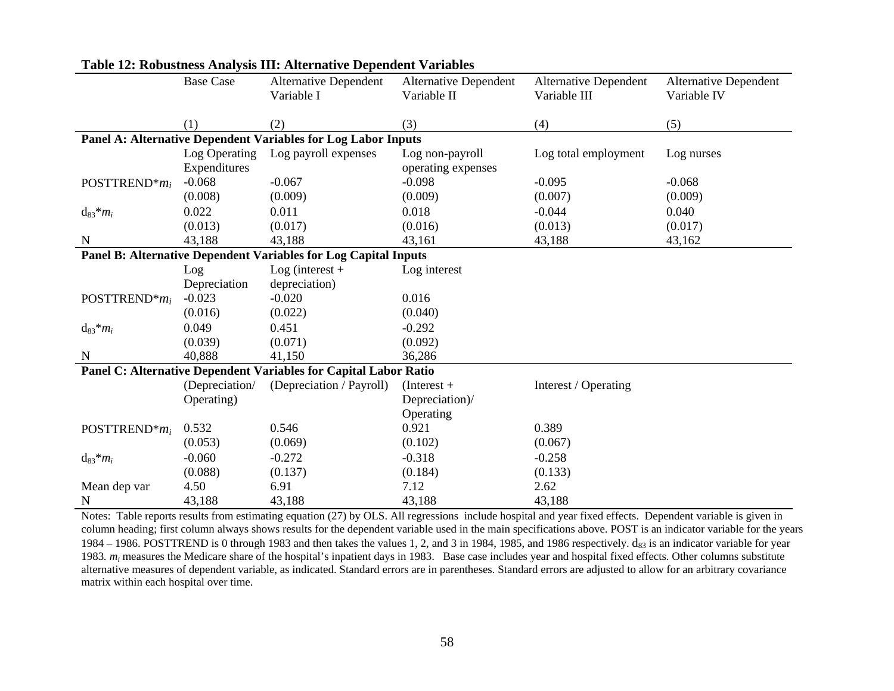**Table 12: Robustness Analysis III: Alternative Dependent Variables**

| | Base Case | Alternative Dependent Variable I | Alternative Dependent Variable II | Alternative Dependent Variable III | Alternative Dependent Variable IV |
|---|---|---|---|---|---|
| | (1) | (2) | (3) | (4) | (5) |
| **Panel A: Alternative Dependent Variables for Log Labor Inputs** | | | | | |
| | Log Operating Expenditures | Log payroll expenses | Log non-payroll operating expenses | Log total employment | Log nurses |
| POSTTREND\*$m_i$ | -0.068 | -0.067 | -0.098 | -0.095 | -0.068 |
| | (0.008) | (0.009) | (0.009) | (0.007) | (0.009) |
| $d_{83}$\*$m_i$ | 0.022 | 0.011 | 0.018 | -0.044 | 0.040 |
| | (0.013) | (0.017) | (0.016) | (0.013) | (0.017) |
| N | 43,188 | 43,188 | 43,161 | 43,188 | 43,162 |
| **Panel B: Alternative Dependent Variables for Log Capital Inputs** | | | | | |
| | Log Depreciation | Log (interest + depreciation) | Log interest | | |
| POSTTREND\*$m_i$ | -0.023 | -0.020 | 0.016 | | |
| | (0.016) | (0.022) | (0.040) | | |
| $d_{83}$\*$m_i$ | 0.049 | 0.451 | -0.292 | | |
| | (0.039) | (0.071) | (0.092) | | |
| N | 40,888 | 41,150 | 36,286 | | |
| **Panel C: Alternative Dependent Variables for Capital Labor Ratio** | | | | | |
| | (Depreciation/ Operating) | (Depreciation / Payroll) | (Interest + Depreciation)/ Operating | Interest / Operating | |
| POSTTREND\*$m_i$ | 0.532 | 0.546 | 0.921 | 0.389 | |
| | (0.053) | (0.069) | (0.102) | (0.067) | |
| $d_{83}$\*$m_i$ | -0.060 | -0.272 | -0.318 | -0.258 | |
| | (0.088) | (0.137) | (0.184) | (0.133) | |
| Mean dep var | 4.50 | 6.91 | 7.12 | 2.62 | |
| N | 43,188 | 43,188 | 43,188 | 43,188 | |

Notes: Table reports results from estimating equation (27) by OLS. All regressions include hospital and year fixed effects. Dependent variable is given in column heading; first column always shows results for the dependent variable used in the main specifications above. POST is an indicator variable for the years 1984 – 1986. POSTTREND is 0 through 1983 and then takes the values 1, 2, and 3 in 1984, 1985, and 1986 respectively. $d_{83}$ is an indicator variable for year 1983. $m_i$ measures the Medicare share of the hospital's inpatient days in 1983. Base case includes year and hospital fixed effects. Other columns substitute alternative measures of dependent variable, as indicated. Standard errors are in parentheses. Standard errors are adjusted to allow for an arbitrary covariance matrix within each hospital over time.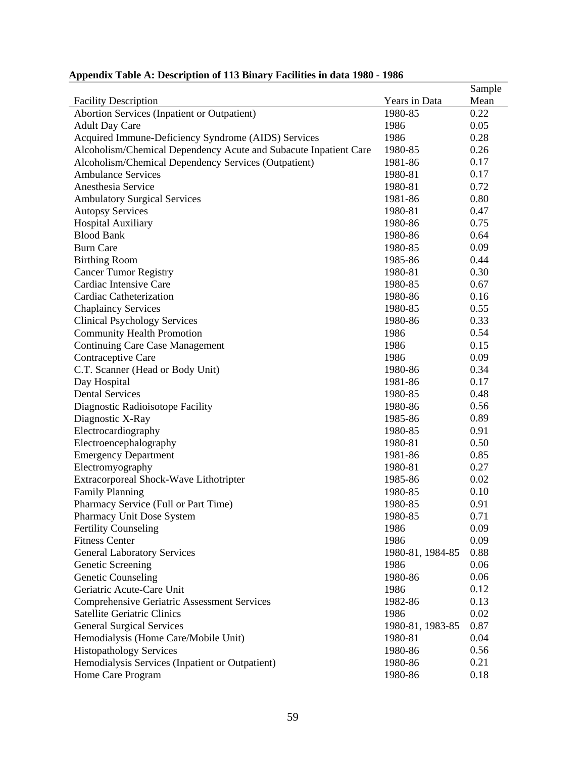**Appendix Table A: Description of 113 Binary Facilities in data 1980 - 1986**

| Facility Description | Years in Data | Sample Mean |
|---|---|---|
| Abortion Services (Inpatient or Outpatient) | 1980-85 | 0.22 |
| Adult Day Care | 1986 | 0.05 |
| Acquired Immune-Deficiency Syndrome (AIDS) Services | 1986 | 0.28 |
| Alcoholism/Chemical Dependency Acute and Subacute Inpatient Care | 1980-85 | 0.26 |
| Alcoholism/Chemical Dependency Services (Outpatient) | 1981-86 | 0.17 |
| Ambulance Services | 1980-81 | 0.17 |
| Anesthesia Service | 1980-81 | 0.72 |
| Ambulatory Surgical Services | 1981-86 | 0.80 |
| Autopsy Services | 1980-81 | 0.47 |
| Hospital Auxiliary | 1980-86 | 0.75 |
| Blood Bank | 1980-86 | 0.64 |
| Burn Care | 1980-85 | 0.09 |
| Birthing Room | 1985-86 | 0.44 |
| Cancer Tumor Registry | 1980-81 | 0.30 |
| Cardiac Intensive Care | 1980-85 | 0.67 |
| Cardiac Catheterization | 1980-86 | 0.16 |
| Chaplaincy Services | 1980-85 | 0.55 |
| Clinical Psychology Services | 1980-86 | 0.33 |
| Community Health Promotion | 1986 | 0.54 |
| Continuing Care Case Management | 1986 | 0.15 |
| Contraceptive Care | 1986 | 0.09 |
| C.T. Scanner (Head or Body Unit) | 1980-86 | 0.34 |
| Day Hospital | 1981-86 | 0.17 |
| Dental Services | 1980-85 | 0.48 |
| Diagnostic Radioisotope Facility | 1980-86 | 0.56 |
| Diagnostic X-Ray | 1985-86 | 0.89 |
| Electrocardiography | 1980-85 | 0.91 |
| Electroencephalography | 1980-81 | 0.50 |
| Emergency Department | 1981-86 | 0.85 |
| Electromyography | 1980-81 | 0.27 |
| Extracorporeal Shock-Wave Lithotripter | 1985-86 | 0.02 |
| Family Planning | 1980-85 | 0.10 |
| Pharmacy Service (Full or Part Time) | 1980-85 | 0.91 |
| Pharmacy Unit Dose System | 1980-85 | 0.71 |
| Fertility Counseling | 1986 | 0.09 |
| Fitness Center | 1986 | 0.09 |
| General Laboratory Services | 1980-81, 1984-85 | 0.88 |
| Genetic Screening | 1986 | 0.06 |
| Genetic Counseling | 1980-86 | 0.06 |
| Geriatric Acute-Care Unit | 1986 | 0.12 |
| Comprehensive Geriatric Assessment Services | 1982-86 | 0.13 |
| Satellite Geriatric Clinics | 1986 | 0.02 |
| General Surgical Services | 1980-81, 1983-85 | 0.87 |
| Hemodialysis (Home Care/Mobile Unit) | 1980-81 | 0.04 |
| Histopathology Services | 1980-86 | 0.56 |
| Hemodialysis Services (Inpatient or Outpatient) | 1980-86 | 0.21 |
| Home Care Program | 1980-86 | 0.18 |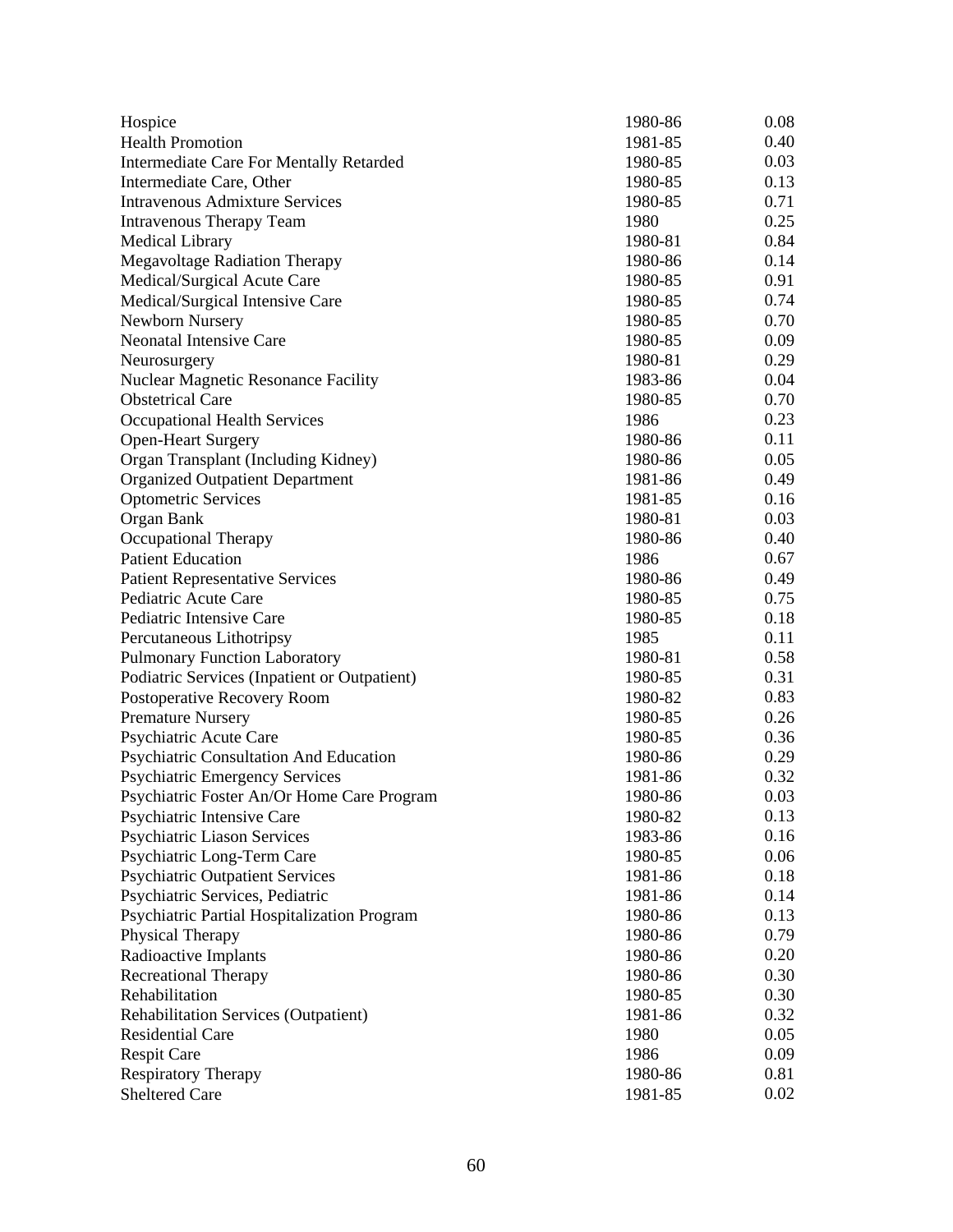| | | |
|---|---|---|
| Hospice | 1980-86 | 0.08 |
| Health Promotion | 1981-85 | 0.40 |
| Intermediate Care For Mentally Retarded | 1980-85 | 0.03 |
| Intermediate Care, Other | 1980-85 | 0.13 |
| Intravenous Admixture Services | 1980-85 | 0.71 |
| Intravenous Therapy Team | 1980 | 0.25 |
| Medical Library | 1980-81 | 0.84 |
| Megavoltage Radiation Therapy | 1980-86 | 0.14 |
| Medical/Surgical Acute Care | 1980-85 | 0.91 |
| Medical/Surgical Intensive Care | 1980-85 | 0.74 |
| Newborn Nursery | 1980-85 | 0.70 |
| Neonatal Intensive Care | 1980-85 | 0.09 |
| Neurosurgery | 1980-81 | 0.29 |
| Nuclear Magnetic Resonance Facility | 1983-86 | 0.04 |
| Obstetrical Care | 1980-85 | 0.70 |
| Occupational Health Services | 1986 | 0.23 |
| Open-Heart Surgery | 1980-86 | 0.11 |
| Organ Transplant (Including Kidney) | 1980-86 | 0.05 |
| Organized Outpatient Department | 1981-86 | 0.49 |
| Optometric Services | 1981-85 | 0.16 |
| Organ Bank | 1980-81 | 0.03 |
| Occupational Therapy | 1980-86 | 0.40 |
| Patient Education | 1986 | 0.67 |
| Patient Representative Services | 1980-86 | 0.49 |
| Pediatric Acute Care | 1980-85 | 0.75 |
| Pediatric Intensive Care | 1980-85 | 0.18 |
| Percutaneous Lithotripsy | 1985 | 0.11 |
| Pulmonary Function Laboratory | 1980-81 | 0.58 |
| Podiatric Services (Inpatient or Outpatient) | 1980-85 | 0.31 |
| Postoperative Recovery Room | 1980-82 | 0.83 |
| Premature Nursery | 1980-85 | 0.26 |
| Psychiatric Acute Care | 1980-85 | 0.36 |
| Psychiatric Consultation And Education | 1980-86 | 0.29 |
| Psychiatric Emergency Services | 1981-86 | 0.32 |
| Psychiatric Foster An/Or Home Care Program | 1980-86 | 0.03 |
| Psychiatric Intensive Care | 1980-82 | 0.13 |
| Psychiatric Liason Services | 1983-86 | 0.16 |
| Psychiatric Long-Term Care | 1980-85 | 0.06 |
| Psychiatric Outpatient Services | 1981-86 | 0.18 |
| Psychiatric Services, Pediatric | 1981-86 | 0.14 |
| Psychiatric Partial Hospitalization Program | 1980-86 | 0.13 |
| Physical Therapy | 1980-86 | 0.79 |
| Radioactive Implants | 1980-86 | 0.20 |
| Recreational Therapy | 1980-86 | 0.30 |
| Rehabilitation | 1980-85 | 0.30 |
| Rehabilitation Services (Outpatient) | 1981-86 | 0.32 |
| Residential Care | 1980 | 0.05 |
| Respit Care | 1986 | 0.09 |
| Respiratory Therapy | 1980-86 | 0.81 |
| Sheltered Care | 1981-85 | 0.02 |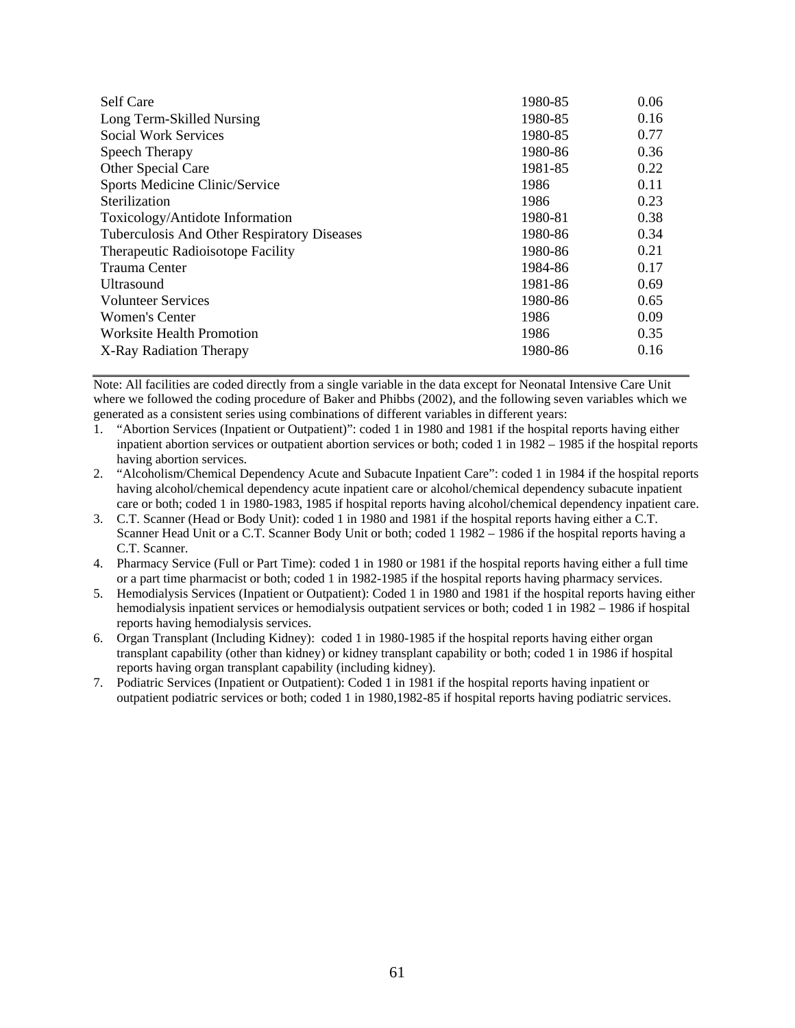| | | |
|---|---|---|
| Self Care | 1980-85 | 0.06 |
| Long Term-Skilled Nursing | 1980-85 | 0.16 |
| Social Work Services | 1980-85 | 0.77 |
| Speech Therapy | 1980-86 | 0.36 |
| Other Special Care | 1981-85 | 0.22 |
| Sports Medicine Clinic/Service | 1986 | 0.11 |
| Sterilization | 1986 | 0.23 |
| Toxicology/Antidote Information | 1980-81 | 0.38 |
| Tuberculosis And Other Respiratory Diseases | 1980-86 | 0.34 |
| Therapeutic Radioisotope Facility | 1980-86 | 0.21 |
| Trauma Center | 1984-86 | 0.17 |
| Ultrasound | 1981-86 | 0.69 |
| Volunteer Services | 1980-86 | 0.65 |
| Women's Center | 1986 | 0.09 |
| Worksite Health Promotion | 1986 | 0.35 |
| X-Ray Radiation Therapy | 1980-86 | 0.16 |

Note: All facilities are coded directly from a single variable in the data except for Neonatal Intensive Care Unit where we followed the coding procedure of Baker and Phibbs (2002), and the following seven variables which we generated as a consistent series using combinations of different variables in different years:

1. "Abortion Services (Inpatient or Outpatient)": coded 1 in 1980 and 1981 if the hospital reports having either inpatient abortion services or outpatient abortion services or both; coded 1 in 1982 – 1985 if the hospital reports having abortion services.
2. "Alcoholism/Chemical Dependency Acute and Subacute Inpatient Care": coded 1 in 1984 if the hospital reports having alcohol/chemical dependency acute inpatient care or alcohol/chemical dependency subacute inpatient care or both; coded 1 in 1980-1983, 1985 if hospital reports having alcohol/chemical dependency inpatient care.
3. C.T. Scanner (Head or Body Unit): coded 1 in 1980 and 1981 if the hospital reports having either a C.T. Scanner Head Unit or a C.T. Scanner Body Unit or both; coded 1 1982 – 1986 if the hospital reports having a C.T. Scanner.
4. Pharmacy Service (Full or Part Time): coded 1 in 1980 or 1981 if the hospital reports having either a full time or a part time pharmacist or both; coded 1 in 1982-1985 if the hospital reports having pharmacy services.
5. Hemodialysis Services (Inpatient or Outpatient): Coded 1 in 1980 and 1981 if the hospital reports having either hemodialysis inpatient services or hemodialysis outpatient services or both; coded 1 in 1982 – 1986 if hospital reports having hemodialysis services.
6. Organ Transplant (Including Kidney): coded 1 in 1980-1985 if the hospital reports having either organ transplant capability (other than kidney) or kidney transplant capability or both; coded 1 in 1986 if hospital reports having organ transplant capability (including kidney).
7. Podiatric Services (Inpatient or Outpatient): Coded 1 in 1981 if the hospital reports having inpatient or outpatient podiatric services or both; coded 1 in 1980,1982-85 if hospital reports having podiatric services.